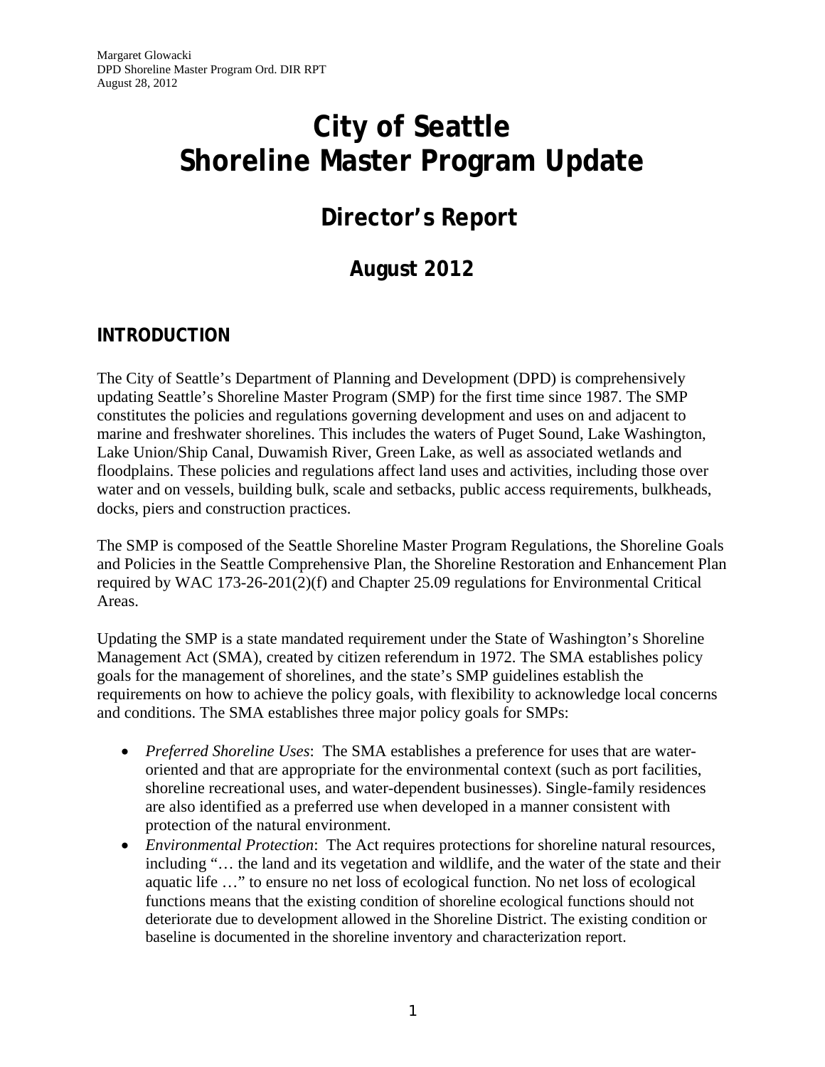# City of Seattle
# Shoreline Master Program Update

## Director's Report

### August 2012

## INTRODUCTION

The City of Seattle's Department of Planning and Development (DPD) is comprehensively updating Seattle's Shoreline Master Program (SMP) for the first time since 1987. The SMP constitutes the policies and regulations governing development and uses on and adjacent to marine and freshwater shorelines. This includes the waters of Puget Sound, Lake Washington, Lake Union/Ship Canal, Duwamish River, Green Lake, as well as associated wetlands and floodplains. These policies and regulations affect land uses and activities, including those over water and on vessels, building bulk, scale and setbacks, public access requirements, bulkheads, docks, piers and construction practices.

The SMP is composed of the Seattle Shoreline Master Program Regulations, the Shoreline Goals and Policies in the Seattle Comprehensive Plan, the Shoreline Restoration and Enhancement Plan required by WAC 173-26-201(2)(f) and Chapter 25.09 regulations for Environmental Critical Areas.

Updating the SMP is a state mandated requirement under the State of Washington's Shoreline Management Act (SMA), created by citizen referendum in 1972. The SMA establishes policy goals for the management of shorelines, and the state's SMP guidelines establish the requirements on how to achieve the policy goals, with flexibility to acknowledge local concerns and conditions. The SMA establishes three major policy goals for SMPs:

- *Preferred Shoreline Uses*: The SMA establishes a preference for uses that are water-oriented and that are appropriate for the environmental context (such as port facilities, shoreline recreational uses, and water-dependent businesses). Single-family residences are also identified as a preferred use when developed in a manner consistent with protection of the natural environment.
- *Environmental Protection*: The Act requires protections for shoreline natural resources, including "… the land and its vegetation and wildlife, and the water of the state and their aquatic life …" to ensure no net loss of ecological function. No net loss of ecological functions means that the existing condition of shoreline ecological functions should not deteriorate due to development allowed in the Shoreline District. The existing condition or baseline is documented in the shoreline inventory and characterization report.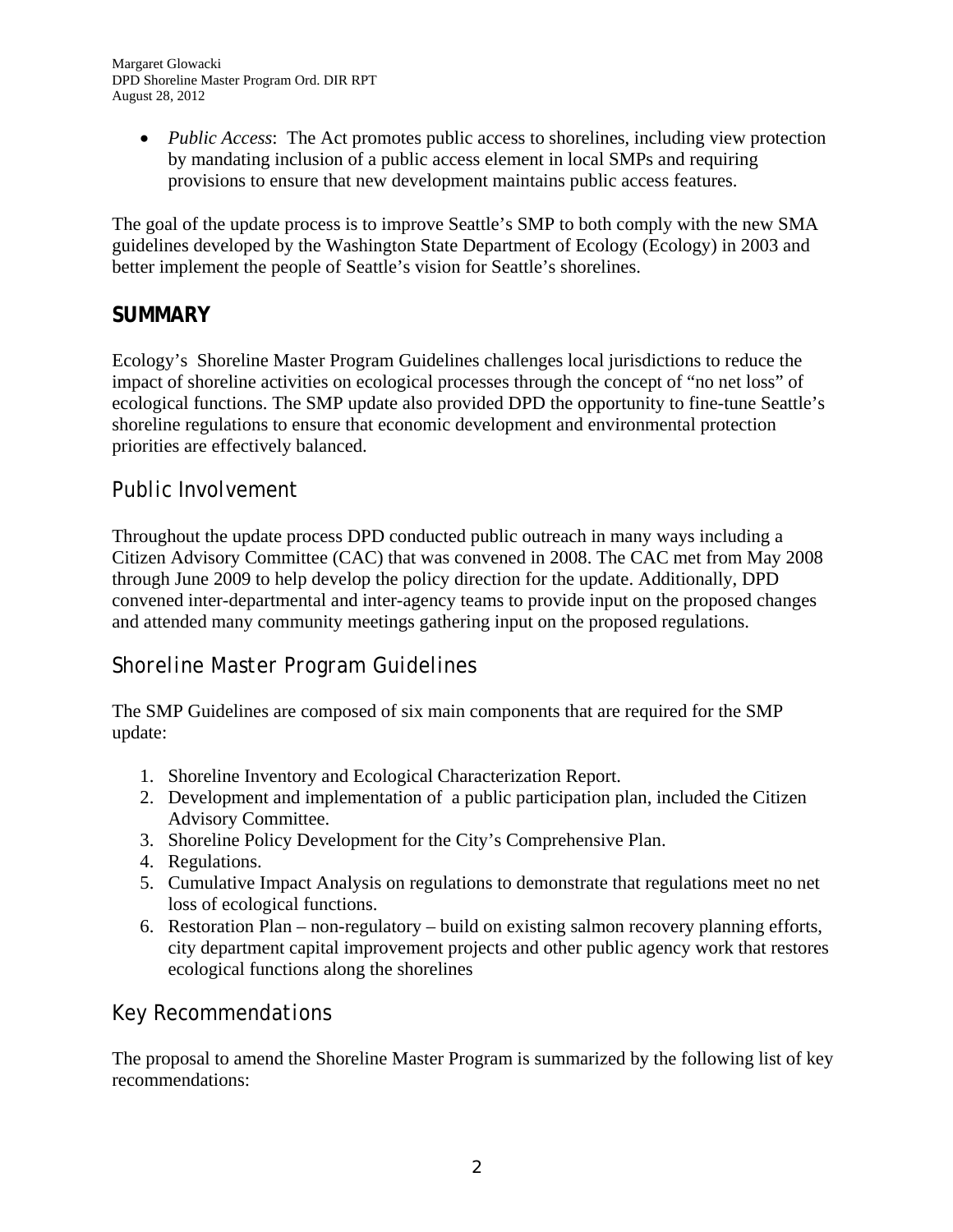- *Public Access*: The Act promotes public access to shorelines, including view protection by mandating inclusion of a public access element in local SMPs and requiring provisions to ensure that new development maintains public access features.

The goal of the update process is to improve Seattle's SMP to both comply with the new SMA guidelines developed by the Washington State Department of Ecology (Ecology) in 2003 and better implement the people of Seattle's vision for Seattle's shorelines.

## SUMMARY

Ecology's Shoreline Master Program Guidelines challenges local jurisdictions to reduce the impact of shoreline activities on ecological processes through the concept of "no net loss" of ecological functions. The SMP update also provided DPD the opportunity to fine-tune Seattle's shoreline regulations to ensure that economic development and environmental protection priorities are effectively balanced.

### Public Involvement

Throughout the update process DPD conducted public outreach in many ways including a Citizen Advisory Committee (CAC) that was convened in 2008. The CAC met from May 2008 through June 2009 to help develop the policy direction for the update. Additionally, DPD convened inter-departmental and inter-agency teams to provide input on the proposed changes and attended many community meetings gathering input on the proposed regulations.

### Shoreline Master Program Guidelines

The SMP Guidelines are composed of six main components that are required for the SMP update:

1. Shoreline Inventory and Ecological Characterization Report.
2. Development and implementation of a public participation plan, included the Citizen Advisory Committee.
3. Shoreline Policy Development for the City's Comprehensive Plan.
4. Regulations.
5. Cumulative Impact Analysis on regulations to demonstrate that regulations meet no net loss of ecological functions.
6. Restoration Plan – non-regulatory – build on existing salmon recovery planning efforts, city department capital improvement projects and other public agency work that restores ecological functions along the shorelines

### Key Recommendations

The proposal to amend the Shoreline Master Program is summarized by the following list of key recommendations: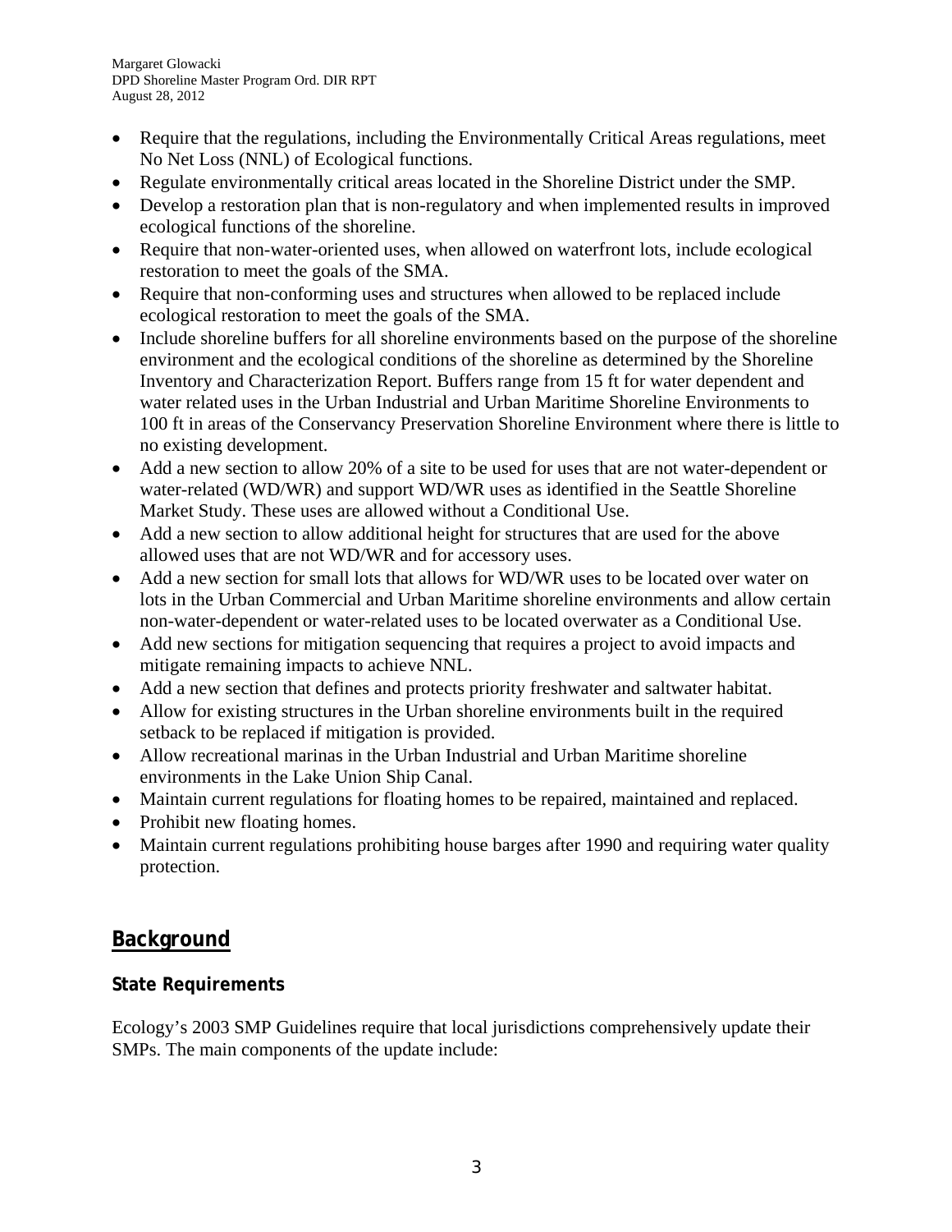- Require that the regulations, including the Environmentally Critical Areas regulations, meet No Net Loss (NNL) of Ecological functions.
- Regulate environmentally critical areas located in the Shoreline District under the SMP.
- Develop a restoration plan that is non-regulatory and when implemented results in improved ecological functions of the shoreline.
- Require that non-water-oriented uses, when allowed on waterfront lots, include ecological restoration to meet the goals of the SMA.
- Require that non-conforming uses and structures when allowed to be replaced include ecological restoration to meet the goals of the SMA.
- Include shoreline buffers for all shoreline environments based on the purpose of the shoreline environment and the ecological conditions of the shoreline as determined by the Shoreline Inventory and Characterization Report. Buffers range from 15 ft for water dependent and water related uses in the Urban Industrial and Urban Maritime Shoreline Environments to 100 ft in areas of the Conservancy Preservation Shoreline Environment where there is little to no existing development.
- Add a new section to allow 20% of a site to be used for uses that are not water-dependent or water-related (WD/WR) and support WD/WR uses as identified in the Seattle Shoreline Market Study. These uses are allowed without a Conditional Use.
- Add a new section to allow additional height for structures that are used for the above allowed uses that are not WD/WR and for accessory uses.
- Add a new section for small lots that allows for WD/WR uses to be located over water on lots in the Urban Commercial and Urban Maritime shoreline environments and allow certain non-water-dependent or water-related uses to be located overwater as a Conditional Use.
- Add new sections for mitigation sequencing that requires a project to avoid impacts and mitigate remaining impacts to achieve NNL.
- Add a new section that defines and protects priority freshwater and saltwater habitat.
- Allow for existing structures in the Urban shoreline environments built in the required setback to be replaced if mitigation is provided.
- Allow recreational marinas in the Urban Industrial and Urban Maritime shoreline environments in the Lake Union Ship Canal.
- Maintain current regulations for floating homes to be repaired, maintained and replaced.
- Prohibit new floating homes.
- Maintain current regulations prohibiting house barges after 1990 and requiring water quality protection.

## Background

### State Requirements

Ecology's 2003 SMP Guidelines require that local jurisdictions comprehensively update their SMPs. The main components of the update include: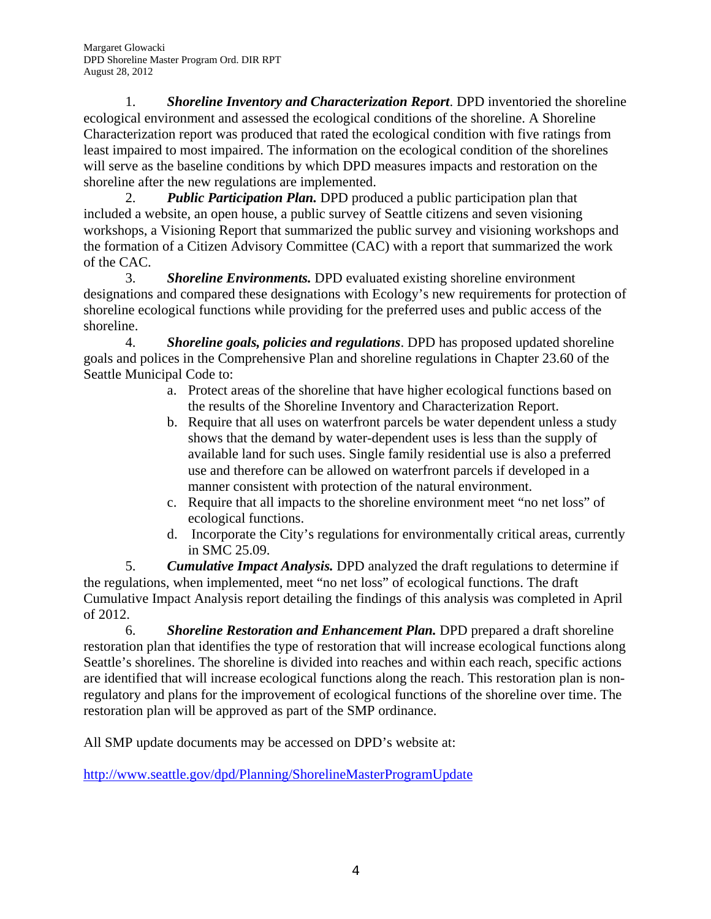1. ***Shoreline Inventory and Characterization Report***. DPD inventoried the shoreline ecological environment and assessed the ecological conditions of the shoreline. A Shoreline Characterization report was produced that rated the ecological condition with five ratings from least impaired to most impaired. The information on the ecological condition of the shorelines will serve as the baseline conditions by which DPD measures impacts and restoration on the shoreline after the new regulations are implemented.

2. ***Public Participation Plan.*** DPD produced a public participation plan that included a website, an open house, a public survey of Seattle citizens and seven visioning workshops, a Visioning Report that summarized the public survey and visioning workshops and the formation of a Citizen Advisory Committee (CAC) with a report that summarized the work of the CAC.

3. ***Shoreline Environments.*** DPD evaluated existing shoreline environment designations and compared these designations with Ecology's new requirements for protection of shoreline ecological functions while providing for the preferred uses and public access of the shoreline.

4. ***Shoreline goals, policies and regulations***. DPD has proposed updated shoreline goals and polices in the Comprehensive Plan and shoreline regulations in Chapter 23.60 of the Seattle Municipal Code to:
   a. Protect areas of the shoreline that have higher ecological functions based on the results of the Shoreline Inventory and Characterization Report.
   b. Require that all uses on waterfront parcels be water dependent unless a study shows that the demand by water-dependent uses is less than the supply of available land for such uses. Single family residential use is also a preferred use and therefore can be allowed on waterfront parcels if developed in a manner consistent with protection of the natural environment.
   c. Require that all impacts to the shoreline environment meet "no net loss" of ecological functions.
   d. Incorporate the City's regulations for environmentally critical areas, currently in SMC 25.09.

5. ***Cumulative Impact Analysis.*** DPD analyzed the draft regulations to determine if the regulations, when implemented, meet "no net loss" of ecological functions. The draft Cumulative Impact Analysis report detailing the findings of this analysis was completed in April of 2012.

6. ***Shoreline Restoration and Enhancement Plan.*** DPD prepared a draft shoreline restoration plan that identifies the type of restoration that will increase ecological functions along Seattle's shorelines. The shoreline is divided into reaches and within each reach, specific actions are identified that will increase ecological functions along the reach. This restoration plan is non-regulatory and plans for the improvement of ecological functions of the shoreline over time. The restoration plan will be approved as part of the SMP ordinance.

All SMP update documents may be accessed on DPD's website at:

http://www.seattle.gov/dpd/Planning/ShorelineMasterProgramUpdate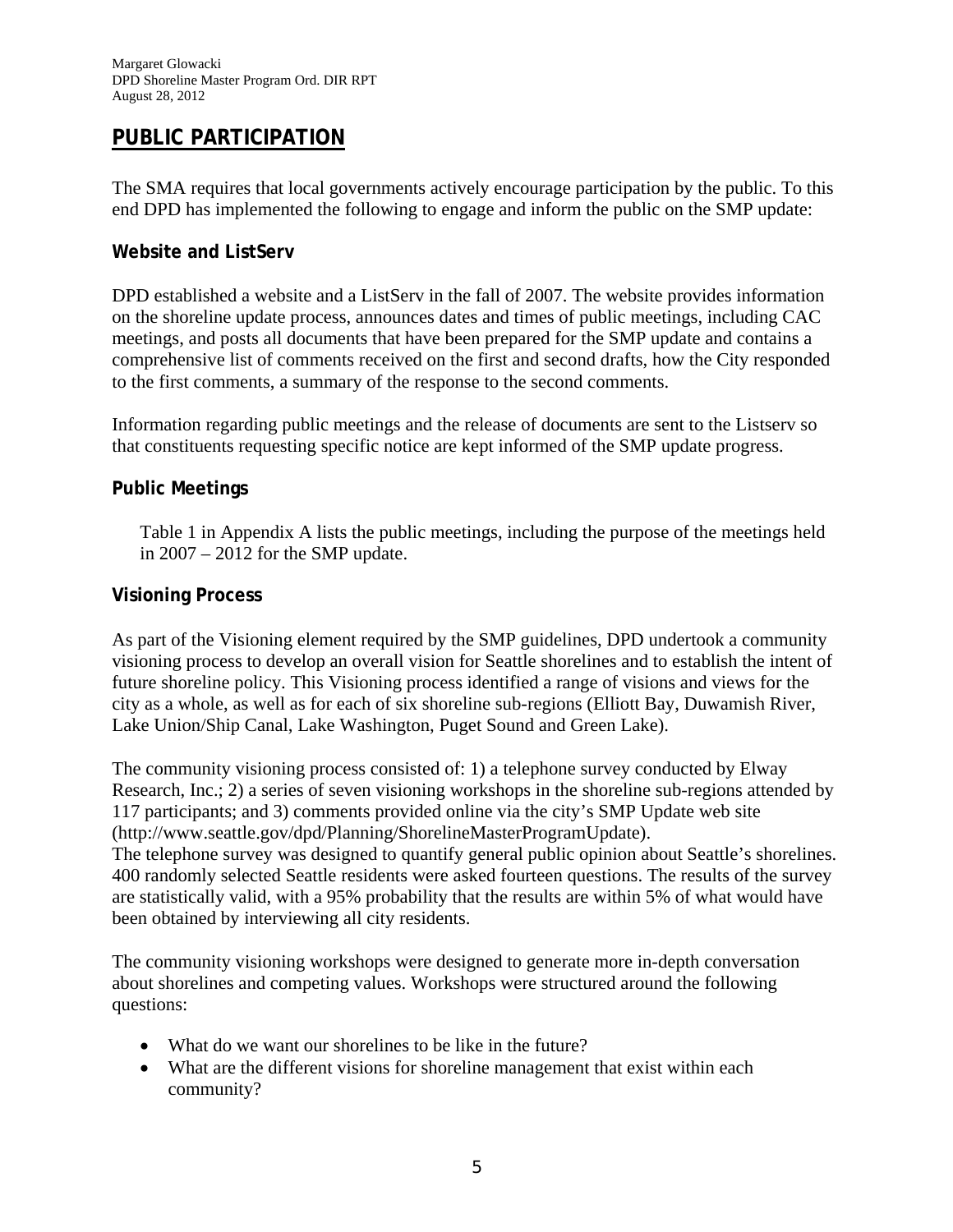## PUBLIC PARTICIPATION

The SMA requires that local governments actively encourage participation by the public. To this end DPD has implemented the following to engage and inform the public on the SMP update:

### Website and ListServ

DPD established a website and a ListServ in the fall of 2007. The website provides information on the shoreline update process, announces dates and times of public meetings, including CAC meetings, and posts all documents that have been prepared for the SMP update and contains a comprehensive list of comments received on the first and second drafts, how the City responded to the first comments, a summary of the response to the second comments.

Information regarding public meetings and the release of documents are sent to the Listserv so that constituents requesting specific notice are kept informed of the SMP update progress.

### Public Meetings

Table 1 in Appendix A lists the public meetings, including the purpose of the meetings held in 2007 – 2012 for the SMP update.

### Visioning Process

As part of the Visioning element required by the SMP guidelines, DPD undertook a community visioning process to develop an overall vision for Seattle shorelines and to establish the intent of future shoreline policy. This Visioning process identified a range of visions and views for the city as a whole, as well as for each of six shoreline sub-regions (Elliott Bay, Duwamish River, Lake Union/Ship Canal, Lake Washington, Puget Sound and Green Lake).

The community visioning process consisted of: 1) a telephone survey conducted by Elway Research, Inc.; 2) a series of seven visioning workshops in the shoreline sub-regions attended by 117 participants; and 3) comments provided online via the city's SMP Update web site (http://www.seattle.gov/dpd/Planning/ShorelineMasterProgramUpdate).
The telephone survey was designed to quantify general public opinion about Seattle's shorelines. 400 randomly selected Seattle residents were asked fourteen questions. The results of the survey are statistically valid, with a 95% probability that the results are within 5% of what would have been obtained by interviewing all city residents.

The community visioning workshops were designed to generate more in-depth conversation about shorelines and competing values. Workshops were structured around the following questions:

- What do we want our shorelines to be like in the future?
- What are the different visions for shoreline management that exist within each community?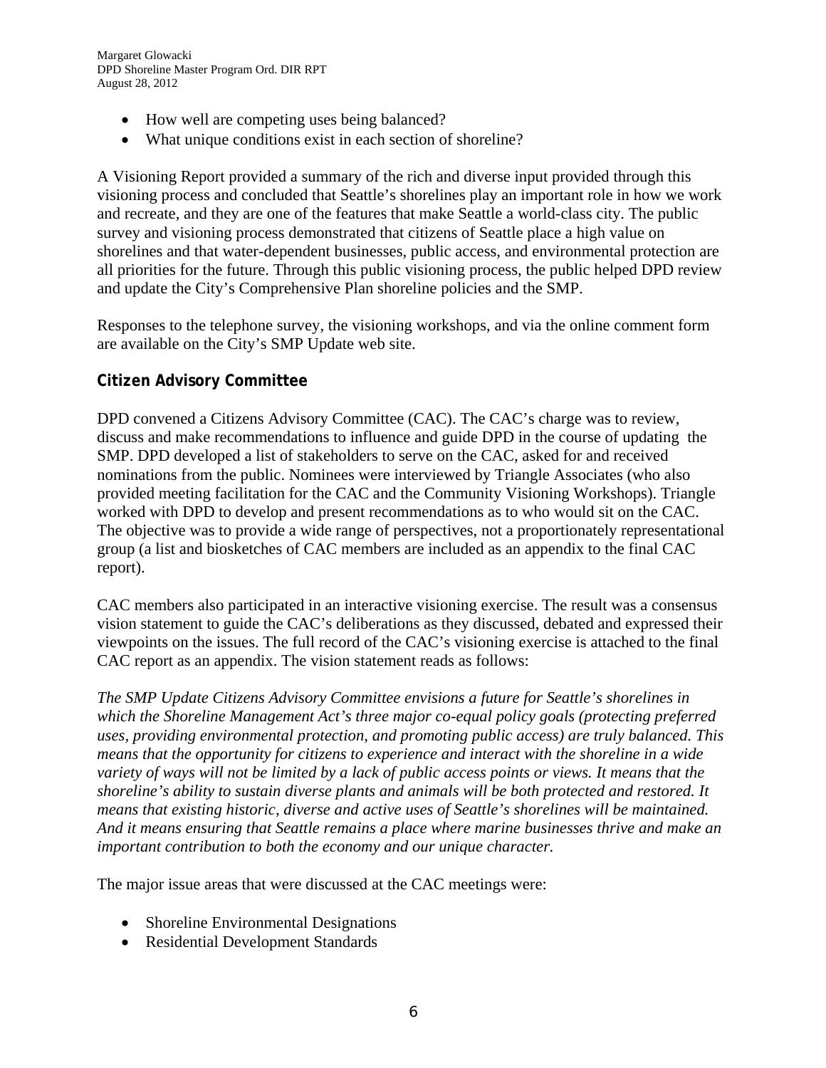- How well are competing uses being balanced?
- What unique conditions exist in each section of shoreline?

A Visioning Report provided a summary of the rich and diverse input provided through this visioning process and concluded that Seattle's shorelines play an important role in how we work and recreate, and they are one of the features that make Seattle a world-class city. The public survey and visioning process demonstrated that citizens of Seattle place a high value on shorelines and that water-dependent businesses, public access, and environmental protection are all priorities for the future. Through this public visioning process, the public helped DPD review and update the City's Comprehensive Plan shoreline policies and the SMP.

Responses to the telephone survey, the visioning workshops, and via the online comment form are available on the City's SMP Update web site.

### Citizen Advisory Committee

DPD convened a Citizens Advisory Committee (CAC). The CAC's charge was to review, discuss and make recommendations to influence and guide DPD in the course of updating the SMP. DPD developed a list of stakeholders to serve on the CAC, asked for and received nominations from the public. Nominees were interviewed by Triangle Associates (who also provided meeting facilitation for the CAC and the Community Visioning Workshops). Triangle worked with DPD to develop and present recommendations as to who would sit on the CAC. The objective was to provide a wide range of perspectives, not a proportionately representational group (a list and biosketches of CAC members are included as an appendix to the final CAC report).

CAC members also participated in an interactive visioning exercise. The result was a consensus vision statement to guide the CAC's deliberations as they discussed, debated and expressed their viewpoints on the issues. The full record of the CAC's visioning exercise is attached to the final CAC report as an appendix. The vision statement reads as follows:

*The SMP Update Citizens Advisory Committee envisions a future for Seattle's shorelines in which the Shoreline Management Act's three major co-equal policy goals (protecting preferred uses, providing environmental protection, and promoting public access) are truly balanced. This means that the opportunity for citizens to experience and interact with the shoreline in a wide variety of ways will not be limited by a lack of public access points or views. It means that the shoreline's ability to sustain diverse plants and animals will be both protected and restored. It means that existing historic, diverse and active uses of Seattle's shorelines will be maintained. And it means ensuring that Seattle remains a place where marine businesses thrive and make an important contribution to both the economy and our unique character.*

The major issue areas that were discussed at the CAC meetings were:

- Shoreline Environmental Designations
- Residential Development Standards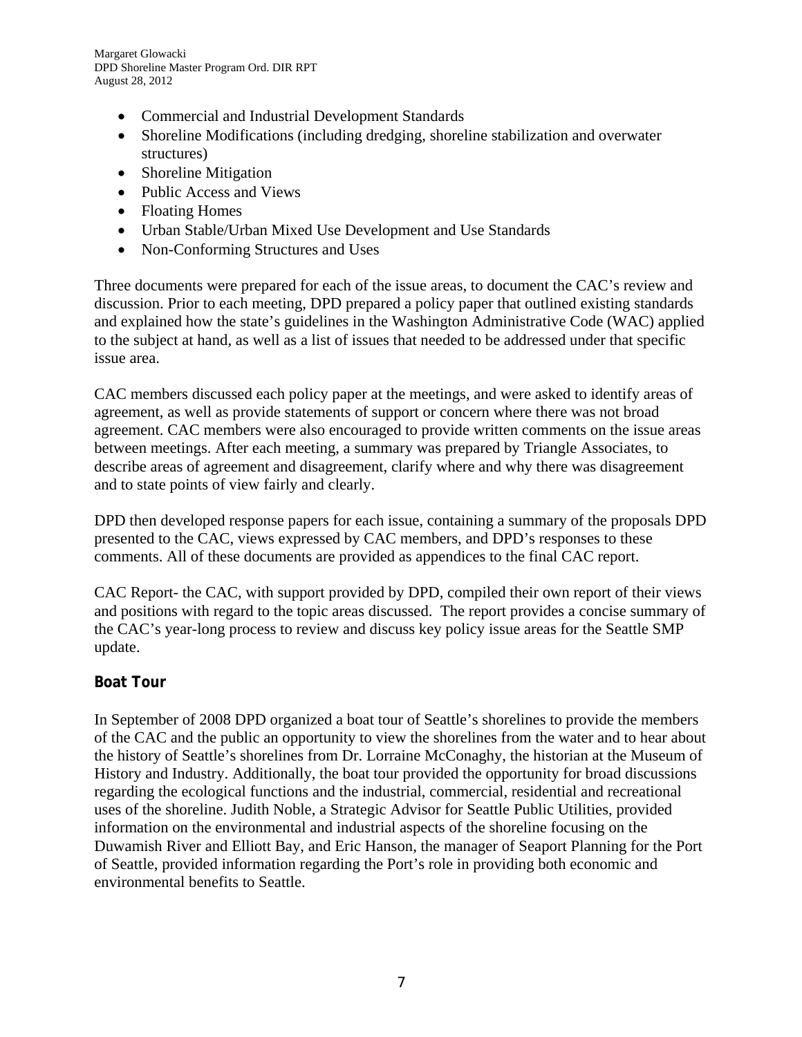- Commercial and Industrial Development Standards
- Shoreline Modifications (including dredging, shoreline stabilization and overwater structures)
- Shoreline Mitigation
- Public Access and Views
- Floating Homes
- Urban Stable/Urban Mixed Use Development and Use Standards
- Non-Conforming Structures and Uses

Three documents were prepared for each of the issue areas, to document the CAC's review and discussion. Prior to each meeting, DPD prepared a policy paper that outlined existing standards and explained how the state's guidelines in the Washington Administrative Code (WAC) applied to the subject at hand, as well as a list of issues that needed to be addressed under that specific issue area.

CAC members discussed each policy paper at the meetings, and were asked to identify areas of agreement, as well as provide statements of support or concern where there was not broad agreement. CAC members were also encouraged to provide written comments on the issue areas between meetings. After each meeting, a summary was prepared by Triangle Associates, to describe areas of agreement and disagreement, clarify where and why there was disagreement and to state points of view fairly and clearly.

DPD then developed response papers for each issue, containing a summary of the proposals DPD presented to the CAC, views expressed by CAC members, and DPD's responses to these comments. All of these documents are provided as appendices to the final CAC report.

CAC Report- the CAC, with support provided by DPD, compiled their own report of their views and positions with regard to the topic areas discussed. The report provides a concise summary of the CAC's year-long process to review and discuss key policy issue areas for the Seattle SMP update.

### Boat Tour

In September of 2008 DPD organized a boat tour of Seattle's shorelines to provide the members of the CAC and the public an opportunity to view the shorelines from the water and to hear about the history of Seattle's shorelines from Dr. Lorraine McConaghy, the historian at the Museum of History and Industry. Additionally, the boat tour provided the opportunity for broad discussions regarding the ecological functions and the industrial, commercial, residential and recreational uses of the shoreline. Judith Noble, a Strategic Advisor for Seattle Public Utilities, provided information on the environmental and industrial aspects of the shoreline focusing on the Duwamish River and Elliott Bay, and Eric Hanson, the manager of Seaport Planning for the Port of Seattle, provided information regarding the Port's role in providing both economic and environmental benefits to Seattle.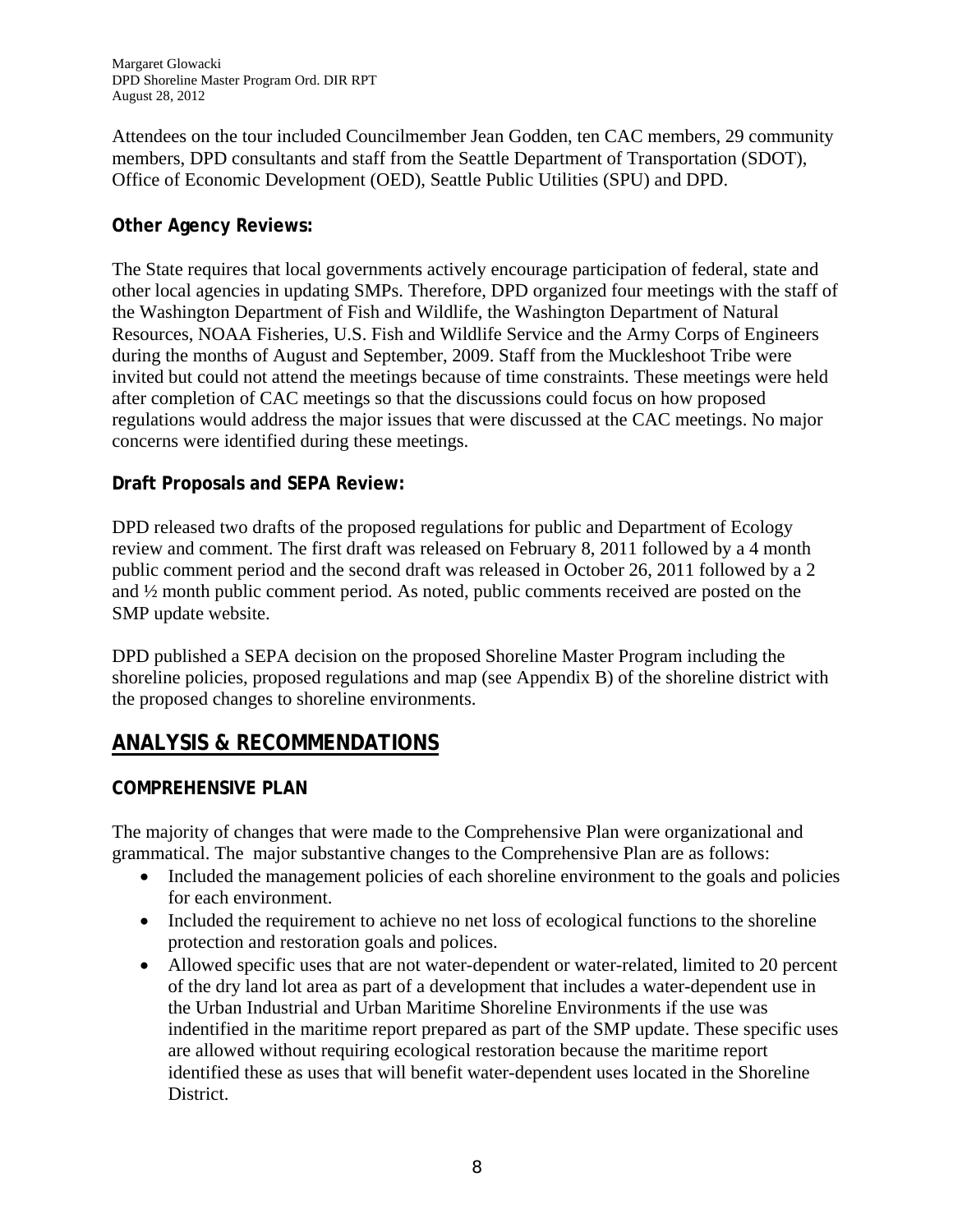Attendees on the tour included Councilmember Jean Godden, ten CAC members, 29 community members, DPD consultants and staff from the Seattle Department of Transportation (SDOT), Office of Economic Development (OED), Seattle Public Utilities (SPU) and DPD.

**Other Agency Reviews:**

The State requires that local governments actively encourage participation of federal, state and other local agencies in updating SMPs. Therefore, DPD organized four meetings with the staff of the Washington Department of Fish and Wildlife, the Washington Department of Natural Resources, NOAA Fisheries, U.S. Fish and Wildlife Service and the Army Corps of Engineers during the months of August and September, 2009. Staff from the Muckleshoot Tribe were invited but could not attend the meetings because of time constraints. These meetings were held after completion of CAC meetings so that the discussions could focus on how proposed regulations would address the major issues that were discussed at the CAC meetings. No major concerns were identified during these meetings.

**Draft Proposals and SEPA Review:**

DPD released two drafts of the proposed regulations for public and Department of Ecology review and comment. The first draft was released on February 8, 2011 followed by a 4 month public comment period and the second draft was released in October 26, 2011 followed by a 2 and ½ month public comment period. As noted, public comments received are posted on the SMP update website.

DPD published a SEPA decision on the proposed Shoreline Master Program including the shoreline policies, proposed regulations and map (see Appendix B) of the shoreline district with the proposed changes to shoreline environments.

## ANALYSIS & RECOMMENDATIONS

### COMPREHENSIVE PLAN

The majority of changes that were made to the Comprehensive Plan were organizational and grammatical. The major substantive changes to the Comprehensive Plan are as follows:

- Included the management policies of each shoreline environment to the goals and policies for each environment.
- Included the requirement to achieve no net loss of ecological functions to the shoreline protection and restoration goals and polices.
- Allowed specific uses that are not water-dependent or water-related, limited to 20 percent of the dry land lot area as part of a development that includes a water-dependent use in the Urban Industrial and Urban Maritime Shoreline Environments if the use was indentified in the maritime report prepared as part of the SMP update. These specific uses are allowed without requiring ecological restoration because the maritime report identified these as uses that will benefit water-dependent uses located in the Shoreline District.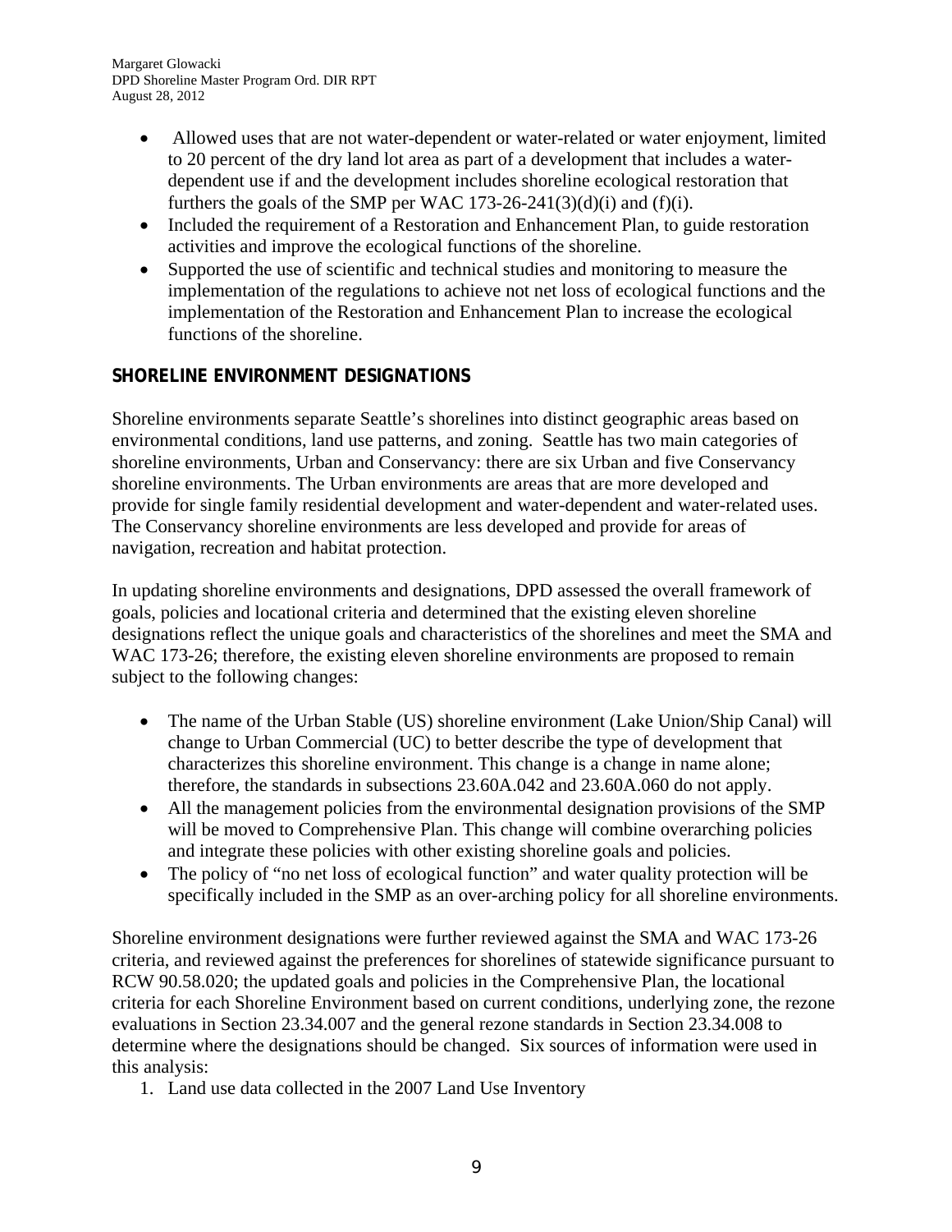- Allowed uses that are not water-dependent or water-related or water enjoyment, limited to 20 percent of the dry land lot area as part of a development that includes a water-dependent use if and the development includes shoreline ecological restoration that furthers the goals of the SMP per WAC 173-26-241(3)(d)(i) and (f)(i).
- Included the requirement of a Restoration and Enhancement Plan, to guide restoration activities and improve the ecological functions of the shoreline.
- Supported the use of scientific and technical studies and monitoring to measure the implementation of the regulations to achieve not net loss of ecological functions and the implementation of the Restoration and Enhancement Plan to increase the ecological functions of the shoreline.

## SHORELINE ENVIRONMENT DESIGNATIONS

Shoreline environments separate Seattle's shorelines into distinct geographic areas based on environmental conditions, land use patterns, and zoning. Seattle has two main categories of shoreline environments, Urban and Conservancy: there are six Urban and five Conservancy shoreline environments. The Urban environments are areas that are more developed and provide for single family residential development and water-dependent and water-related uses. The Conservancy shoreline environments are less developed and provide for areas of navigation, recreation and habitat protection.

In updating shoreline environments and designations, DPD assessed the overall framework of goals, policies and locational criteria and determined that the existing eleven shoreline designations reflect the unique goals and characteristics of the shorelines and meet the SMA and WAC 173-26; therefore, the existing eleven shoreline environments are proposed to remain subject to the following changes:

- The name of the Urban Stable (US) shoreline environment (Lake Union/Ship Canal) will change to Urban Commercial (UC) to better describe the type of development that characterizes this shoreline environment. This change is a change in name alone; therefore, the standards in subsections 23.60A.042 and 23.60A.060 do not apply.
- All the management policies from the environmental designation provisions of the SMP will be moved to Comprehensive Plan. This change will combine overarching policies and integrate these policies with other existing shoreline goals and policies.
- The policy of "no net loss of ecological function" and water quality protection will be specifically included in the SMP as an over-arching policy for all shoreline environments.

Shoreline environment designations were further reviewed against the SMA and WAC 173-26 criteria, and reviewed against the preferences for shorelines of statewide significance pursuant to RCW 90.58.020; the updated goals and policies in the Comprehensive Plan, the locational criteria for each Shoreline Environment based on current conditions, underlying zone, the rezone evaluations in Section 23.34.007 and the general rezone standards in Section 23.34.008 to determine where the designations should be changed. Six sources of information were used in this analysis:

1. Land use data collected in the 2007 Land Use Inventory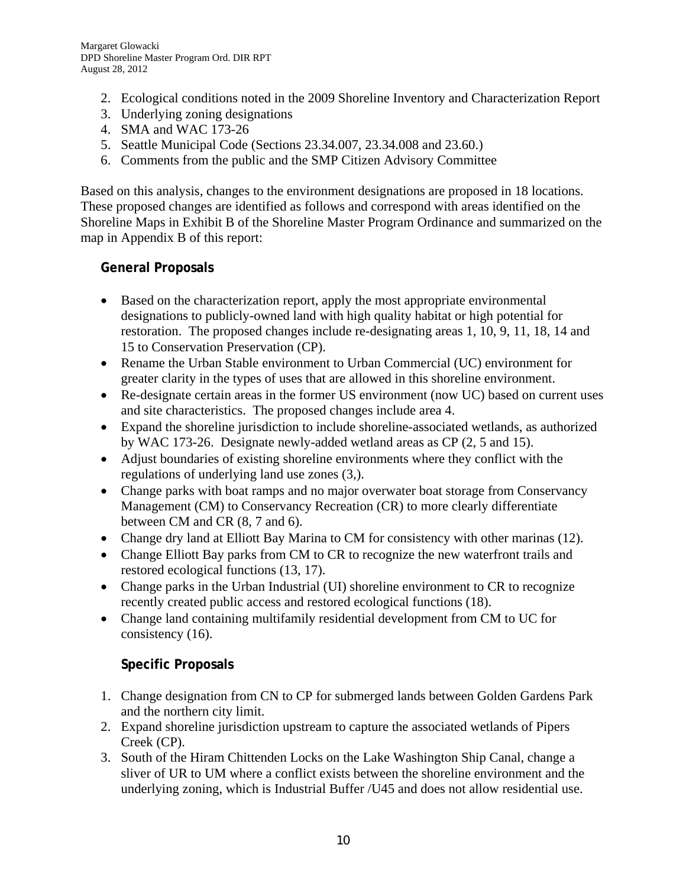2. Ecological conditions noted in the 2009 Shoreline Inventory and Characterization Report
3. Underlying zoning designations
4. SMA and WAC 173-26
5. Seattle Municipal Code (Sections 23.34.007, 23.34.008 and 23.60.)
6. Comments from the public and the SMP Citizen Advisory Committee

Based on this analysis, changes to the environment designations are proposed in 18 locations. These proposed changes are identified as follows and correspond with areas identified on the Shoreline Maps in Exhibit B of the Shoreline Master Program Ordinance and summarized on the map in Appendix B of this report:

**General Proposals**

- Based on the characterization report, apply the most appropriate environmental designations to publicly-owned land with high quality habitat or high potential for restoration. The proposed changes include re-designating areas 1, 10, 9, 11, 18, 14 and 15 to Conservation Preservation (CP).
- Rename the Urban Stable environment to Urban Commercial (UC) environment for greater clarity in the types of uses that are allowed in this shoreline environment.
- Re-designate certain areas in the former US environment (now UC) based on current uses and site characteristics. The proposed changes include area 4.
- Expand the shoreline jurisdiction to include shoreline-associated wetlands, as authorized by WAC 173-26. Designate newly-added wetland areas as CP (2, 5 and 15).
- Adjust boundaries of existing shoreline environments where they conflict with the regulations of underlying land use zones (3,).
- Change parks with boat ramps and no major overwater boat storage from Conservancy Management (CM) to Conservancy Recreation (CR) to more clearly differentiate between CM and CR (8, 7 and 6).
- Change dry land at Elliott Bay Marina to CM for consistency with other marinas (12).
- Change Elliott Bay parks from CM to CR to recognize the new waterfront trails and restored ecological functions (13, 17).
- Change parks in the Urban Industrial (UI) shoreline environment to CR to recognize recently created public access and restored ecological functions (18).
- Change land containing multifamily residential development from CM to UC for consistency (16).

**Specific Proposals**

1. Change designation from CN to CP for submerged lands between Golden Gardens Park and the northern city limit.
2. Expand shoreline jurisdiction upstream to capture the associated wetlands of Pipers Creek (CP).
3. South of the Hiram Chittenden Locks on the Lake Washington Ship Canal, change a sliver of UR to UM where a conflict exists between the shoreline environment and the underlying zoning, which is Industrial Buffer /U45 and does not allow residential use.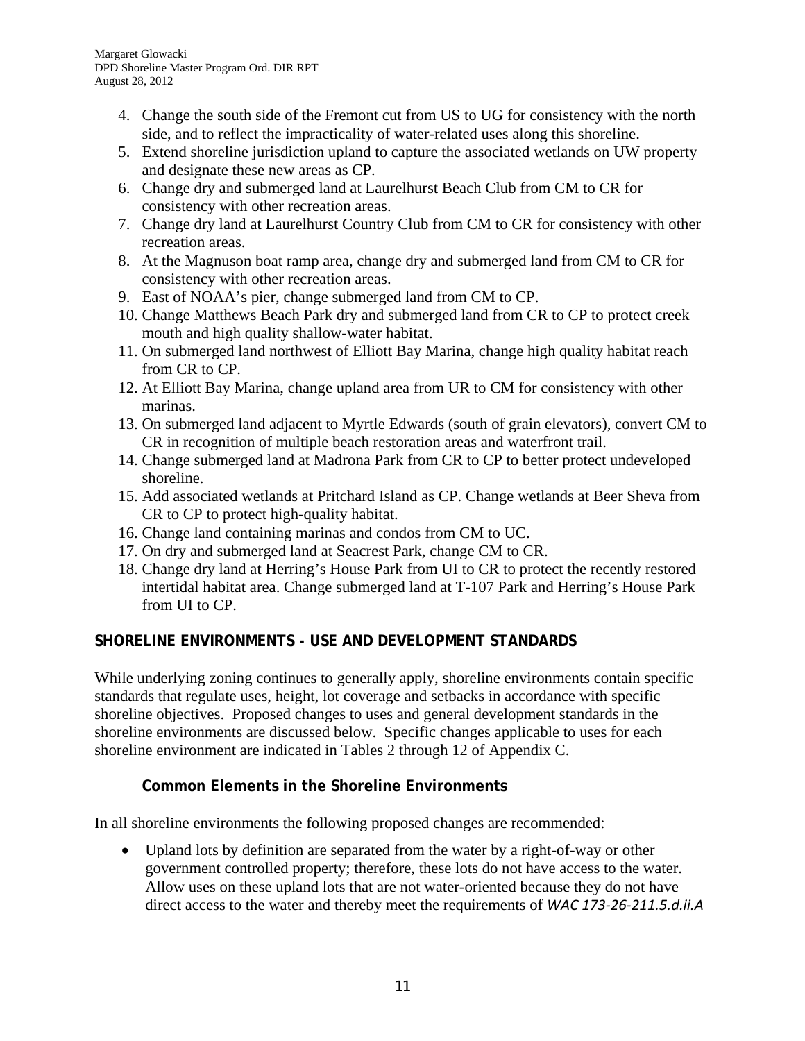4. Change the south side of the Fremont cut from US to UG for consistency with the north side, and to reflect the impracticality of water-related uses along this shoreline.
5. Extend shoreline jurisdiction upland to capture the associated wetlands on UW property and designate these new areas as CP.
6. Change dry and submerged land at Laurelhurst Beach Club from CM to CR for consistency with other recreation areas.
7. Change dry land at Laurelhurst Country Club from CM to CR for consistency with other recreation areas.
8. At the Magnuson boat ramp area, change dry and submerged land from CM to CR for consistency with other recreation areas.
9. East of NOAA's pier, change submerged land from CM to CP.
10. Change Matthews Beach Park dry and submerged land from CR to CP to protect creek mouth and high quality shallow-water habitat.
11. On submerged land northwest of Elliott Bay Marina, change high quality habitat reach from CR to CP.
12. At Elliott Bay Marina, change upland area from UR to CM for consistency with other marinas.
13. On submerged land adjacent to Myrtle Edwards (south of grain elevators), convert CM to CR in recognition of multiple beach restoration areas and waterfront trail.
14. Change submerged land at Madrona Park from CR to CP to better protect undeveloped shoreline.
15. Add associated wetlands at Pritchard Island as CP. Change wetlands at Beer Sheva from CR to CP to protect high-quality habitat.
16. Change land containing marinas and condos from CM to UC.
17. On dry and submerged land at Seacrest Park, change CM to CR.
18. Change dry land at Herring's House Park from UI to CR to protect the recently restored intertidal habitat area. Change submerged land at T-107 Park and Herring's House Park from UI to CP.

## SHORELINE ENVIRONMENTS - USE AND DEVELOPMENT STANDARDS

While underlying zoning continues to generally apply, shoreline environments contain specific standards that regulate uses, height, lot coverage and setbacks in accordance with specific shoreline objectives. Proposed changes to uses and general development standards in the shoreline environments are discussed below. Specific changes applicable to uses for each shoreline environment are indicated in Tables 2 through 12 of Appendix C.

### Common Elements in the Shoreline Environments

In all shoreline environments the following proposed changes are recommended:

- Upland lots by definition are separated from the water by a right-of-way or other government controlled property; therefore, these lots do not have access to the water. Allow uses on these upland lots that are not water-oriented because they do not have direct access to the water and thereby meet the requirements of *WAC 173-26-211.5.d.ii.A*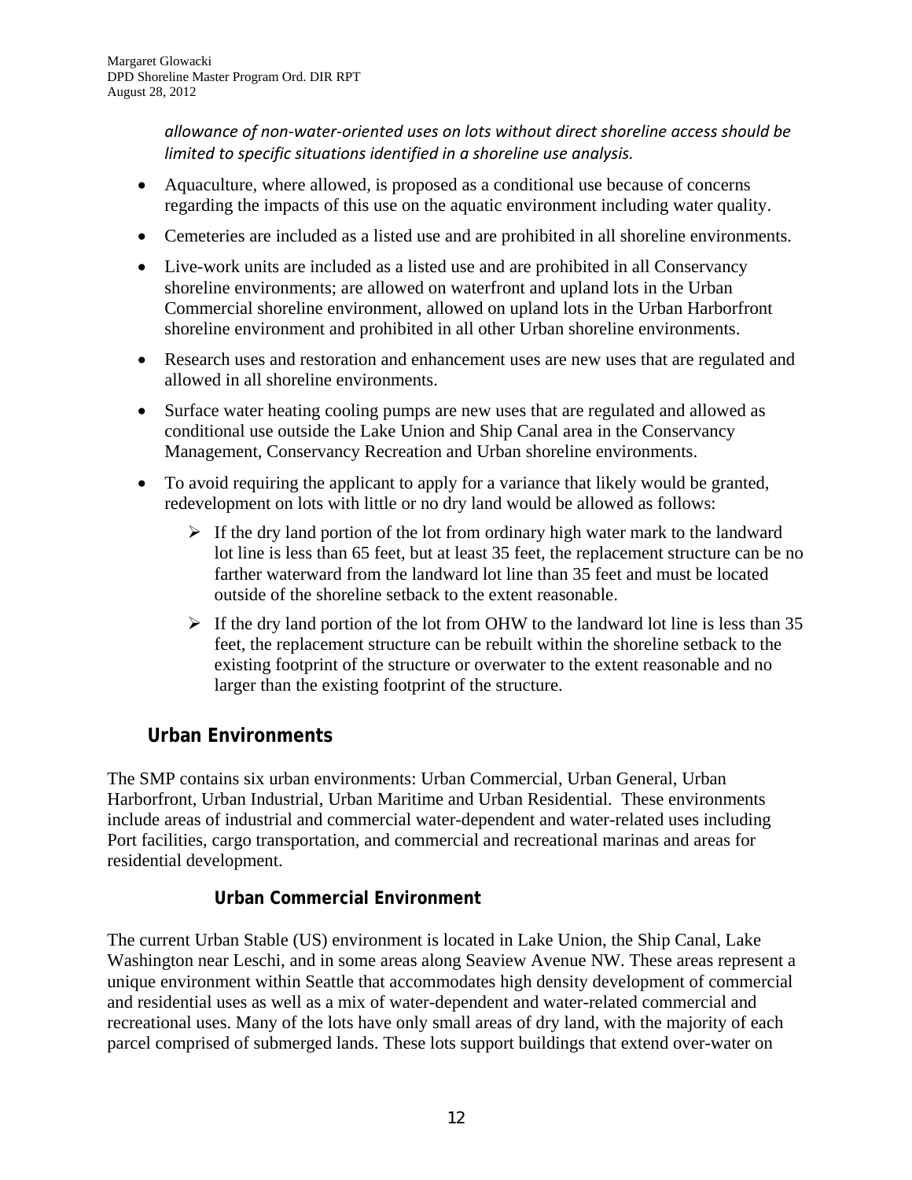*allowance of non-water-oriented uses on lots without direct shoreline access should be limited to specific situations identified in a shoreline use analysis.*

- Aquaculture, where allowed, is proposed as a conditional use because of concerns regarding the impacts of this use on the aquatic environment including water quality.
- Cemeteries are included as a listed use and are prohibited in all shoreline environments.
- Live-work units are included as a listed use and are prohibited in all Conservancy shoreline environments; are allowed on waterfront and upland lots in the Urban Commercial shoreline environment, allowed on upland lots in the Urban Harborfront shoreline environment and prohibited in all other Urban shoreline environments.
- Research uses and restoration and enhancement uses are new uses that are regulated and allowed in all shoreline environments.
- Surface water heating cooling pumps are new uses that are regulated and allowed as conditional use outside the Lake Union and Ship Canal area in the Conservancy Management, Conservancy Recreation and Urban shoreline environments.
- To avoid requiring the applicant to apply for a variance that likely would be granted, redevelopment on lots with little or no dry land would be allowed as follows:
  - If the dry land portion of the lot from ordinary high water mark to the landward lot line is less than 65 feet, but at least 35 feet, the replacement structure can be no farther waterward from the landward lot line than 35 feet and must be located outside of the shoreline setback to the extent reasonable.
  - If the dry land portion of the lot from OHW to the landward lot line is less than 35 feet, the replacement structure can be rebuilt within the shoreline setback to the existing footprint of the structure or overwater to the extent reasonable and no larger than the existing footprint of the structure.

## Urban Environments

The SMP contains six urban environments: Urban Commercial, Urban General, Urban Harborfront, Urban Industrial, Urban Maritime and Urban Residential. These environments include areas of industrial and commercial water-dependent and water-related uses including Port facilities, cargo transportation, and commercial and recreational marinas and areas for residential development.

### Urban Commercial Environment

The current Urban Stable (US) environment is located in Lake Union, the Ship Canal, Lake Washington near Leschi, and in some areas along Seaview Avenue NW. These areas represent a unique environment within Seattle that accommodates high density development of commercial and residential uses as well as a mix of water-dependent and water-related commercial and recreational uses. Many of the lots have only small areas of dry land, with the majority of each parcel comprised of submerged lands. These lots support buildings that extend over-water on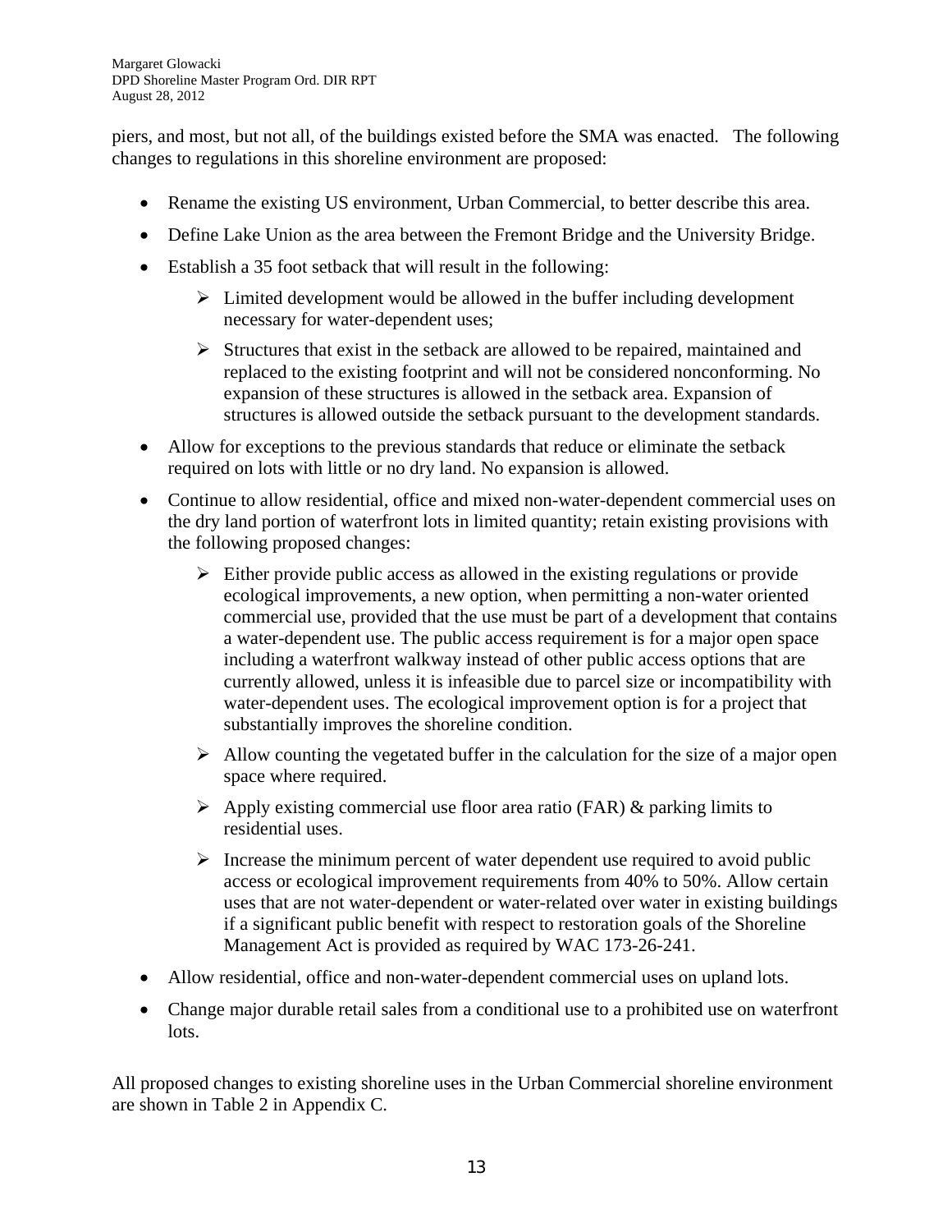piers, and most, but not all, of the buildings existed before the SMA was enacted. The following changes to regulations in this shoreline environment are proposed:

- Rename the existing US environment, Urban Commercial, to better describe this area.
- Define Lake Union as the area between the Fremont Bridge and the University Bridge.
- Establish a 35 foot setback that will result in the following:
  - Limited development would be allowed in the buffer including development necessary for water-dependent uses;
  - Structures that exist in the setback are allowed to be repaired, maintained and replaced to the existing footprint and will not be considered nonconforming. No expansion of these structures is allowed in the setback area. Expansion of structures is allowed outside the setback pursuant to the development standards.
- Allow for exceptions to the previous standards that reduce or eliminate the setback required on lots with little or no dry land. No expansion is allowed.
- Continue to allow residential, office and mixed non-water-dependent commercial uses on the dry land portion of waterfront lots in limited quantity; retain existing provisions with the following proposed changes:
  - Either provide public access as allowed in the existing regulations or provide ecological improvements, a new option, when permitting a non-water oriented commercial use, provided that the use must be part of a development that contains a water-dependent use. The public access requirement is for a major open space including a waterfront walkway instead of other public access options that are currently allowed, unless it is infeasible due to parcel size or incompatibility with water-dependent uses. The ecological improvement option is for a project that substantially improves the shoreline condition.
  - Allow counting the vegetated buffer in the calculation for the size of a major open space where required.
  - Apply existing commercial use floor area ratio (FAR) & parking limits to residential uses.
  - Increase the minimum percent of water dependent use required to avoid public access or ecological improvement requirements from 40% to 50%. Allow certain uses that are not water-dependent or water-related over water in existing buildings if a significant public benefit with respect to restoration goals of the Shoreline Management Act is provided as required by WAC 173-26-241.
- Allow residential, office and non-water-dependent commercial uses on upland lots.
- Change major durable retail sales from a conditional use to a prohibited use on waterfront lots.

All proposed changes to existing shoreline uses in the Urban Commercial shoreline environment are shown in Table 2 in Appendix C.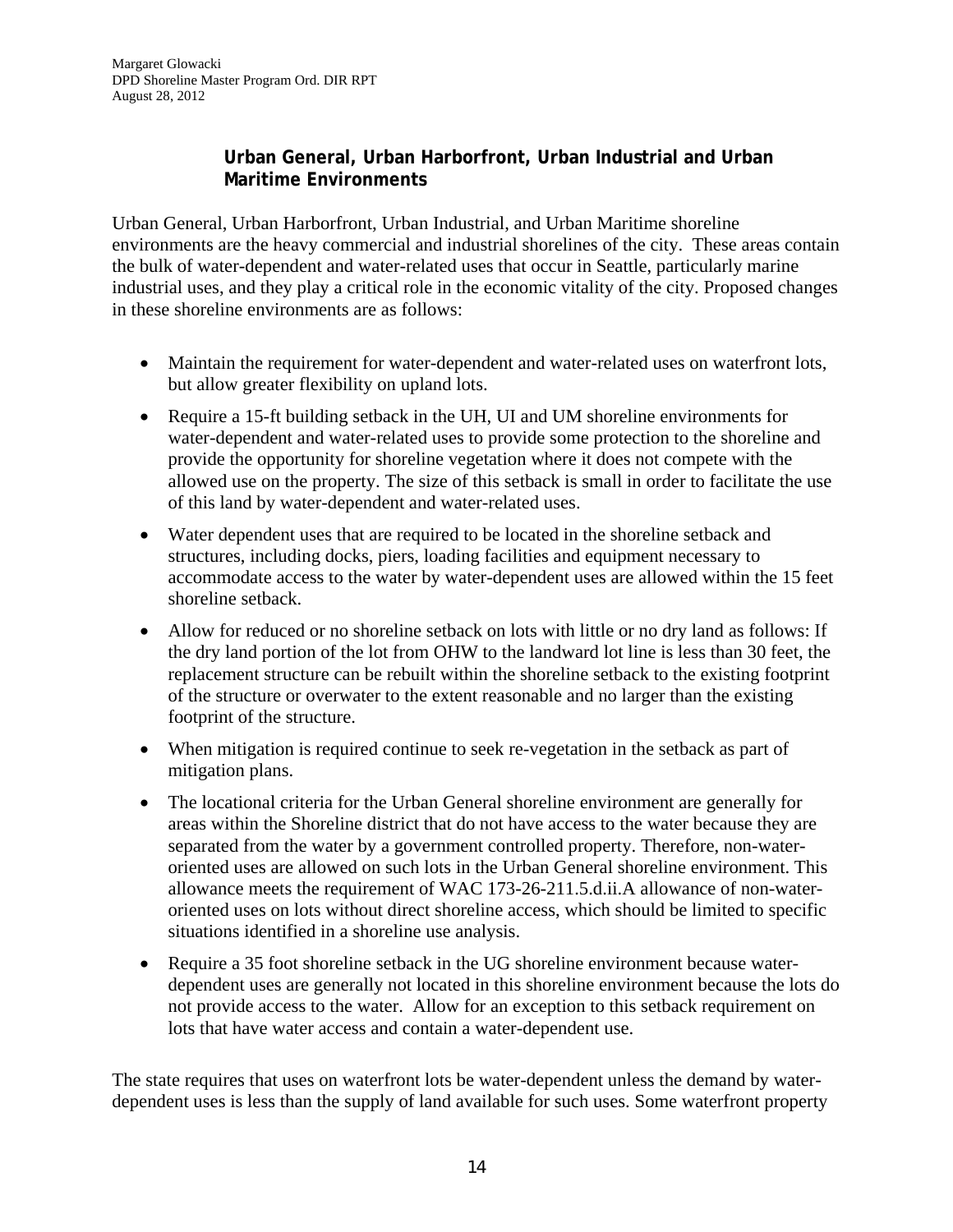### Urban General, Urban Harborfront, Urban Industrial and Urban Maritime Environments

Urban General, Urban Harborfront, Urban Industrial, and Urban Maritime shoreline environments are the heavy commercial and industrial shorelines of the city. These areas contain the bulk of water-dependent and water-related uses that occur in Seattle, particularly marine industrial uses, and they play a critical role in the economic vitality of the city. Proposed changes in these shoreline environments are as follows:

- Maintain the requirement for water-dependent and water-related uses on waterfront lots, but allow greater flexibility on upland lots.
- Require a 15-ft building setback in the UH, UI and UM shoreline environments for water-dependent and water-related uses to provide some protection to the shoreline and provide the opportunity for shoreline vegetation where it does not compete with the allowed use on the property. The size of this setback is small in order to facilitate the use of this land by water-dependent and water-related uses.
- Water dependent uses that are required to be located in the shoreline setback and structures, including docks, piers, loading facilities and equipment necessary to accommodate access to the water by water-dependent uses are allowed within the 15 feet shoreline setback.
- Allow for reduced or no shoreline setback on lots with little or no dry land as follows: If the dry land portion of the lot from OHW to the landward lot line is less than 30 feet, the replacement structure can be rebuilt within the shoreline setback to the existing footprint of the structure or overwater to the extent reasonable and no larger than the existing footprint of the structure.
- When mitigation is required continue to seek re-vegetation in the setback as part of mitigation plans.
- The locational criteria for the Urban General shoreline environment are generally for areas within the Shoreline district that do not have access to the water because they are separated from the water by a government controlled property. Therefore, non-water-oriented uses are allowed on such lots in the Urban General shoreline environment. This allowance meets the requirement of WAC 173-26-211.5.d.ii.A allowance of non-water-oriented uses on lots without direct shoreline access, which should be limited to specific situations identified in a shoreline use analysis.
- Require a 35 foot shoreline setback in the UG shoreline environment because water-dependent uses are generally not located in this shoreline environment because the lots do not provide access to the water. Allow for an exception to this setback requirement on lots that have water access and contain a water-dependent use.

The state requires that uses on waterfront lots be water-dependent unless the demand by water-dependent uses is less than the supply of land available for such uses. Some waterfront property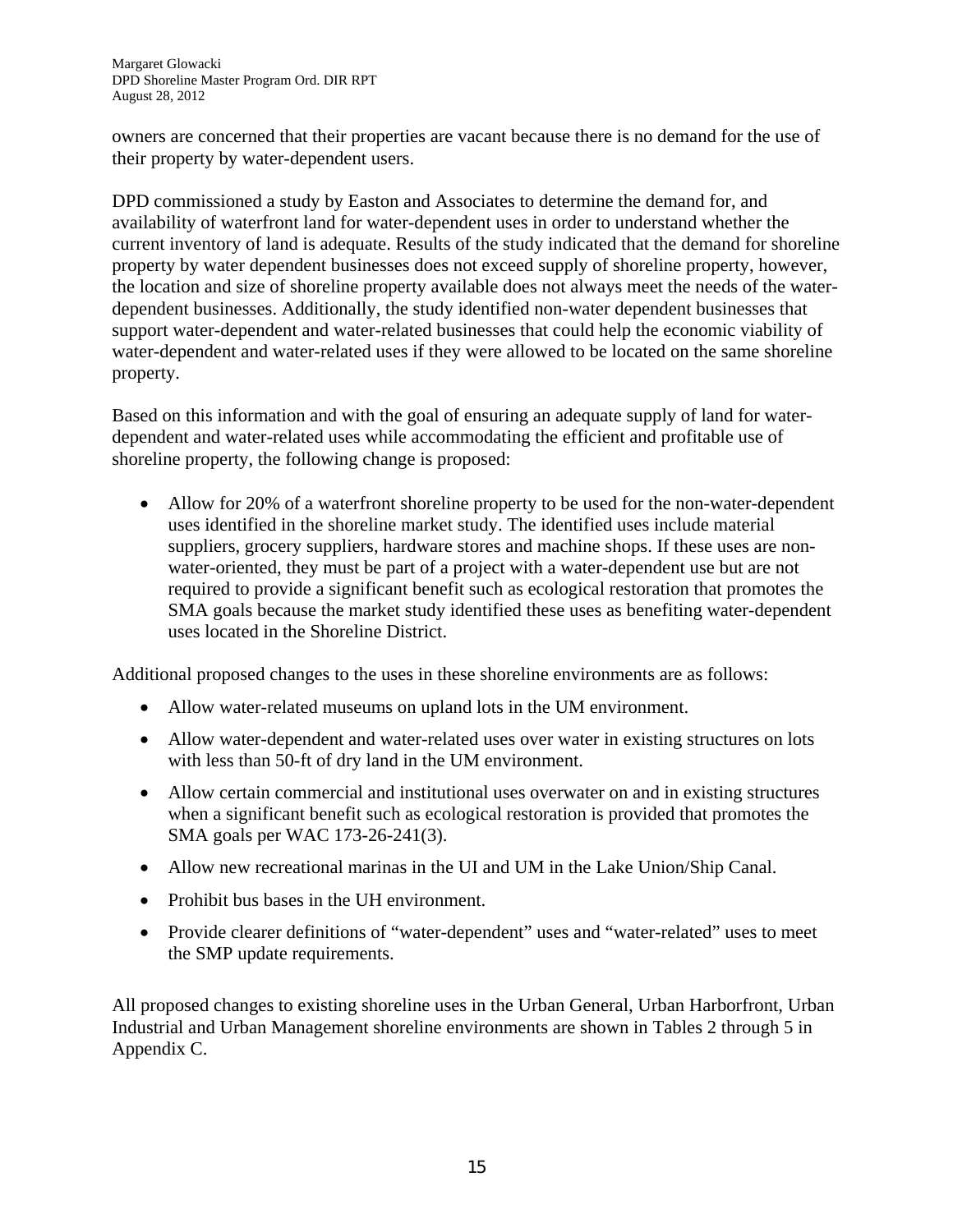owners are concerned that their properties are vacant because there is no demand for the use of their property by water-dependent users.

DPD commissioned a study by Easton and Associates to determine the demand for, and availability of waterfront land for water-dependent uses in order to understand whether the current inventory of land is adequate. Results of the study indicated that the demand for shoreline property by water dependent businesses does not exceed supply of shoreline property, however, the location and size of shoreline property available does not always meet the needs of the water-dependent businesses. Additionally, the study identified non-water dependent businesses that support water-dependent and water-related businesses that could help the economic viability of water-dependent and water-related uses if they were allowed to be located on the same shoreline property.

Based on this information and with the goal of ensuring an adequate supply of land for water-dependent and water-related uses while accommodating the efficient and profitable use of shoreline property, the following change is proposed:

- Allow for 20% of a waterfront shoreline property to be used for the non-water-dependent uses identified in the shoreline market study. The identified uses include material suppliers, grocery suppliers, hardware stores and machine shops. If these uses are non-water-oriented, they must be part of a project with a water-dependent use but are not required to provide a significant benefit such as ecological restoration that promotes the SMA goals because the market study identified these uses as benefiting water-dependent uses located in the Shoreline District.

Additional proposed changes to the uses in these shoreline environments are as follows:

- Allow water-related museums on upland lots in the UM environment.
- Allow water-dependent and water-related uses over water in existing structures on lots with less than 50-ft of dry land in the UM environment.
- Allow certain commercial and institutional uses overwater on and in existing structures when a significant benefit such as ecological restoration is provided that promotes the SMA goals per WAC 173-26-241(3).
- Allow new recreational marinas in the UI and UM in the Lake Union/Ship Canal.
- Prohibit bus bases in the UH environment.
- Provide clearer definitions of "water-dependent" uses and "water-related" uses to meet the SMP update requirements.

All proposed changes to existing shoreline uses in the Urban General, Urban Harborfront, Urban Industrial and Urban Management shoreline environments are shown in Tables 2 through 5 in Appendix C.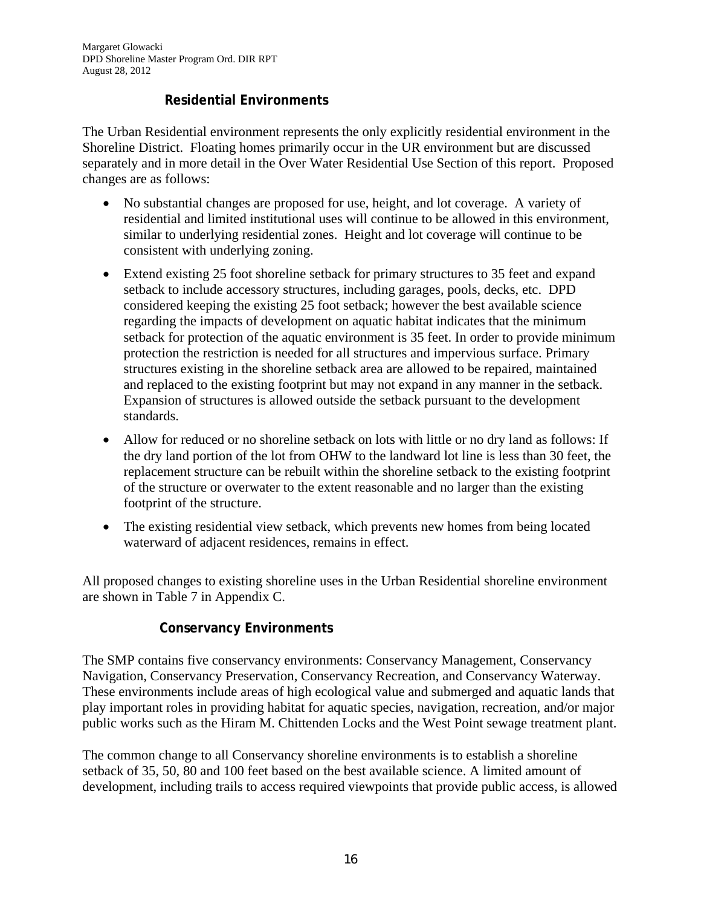### Residential Environments

The Urban Residential environment represents the only explicitly residential environment in the Shoreline District. Floating homes primarily occur in the UR environment but are discussed separately and in more detail in the Over Water Residential Use Section of this report. Proposed changes are as follows:

- No substantial changes are proposed for use, height, and lot coverage. A variety of residential and limited institutional uses will continue to be allowed in this environment, similar to underlying residential zones. Height and lot coverage will continue to be consistent with underlying zoning.
- Extend existing 25 foot shoreline setback for primary structures to 35 feet and expand setback to include accessory structures, including garages, pools, decks, etc. DPD considered keeping the existing 25 foot setback; however the best available science regarding the impacts of development on aquatic habitat indicates that the minimum setback for protection of the aquatic environment is 35 feet. In order to provide minimum protection the restriction is needed for all structures and impervious surface. Primary structures existing in the shoreline setback area are allowed to be repaired, maintained and replaced to the existing footprint but may not expand in any manner in the setback. Expansion of structures is allowed outside the setback pursuant to the development standards.
- Allow for reduced or no shoreline setback on lots with little or no dry land as follows: If the dry land portion of the lot from OHW to the landward lot line is less than 30 feet, the replacement structure can be rebuilt within the shoreline setback to the existing footprint of the structure or overwater to the extent reasonable and no larger than the existing footprint of the structure.
- The existing residential view setback, which prevents new homes from being located waterward of adjacent residences, remains in effect.

All proposed changes to existing shoreline uses in the Urban Residential shoreline environment are shown in Table 7 in Appendix C.

### Conservancy Environments

The SMP contains five conservancy environments: Conservancy Management, Conservancy Navigation, Conservancy Preservation, Conservancy Recreation, and Conservancy Waterway. These environments include areas of high ecological value and submerged and aquatic lands that play important roles in providing habitat for aquatic species, navigation, recreation, and/or major public works such as the Hiram M. Chittenden Locks and the West Point sewage treatment plant.

The common change to all Conservancy shoreline environments is to establish a shoreline setback of 35, 50, 80 and 100 feet based on the best available science. A limited amount of development, including trails to access required viewpoints that provide public access, is allowed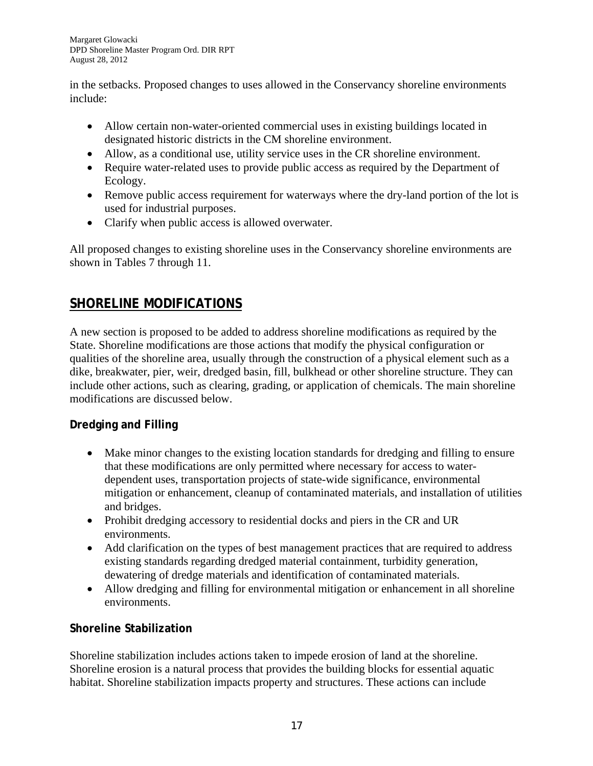in the setbacks. Proposed changes to uses allowed in the Conservancy shoreline environments include:

- Allow certain non-water-oriented commercial uses in existing buildings located in designated historic districts in the CM shoreline environment.
- Allow, as a conditional use, utility service uses in the CR shoreline environment.
- Require water-related uses to provide public access as required by the Department of Ecology.
- Remove public access requirement for waterways where the dry-land portion of the lot is used for industrial purposes.
- Clarify when public access is allowed overwater.

All proposed changes to existing shoreline uses in the Conservancy shoreline environments are shown in Tables 7 through 11.

## SHORELINE MODIFICATIONS

A new section is proposed to be added to address shoreline modifications as required by the State. Shoreline modifications are those actions that modify the physical configuration or qualities of the shoreline area, usually through the construction of a physical element such as a dike, breakwater, pier, weir, dredged basin, fill, bulkhead or other shoreline structure. They can include other actions, such as clearing, grading, or application of chemicals. The main shoreline modifications are discussed below.

### Dredging and Filling

- Make minor changes to the existing location standards for dredging and filling to ensure that these modifications are only permitted where necessary for access to water-dependent uses, transportation projects of state-wide significance, environmental mitigation or enhancement, cleanup of contaminated materials, and installation of utilities and bridges.
- Prohibit dredging accessory to residential docks and piers in the CR and UR environments.
- Add clarification on the types of best management practices that are required to address existing standards regarding dredged material containment, turbidity generation, dewatering of dredge materials and identification of contaminated materials.
- Allow dredging and filling for environmental mitigation or enhancement in all shoreline environments.

### Shoreline Stabilization

Shoreline stabilization includes actions taken to impede erosion of land at the shoreline. Shoreline erosion is a natural process that provides the building blocks for essential aquatic habitat. Shoreline stabilization impacts property and structures. These actions can include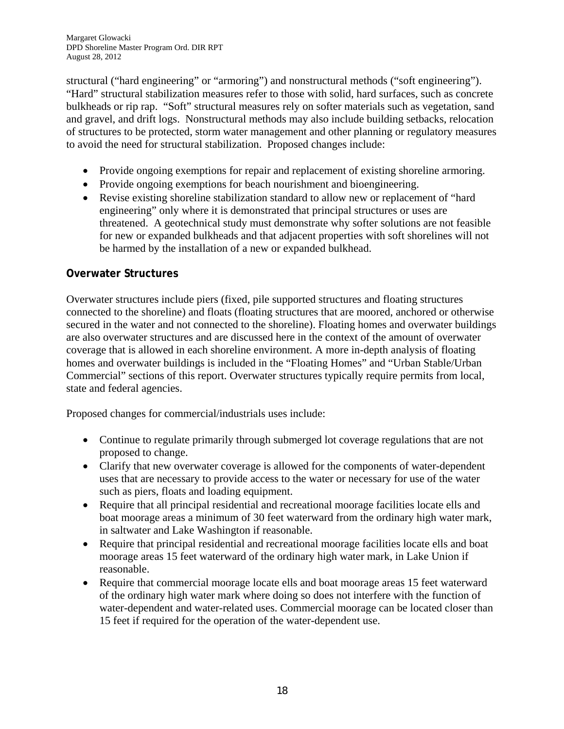structural ("hard engineering" or "armoring") and nonstructural methods ("soft engineering"). "Hard" structural stabilization measures refer to those with solid, hard surfaces, such as concrete bulkheads or rip rap. "Soft" structural measures rely on softer materials such as vegetation, sand and gravel, and drift logs. Nonstructural methods may also include building setbacks, relocation of structures to be protected, storm water management and other planning or regulatory measures to avoid the need for structural stabilization. Proposed changes include:

- Provide ongoing exemptions for repair and replacement of existing shoreline armoring.
- Provide ongoing exemptions for beach nourishment and bioengineering.
- Revise existing shoreline stabilization standard to allow new or replacement of "hard engineering" only where it is demonstrated that principal structures or uses are threatened. A geotechnical study must demonstrate why softer solutions are not feasible for new or expanded bulkheads and that adjacent properties with soft shorelines will not be harmed by the installation of a new or expanded bulkhead.

### Overwater Structures

Overwater structures include piers (fixed, pile supported structures and floating structures connected to the shoreline) and floats (floating structures that are moored, anchored or otherwise secured in the water and not connected to the shoreline). Floating homes and overwater buildings are also overwater structures and are discussed here in the context of the amount of overwater coverage that is allowed in each shoreline environment. A more in-depth analysis of floating homes and overwater buildings is included in the "Floating Homes" and "Urban Stable/Urban Commercial" sections of this report. Overwater structures typically require permits from local, state and federal agencies.

Proposed changes for commercial/industrials uses include:

- Continue to regulate primarily through submerged lot coverage regulations that are not proposed to change.
- Clarify that new overwater coverage is allowed for the components of water-dependent uses that are necessary to provide access to the water or necessary for use of the water such as piers, floats and loading equipment.
- Require that all principal residential and recreational moorage facilities locate ells and boat moorage areas a minimum of 30 feet waterward from the ordinary high water mark, in saltwater and Lake Washington if reasonable.
- Require that principal residential and recreational moorage facilities locate ells and boat moorage areas 15 feet waterward of the ordinary high water mark, in Lake Union if reasonable.
- Require that commercial moorage locate ells and boat moorage areas 15 feet waterward of the ordinary high water mark where doing so does not interfere with the function of water-dependent and water-related uses. Commercial moorage can be located closer than 15 feet if required for the operation of the water-dependent use.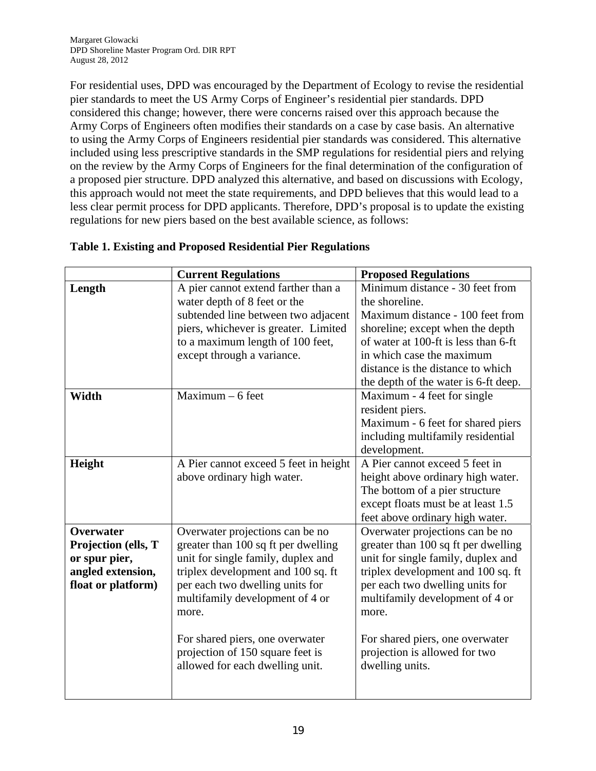For residential uses, DPD was encouraged by the Department of Ecology to revise the residential pier standards to meet the US Army Corps of Engineer's residential pier standards. DPD considered this change; however, there were concerns raised over this approach because the Army Corps of Engineers often modifies their standards on a case by case basis. An alternative to using the Army Corps of Engineers residential pier standards was considered. This alternative included using less prescriptive standards in the SMP regulations for residential piers and relying on the review by the Army Corps of Engineers for the final determination of the configuration of a proposed pier structure. DPD analyzed this alternative, and based on discussions with Ecology, this approach would not meet the state requirements, and DPD believes that this would lead to a less clear permit process for DPD applicants. Therefore, DPD's proposal is to update the existing regulations for new piers based on the best available science, as follows:

**Table 1. Existing and Proposed Residential Pier Regulations**

| | **Current Regulations** | **Proposed Regulations** |
|---|---|---|
| **Length** | A pier cannot extend farther than a water depth of 8 feet or the subtended line between two adjacent piers, whichever is greater. Limited to a maximum length of 100 feet, except through a variance. | Minimum distance - 30 feet from the shoreline.<br>Maximum distance - 100 feet from shoreline; except when the depth of water at 100-ft is less than 6-ft in which case the maximum distance is the distance to which the depth of the water is 6-ft deep. |
| **Width** | Maximum – 6 feet | Maximum - 4 feet for single resident piers.<br>Maximum - 6 feet for shared piers including multifamily residential development. |
| **Height** | A Pier cannot exceed 5 feet in height above ordinary high water. | A Pier cannot exceed 5 feet in height above ordinary high water. The bottom of a pier structure except floats must be at least 1.5 feet above ordinary high water. |
| **Overwater Projection (ells, T or spur pier, angled extension, float or platform)** | Overwater projections can be no greater than 100 sq ft per dwelling unit for single family, duplex and triplex development and 100 sq. ft per each two dwelling units for multifamily development of 4 or more.<br><br>For shared piers, one overwater projection of 150 square feet is allowed for each dwelling unit. | Overwater projections can be no greater than 100 sq ft per dwelling unit for single family, duplex and triplex development and 100 sq. ft per each two dwelling units for multifamily development of 4 or more.<br><br>For shared piers, one overwater projection is allowed for two dwelling units. |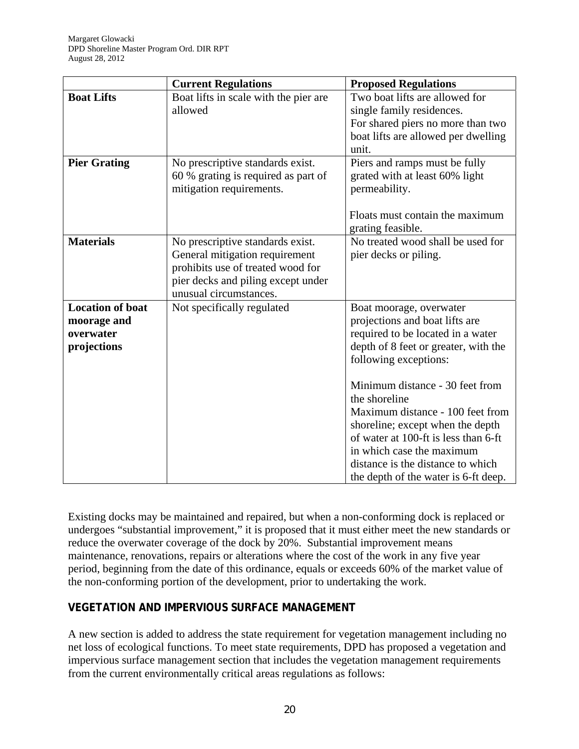| | Current Regulations | Proposed Regulations |
|---|---|---|
| **Boat Lifts** | Boat lifts in scale with the pier are allowed | Two boat lifts are allowed for single family residences. For shared piers no more than two boat lifts are allowed per dwelling unit. |
| **Pier Grating** | No prescriptive standards exist. 60 % grating is required as part of mitigation requirements. | Piers and ramps must be fully grated with at least 60% light permeability. Floats must contain the maximum grating feasible. |
| **Materials** | No prescriptive standards exist. General mitigation requirement prohibits use of treated wood for pier decks and piling except under unusual circumstances. | No treated wood shall be used for pier decks or piling. |
| **Location of boat moorage and overwater projections** | Not specifically regulated | Boat moorage, overwater projections and boat lifts are required to be located in a water depth of 8 feet or greater, with the following exceptions: Minimum distance - 30 feet from the shoreline. Maximum distance - 100 feet from shoreline; except when the depth of water at 100-ft is less than 6-ft in which case the maximum distance is the distance to which the depth of the water is 6-ft deep. |

Existing docks may be maintained and repaired, but when a non-conforming dock is replaced or undergoes "substantial improvement," it is proposed that it must either meet the new standards or reduce the overwater coverage of the dock by 20%. Substantial improvement means maintenance, renovations, repairs or alterations where the cost of the work in any five year period, beginning from the date of this ordinance, equals or exceeds 60% of the market value of the non-conforming portion of the development, prior to undertaking the work.

## VEGETATION AND IMPERVIOUS SURFACE MANAGEMENT

A new section is added to address the state requirement for vegetation management including no net loss of ecological functions. To meet state requirements, DPD has proposed a vegetation and impervious surface management section that includes the vegetation management requirements from the current environmentally critical areas regulations as follows: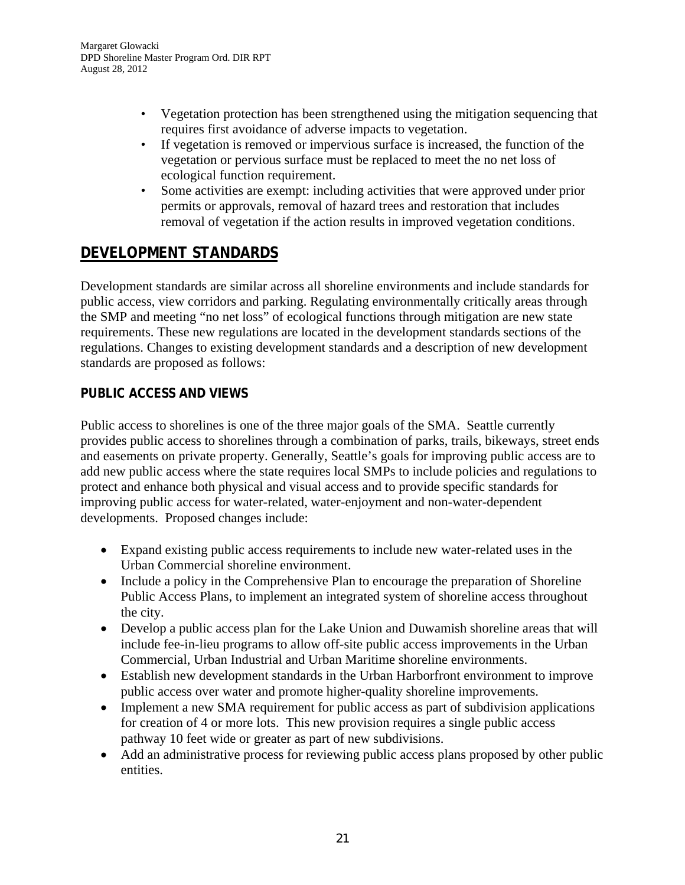- Vegetation protection has been strengthened using the mitigation sequencing that requires first avoidance of adverse impacts to vegetation.
- If vegetation is removed or impervious surface is increased, the function of the vegetation or pervious surface must be replaced to meet the no net loss of ecological function requirement.
- Some activities are exempt: including activities that were approved under prior permits or approvals, removal of hazard trees and restoration that includes removal of vegetation if the action results in improved vegetation conditions.

## DEVELOPMENT STANDARDS

Development standards are similar across all shoreline environments and include standards for public access, view corridors and parking. Regulating environmentally critically areas through the SMP and meeting "no net loss" of ecological functions through mitigation are new state requirements. These new regulations are located in the development standards sections of the regulations. Changes to existing development standards and a description of new development standards are proposed as follows:

### PUBLIC ACCESS AND VIEWS

Public access to shorelines is one of the three major goals of the SMA. Seattle currently provides public access to shorelines through a combination of parks, trails, bikeways, street ends and easements on private property. Generally, Seattle's goals for improving public access are to add new public access where the state requires local SMPs to include policies and regulations to protect and enhance both physical and visual access and to provide specific standards for improving public access for water-related, water-enjoyment and non-water-dependent developments. Proposed changes include:

- Expand existing public access requirements to include new water-related uses in the Urban Commercial shoreline environment.
- Include a policy in the Comprehensive Plan to encourage the preparation of Shoreline Public Access Plans, to implement an integrated system of shoreline access throughout the city.
- Develop a public access plan for the Lake Union and Duwamish shoreline areas that will include fee-in-lieu programs to allow off-site public access improvements in the Urban Commercial, Urban Industrial and Urban Maritime shoreline environments.
- Establish new development standards in the Urban Harborfront environment to improve public access over water and promote higher-quality shoreline improvements.
- Implement a new SMA requirement for public access as part of subdivision applications for creation of 4 or more lots. This new provision requires a single public access pathway 10 feet wide or greater as part of new subdivisions.
- Add an administrative process for reviewing public access plans proposed by other public entities.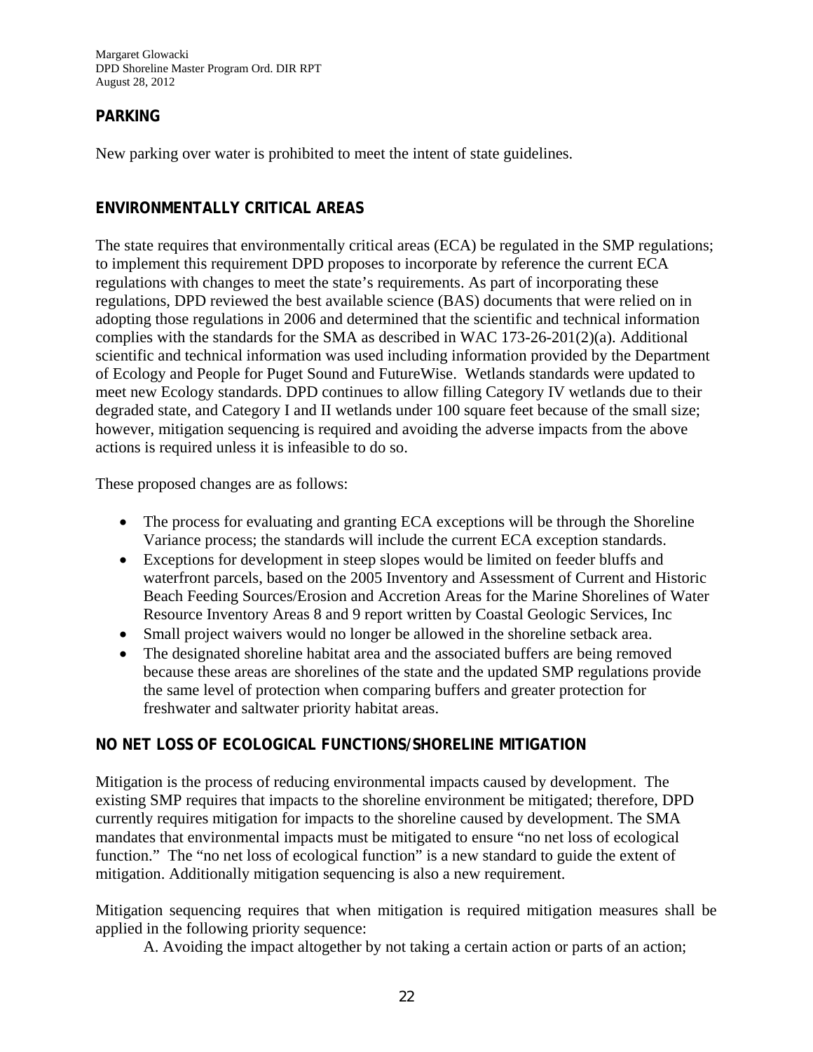## PARKING

New parking over water is prohibited to meet the intent of state guidelines.

## ENVIRONMENTALLY CRITICAL AREAS

The state requires that environmentally critical areas (ECA) be regulated in the SMP regulations; to implement this requirement DPD proposes to incorporate by reference the current ECA regulations with changes to meet the state's requirements. As part of incorporating these regulations, DPD reviewed the best available science (BAS) documents that were relied on in adopting those regulations in 2006 and determined that the scientific and technical information complies with the standards for the SMA as described in WAC 173-26-201(2)(a). Additional scientific and technical information was used including information provided by the Department of Ecology and People for Puget Sound and FutureWise. Wetlands standards were updated to meet new Ecology standards. DPD continues to allow filling Category IV wetlands due to their degraded state, and Category I and II wetlands under 100 square feet because of the small size; however, mitigation sequencing is required and avoiding the adverse impacts from the above actions is required unless it is infeasible to do so.

These proposed changes are as follows:

- The process for evaluating and granting ECA exceptions will be through the Shoreline Variance process; the standards will include the current ECA exception standards.
- Exceptions for development in steep slopes would be limited on feeder bluffs and waterfront parcels, based on the 2005 Inventory and Assessment of Current and Historic Beach Feeding Sources/Erosion and Accretion Areas for the Marine Shorelines of Water Resource Inventory Areas 8 and 9 report written by Coastal Geologic Services, Inc
- Small project waivers would no longer be allowed in the shoreline setback area.
- The designated shoreline habitat area and the associated buffers are being removed because these areas are shorelines of the state and the updated SMP regulations provide the same level of protection when comparing buffers and greater protection for freshwater and saltwater priority habitat areas.

## NO NET LOSS OF ECOLOGICAL FUNCTIONS/SHORELINE MITIGATION

Mitigation is the process of reducing environmental impacts caused by development. The existing SMP requires that impacts to the shoreline environment be mitigated; therefore, DPD currently requires mitigation for impacts to the shoreline caused by development. The SMA mandates that environmental impacts must be mitigated to ensure "no net loss of ecological function." The "no net loss of ecological function" is a new standard to guide the extent of mitigation. Additionally mitigation sequencing is also a new requirement.

Mitigation sequencing requires that when mitigation is required mitigation measures shall be applied in the following priority sequence:

A. Avoiding the impact altogether by not taking a certain action or parts of an action;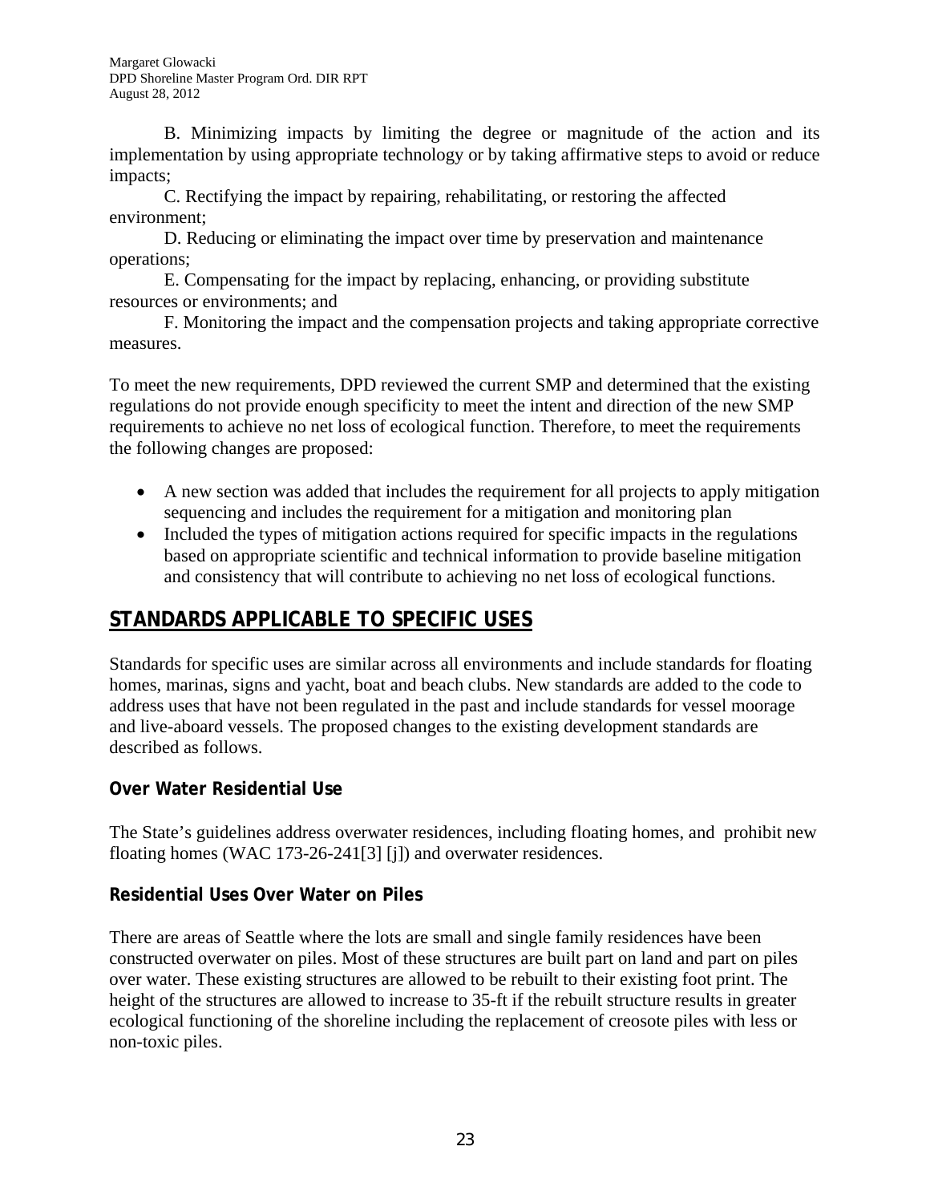B. Minimizing impacts by limiting the degree or magnitude of the action and its implementation by using appropriate technology or by taking affirmative steps to avoid or reduce impacts;

C. Rectifying the impact by repairing, rehabilitating, or restoring the affected environment;

D. Reducing or eliminating the impact over time by preservation and maintenance operations;

E. Compensating for the impact by replacing, enhancing, or providing substitute resources or environments; and

F. Monitoring the impact and the compensation projects and taking appropriate corrective measures.

To meet the new requirements, DPD reviewed the current SMP and determined that the existing regulations do not provide enough specificity to meet the intent and direction of the new SMP requirements to achieve no net loss of ecological function. Therefore, to meet the requirements the following changes are proposed:

- A new section was added that includes the requirement for all projects to apply mitigation sequencing and includes the requirement for a mitigation and monitoring plan
- Included the types of mitigation actions required for specific impacts in the regulations based on appropriate scientific and technical information to provide baseline mitigation and consistency that will contribute to achieving no net loss of ecological functions.

## STANDARDS APPLICABLE TO SPECIFIC USES

Standards for specific uses are similar across all environments and include standards for floating homes, marinas, signs and yacht, boat and beach clubs. New standards are added to the code to address uses that have not been regulated in the past and include standards for vessel moorage and live-aboard vessels. The proposed changes to the existing development standards are described as follows.

### Over Water Residential Use

The State's guidelines address overwater residences, including floating homes, and prohibit new floating homes (WAC 173-26-241[3] [j]) and overwater residences.

### Residential Uses Over Water on Piles

There are areas of Seattle where the lots are small and single family residences have been constructed overwater on piles. Most of these structures are built part on land and part on piles over water. These existing structures are allowed to be rebuilt to their existing foot print. The height of the structures are allowed to increase to 35-ft if the rebuilt structure results in greater ecological functioning of the shoreline including the replacement of creosote piles with less or non-toxic piles.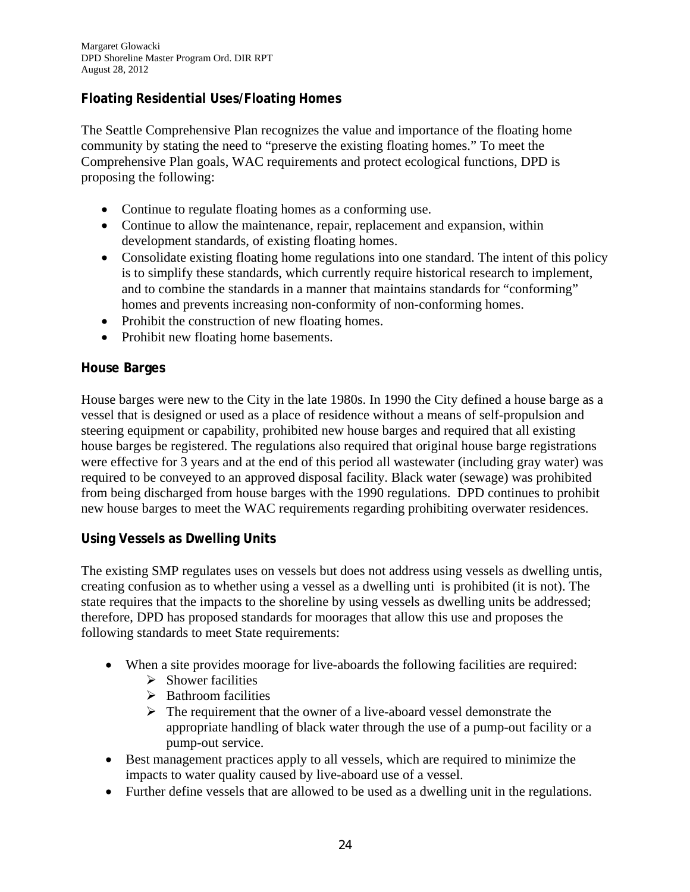**Floating Residential Uses/Floating Homes**

The Seattle Comprehensive Plan recognizes the value and importance of the floating home community by stating the need to "preserve the existing floating homes." To meet the Comprehensive Plan goals, WAC requirements and protect ecological functions, DPD is proposing the following:

- Continue to regulate floating homes as a conforming use.
- Continue to allow the maintenance, repair, replacement and expansion, within development standards, of existing floating homes.
- Consolidate existing floating home regulations into one standard. The intent of this policy is to simplify these standards, which currently require historical research to implement, and to combine the standards in a manner that maintains standards for "conforming" homes and prevents increasing non-conformity of non-conforming homes.
- Prohibit the construction of new floating homes.
- Prohibit new floating home basements.

**House Barges**

House barges were new to the City in the late 1980s. In 1990 the City defined a house barge as a vessel that is designed or used as a place of residence without a means of self-propulsion and steering equipment or capability, prohibited new house barges and required that all existing house barges be registered. The regulations also required that original house barge registrations were effective for 3 years and at the end of this period all wastewater (including gray water) was required to be conveyed to an approved disposal facility. Black water (sewage) was prohibited from being discharged from house barges with the 1990 regulations. DPD continues to prohibit new house barges to meet the WAC requirements regarding prohibiting overwater residences.

**Using Vessels as Dwelling Units**

The existing SMP regulates uses on vessels but does not address using vessels as dwelling untis, creating confusion as to whether using a vessel as a dwelling unti is prohibited (it is not). The state requires that the impacts to the shoreline by using vessels as dwelling units be addressed; therefore, DPD has proposed standards for moorages that allow this use and proposes the following standards to meet State requirements:

- When a site provides moorage for live-aboards the following facilities are required:
  - Shower facilities
  - Bathroom facilities
  - The requirement that the owner of a live-aboard vessel demonstrate the appropriate handling of black water through the use of a pump-out facility or a pump-out service.
- Best management practices apply to all vessels, which are required to minimize the impacts to water quality caused by live-aboard use of a vessel.
- Further define vessels that are allowed to be used as a dwelling unit in the regulations.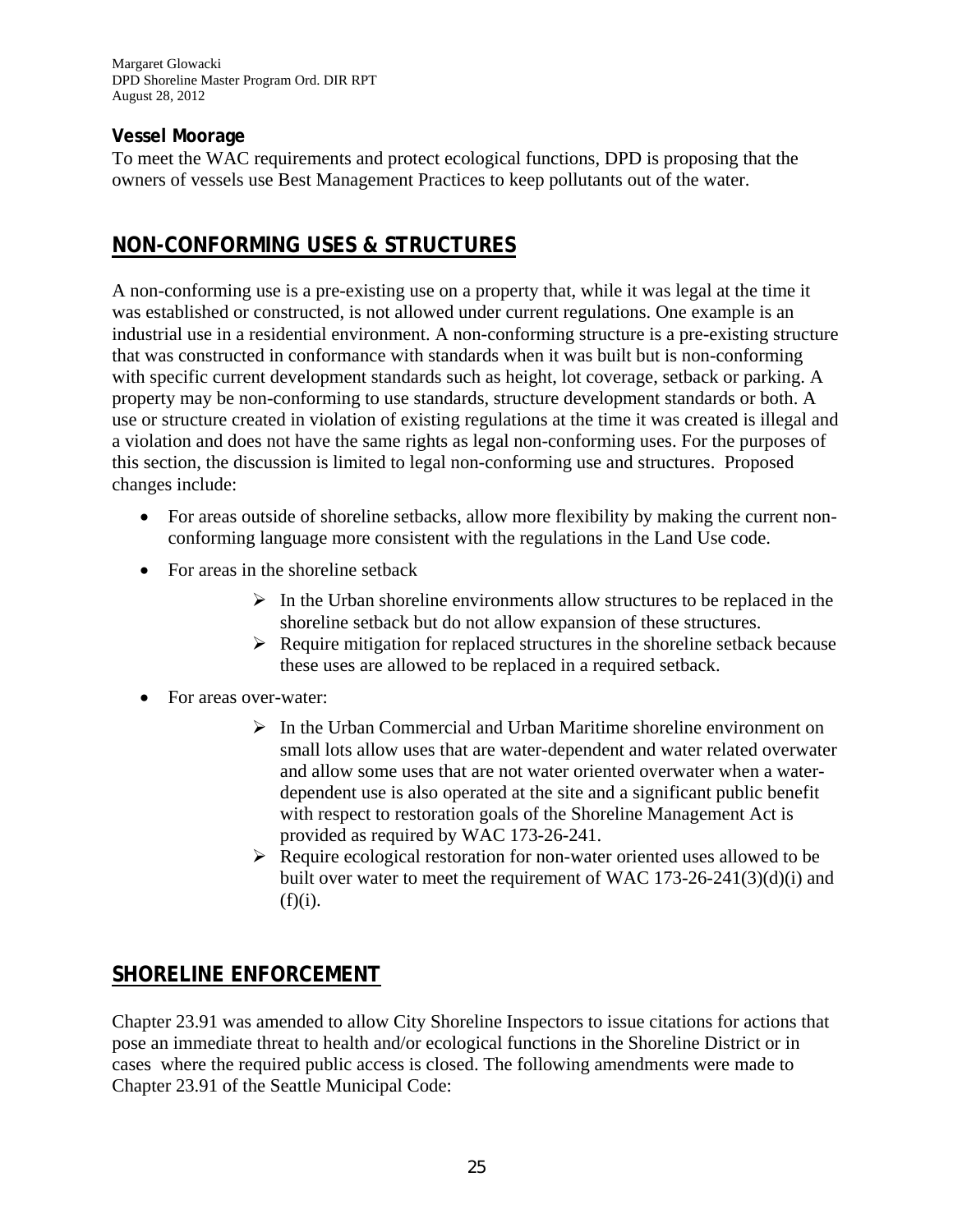### Vessel Moorage

To meet the WAC requirements and protect ecological functions, DPD is proposing that the owners of vessels use Best Management Practices to keep pollutants out of the water.

## NON-CONFORMING USES & STRUCTURES

A non-conforming use is a pre-existing use on a property that, while it was legal at the time it was established or constructed, is not allowed under current regulations. One example is an industrial use in a residential environment. A non-conforming structure is a pre-existing structure that was constructed in conformance with standards when it was built but is non-conforming with specific current development standards such as height, lot coverage, setback or parking. A property may be non-conforming to use standards, structure development standards or both. A use or structure created in violation of existing regulations at the time it was created is illegal and a violation and does not have the same rights as legal non-conforming uses. For the purposes of this section, the discussion is limited to legal non-conforming use and structures. Proposed changes include:

- For areas outside of shoreline setbacks, allow more flexibility by making the current non-conforming language more consistent with the regulations in the Land Use code.
- For areas in the shoreline setback
    - In the Urban shoreline environments allow structures to be replaced in the shoreline setback but do not allow expansion of these structures.
    - Require mitigation for replaced structures in the shoreline setback because these uses are allowed to be replaced in a required setback.
- For areas over-water:
    - In the Urban Commercial and Urban Maritime shoreline environment on small lots allow uses that are water-dependent and water related overwater and allow some uses that are not water oriented overwater when a water-dependent use is also operated at the site and a significant public benefit with respect to restoration goals of the Shoreline Management Act is provided as required by WAC 173-26-241.
    - Require ecological restoration for non-water oriented uses allowed to be built over water to meet the requirement of WAC 173-26-241(3)(d)(i) and (f)(i).

## SHORELINE ENFORCEMENT

Chapter 23.91 was amended to allow City Shoreline Inspectors to issue citations for actions that pose an immediate threat to health and/or ecological functions in the Shoreline District or in cases where the required public access is closed. The following amendments were made to Chapter 23.91 of the Seattle Municipal Code: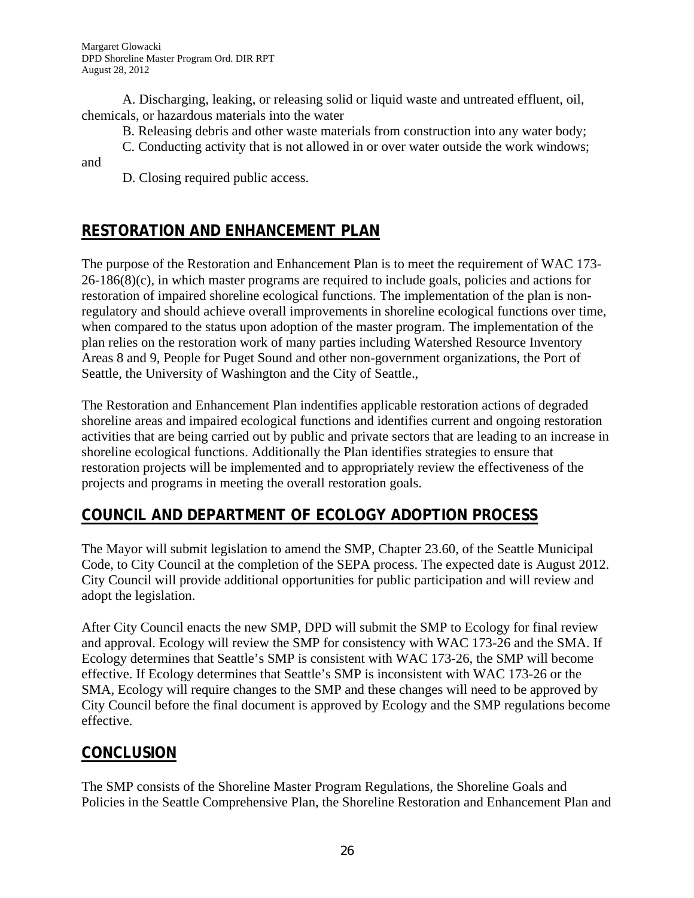A. Discharging, leaking, or releasing solid or liquid waste and untreated effluent, oil, chemicals, or hazardous materials into the water

B. Releasing debris and other waste materials from construction into any water body;

C. Conducting activity that is not allowed in or over water outside the work windows; and

D. Closing required public access.

## RESTORATION AND ENHANCEMENT PLAN

The purpose of the Restoration and Enhancement Plan is to meet the requirement of WAC 173-26-186(8)(c), in which master programs are required to include goals, policies and actions for restoration of impaired shoreline ecological functions. The implementation of the plan is non-regulatory and should achieve overall improvements in shoreline ecological functions over time, when compared to the status upon adoption of the master program. The implementation of the plan relies on the restoration work of many parties including Watershed Resource Inventory Areas 8 and 9, People for Puget Sound and other non-government organizations, the Port of Seattle, the University of Washington and the City of Seattle.,

The Restoration and Enhancement Plan indentifies applicable restoration actions of degraded shoreline areas and impaired ecological functions and identifies current and ongoing restoration activities that are being carried out by public and private sectors that are leading to an increase in shoreline ecological functions. Additionally the Plan identifies strategies to ensure that restoration projects will be implemented and to appropriately review the effectiveness of the projects and programs in meeting the overall restoration goals.

## COUNCIL AND DEPARTMENT OF ECOLOGY ADOPTION PROCESS

The Mayor will submit legislation to amend the SMP, Chapter 23.60, of the Seattle Municipal Code, to City Council at the completion of the SEPA process. The expected date is August 2012. City Council will provide additional opportunities for public participation and will review and adopt the legislation.

After City Council enacts the new SMP, DPD will submit the SMP to Ecology for final review and approval. Ecology will review the SMP for consistency with WAC 173-26 and the SMA. If Ecology determines that Seattle's SMP is consistent with WAC 173-26, the SMP will become effective. If Ecology determines that Seattle's SMP is inconsistent with WAC 173-26 or the SMA, Ecology will require changes to the SMP and these changes will need to be approved by City Council before the final document is approved by Ecology and the SMP regulations become effective.

## CONCLUSION

The SMP consists of the Shoreline Master Program Regulations, the Shoreline Goals and Policies in the Seattle Comprehensive Plan, the Shoreline Restoration and Enhancement Plan and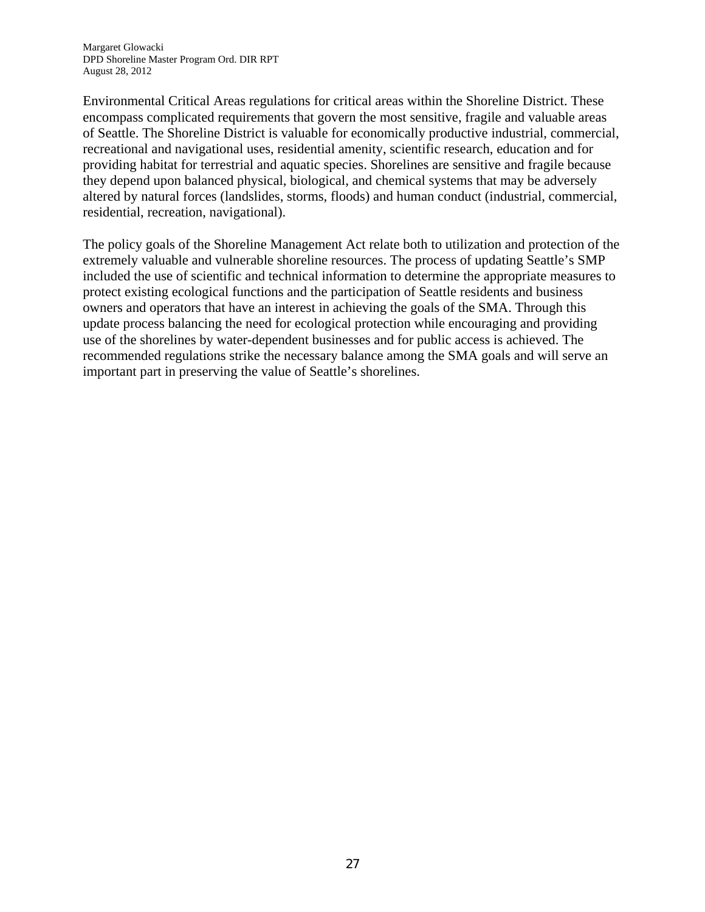Environmental Critical Areas regulations for critical areas within the Shoreline District. These encompass complicated requirements that govern the most sensitive, fragile and valuable areas of Seattle. The Shoreline District is valuable for economically productive industrial, commercial, recreational and navigational uses, residential amenity, scientific research, education and for providing habitat for terrestrial and aquatic species. Shorelines are sensitive and fragile because they depend upon balanced physical, biological, and chemical systems that may be adversely altered by natural forces (landslides, storms, floods) and human conduct (industrial, commercial, residential, recreation, navigational).

The policy goals of the Shoreline Management Act relate both to utilization and protection of the extremely valuable and vulnerable shoreline resources. The process of updating Seattle's SMP included the use of scientific and technical information to determine the appropriate measures to protect existing ecological functions and the participation of Seattle residents and business owners and operators that have an interest in achieving the goals of the SMA. Through this update process balancing the need for ecological protection while encouraging and providing use of the shorelines by water-dependent businesses and for public access is achieved. The recommended regulations strike the necessary balance among the SMA goals and will serve an important part in preserving the value of Seattle's shorelines.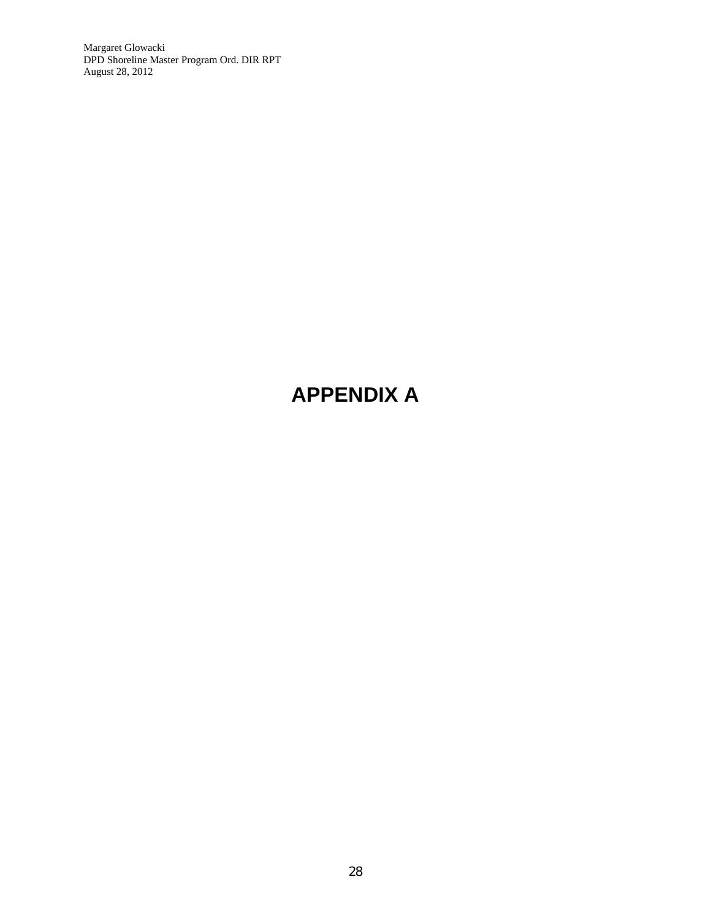# APPENDIX A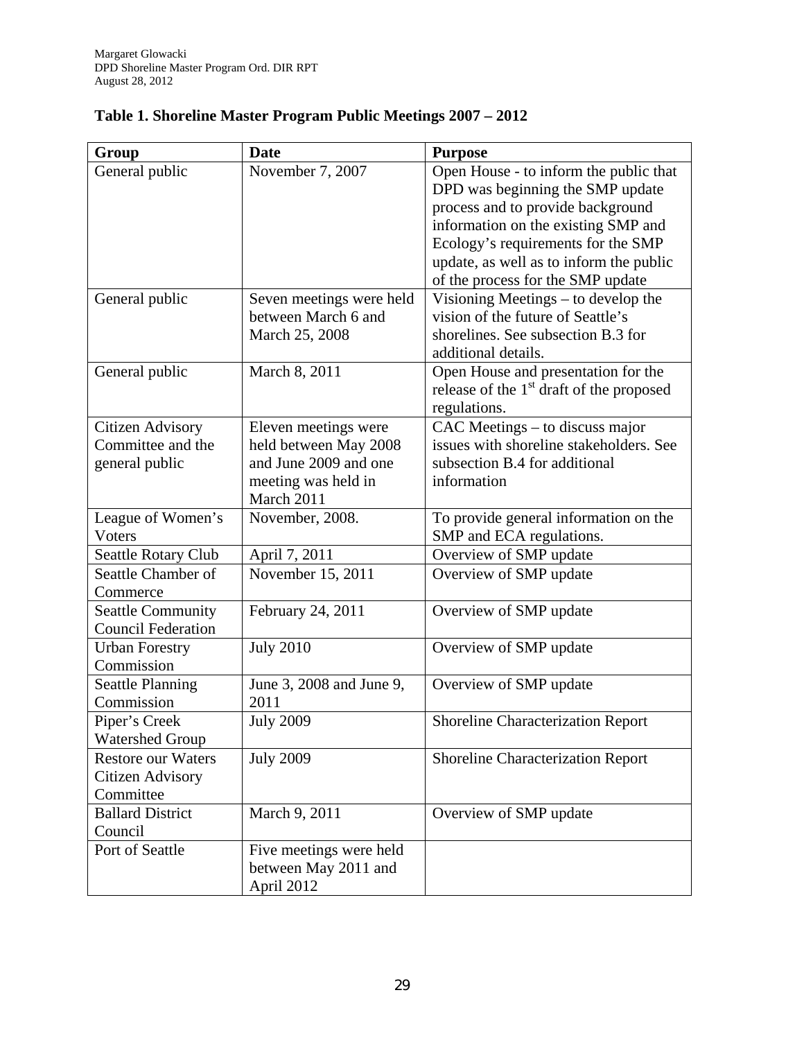**Table 1. Shoreline Master Program Public Meetings 2007 – 2012**

| Group | Date | Purpose |
|---|---|---|
| General public | November 7, 2007 | Open House - to inform the public that DPD was beginning the SMP update process and to provide background information on the existing SMP and Ecology's requirements for the SMP update, as well as to inform the public of the process for the SMP update |
| General public | Seven meetings were held between March 6 and March 25, 2008 | Visioning Meetings – to develop the vision of the future of Seattle's shorelines. See subsection B.3 for additional details. |
| General public | March 8, 2011 | Open House and presentation for the release of the 1st draft of the proposed regulations. |
| Citizen Advisory Committee and the general public | Eleven meetings were held between May 2008 and June 2009 and one meeting was held in March 2011 | CAC Meetings – to discuss major issues with shoreline stakeholders. See subsection B.4 for additional information |
| League of Women's Voters | November, 2008. | To provide general information on the SMP and ECA regulations. |
| Seattle Rotary Club | April 7, 2011 | Overview of SMP update |
| Seattle Chamber of Commerce | November 15, 2011 | Overview of SMP update |
| Seattle Community Council Federation | February 24, 2011 | Overview of SMP update |
| Urban Forestry Commission | July 2010 | Overview of SMP update |
| Seattle Planning Commission | June 3, 2008 and June 9, 2011 | Overview of SMP update |
| Piper's Creek Watershed Group | July 2009 | Shoreline Characterization Report |
| Restore our Waters Citizen Advisory Committee | July 2009 | Shoreline Characterization Report |
| Ballard District Council | March 9, 2011 | Overview of SMP update |
| Port of Seattle | Five meetings were held between May 2011 and April 2012 | |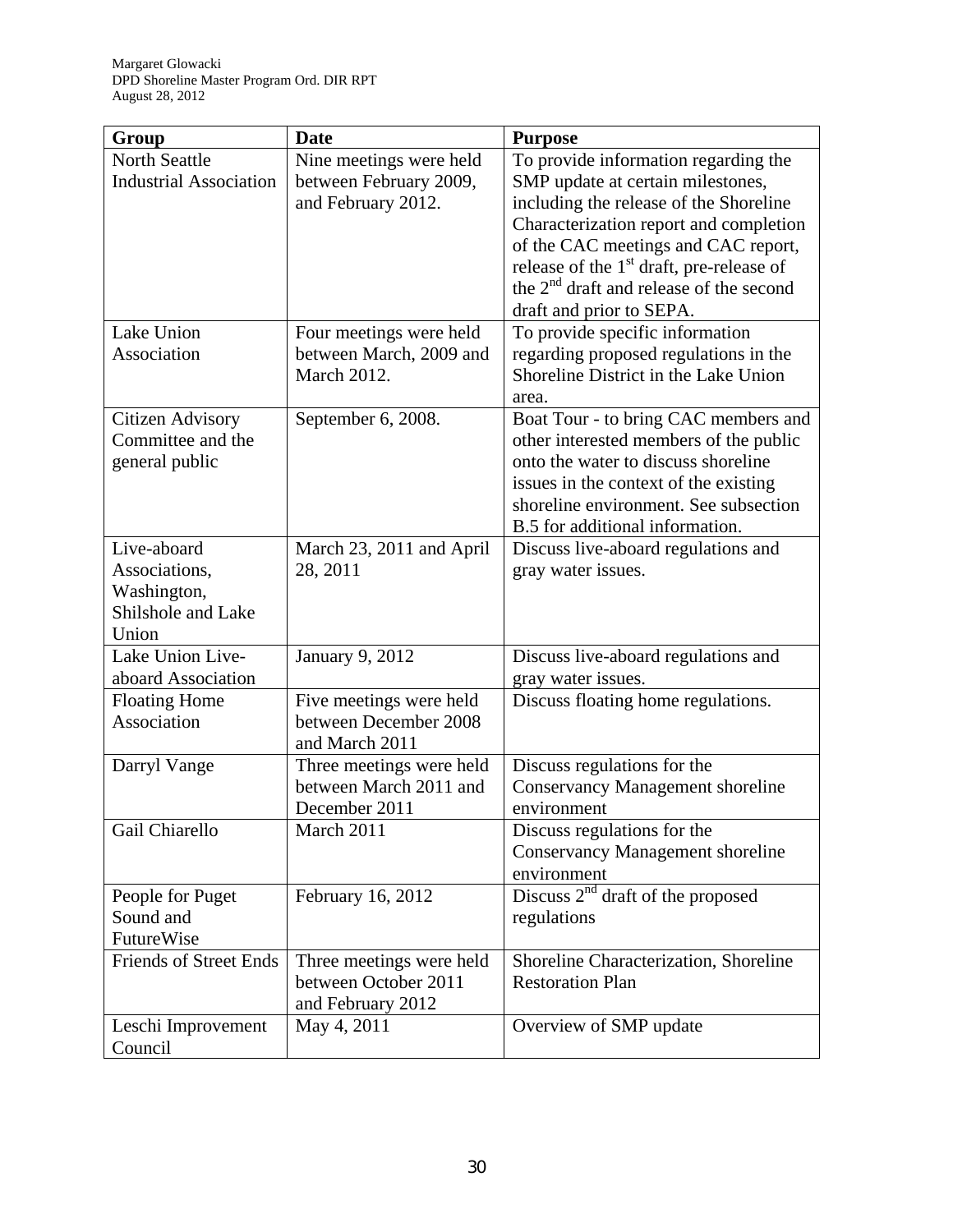| Group | Date | Purpose |
|---|---|---|
| North Seattle Industrial Association | Nine meetings were held between February 2009, and February 2012. | To provide information regarding the SMP update at certain milestones, including the release of the Shoreline Characterization report and completion of the CAC meetings and CAC report, release of the 1st draft, pre-release of the 2nd draft and release of the second draft and prior to SEPA. |
| Lake Union Association | Four meetings were held between March, 2009 and March 2012. | To provide specific information regarding proposed regulations in the Shoreline District in the Lake Union area. |
| Citizen Advisory Committee and the general public | September 6, 2008. | Boat Tour - to bring CAC members and other interested members of the public onto the water to discuss shoreline issues in the context of the existing shoreline environment. See subsection B.5 for additional information. |
| Live-aboard Associations, Washington, Shilshole and Lake Union | March 23, 2011 and April 28, 2011 | Discuss live-aboard regulations and gray water issues. |
| Lake Union Live-aboard Association | January 9, 2012 | Discuss live-aboard regulations and gray water issues. |
| Floating Home Association | Five meetings were held between December 2008 and March 2011 | Discuss floating home regulations. |
| Darryl Vange | Three meetings were held between March 2011 and December 2011 | Discuss regulations for the Conservancy Management shoreline environment |
| Gail Chiarello | March 2011 | Discuss regulations for the Conservancy Management shoreline environment |
| People for Puget Sound and FutureWise | February 16, 2012 | Discuss 2nd draft of the proposed regulations |
| Friends of Street Ends | Three meetings were held between October 2011 and February 2012 | Shoreline Characterization, Shoreline Restoration Plan |
| Leschi Improvement Council | May 4, 2011 | Overview of SMP update |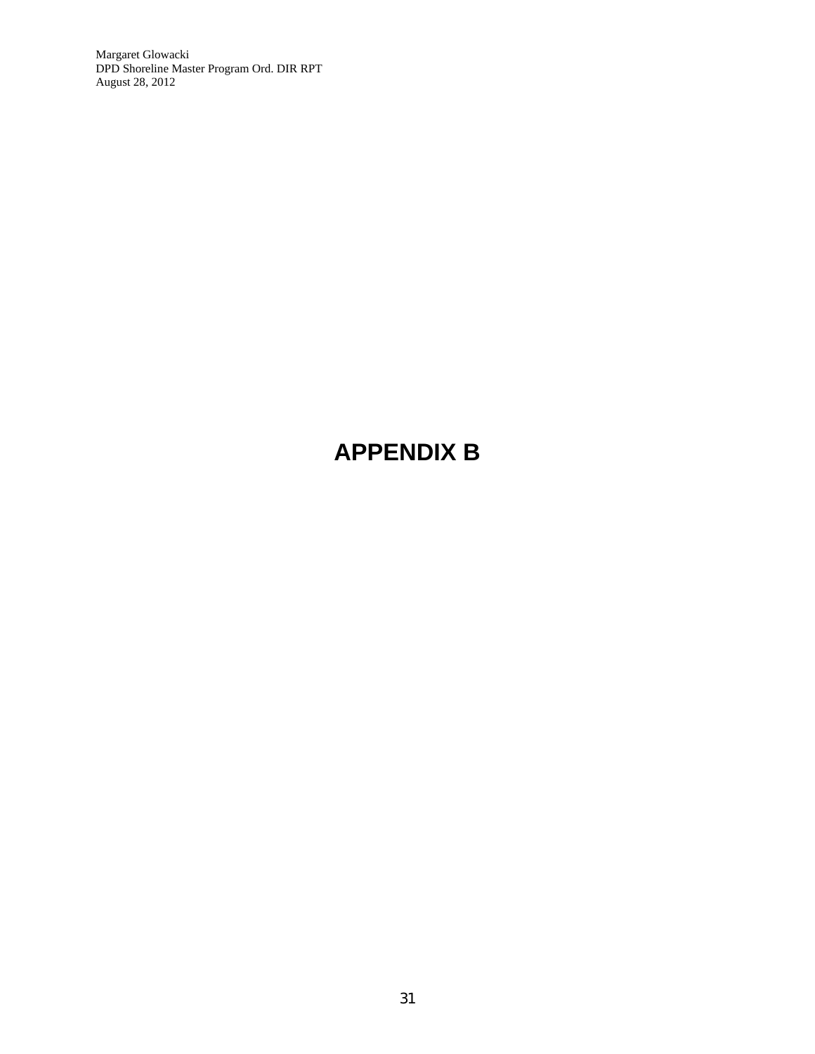# APPENDIX B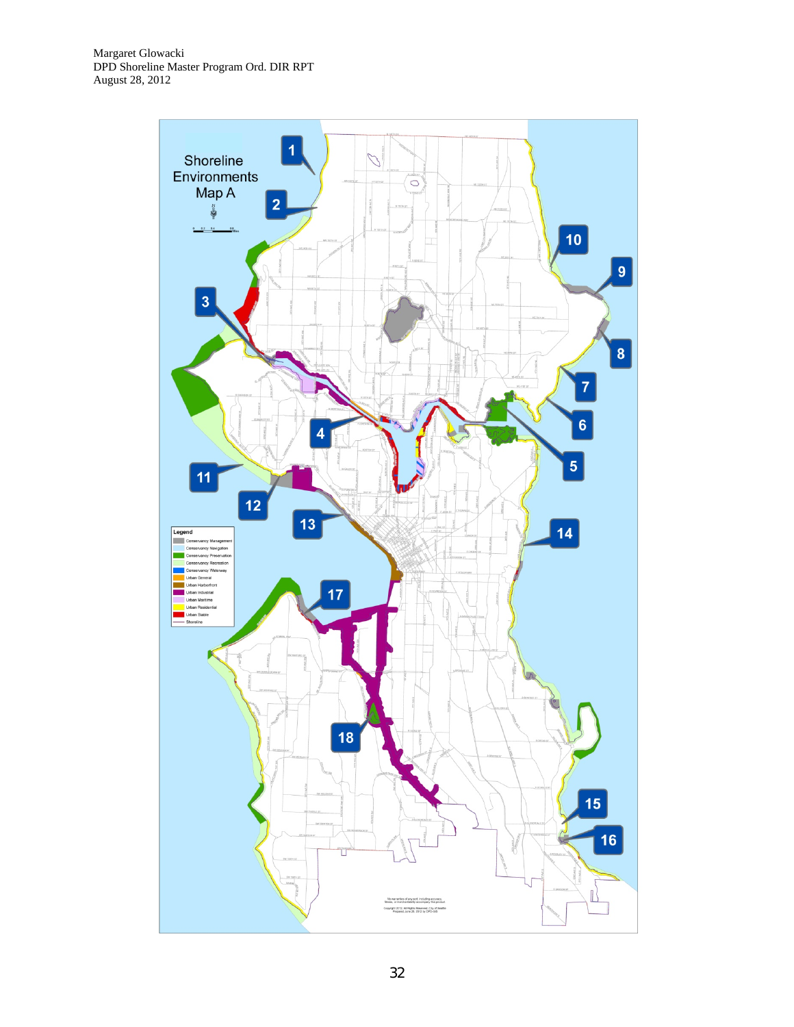Shoreline Environments Map A

Legend

- Conservancy Management
- Conservancy Navigation
- Conservancy Preservation
- Conservancy Recreation
- Conservancy Waterway
- Urban General
- Urban Harborfront
- Urban Industrial
- Urban Maritime
- Urban Residential
- Urban Stable
- Shoreline

1 2 3 4 5 6 7 8 9 10 11 12 13 14 15 16 17 18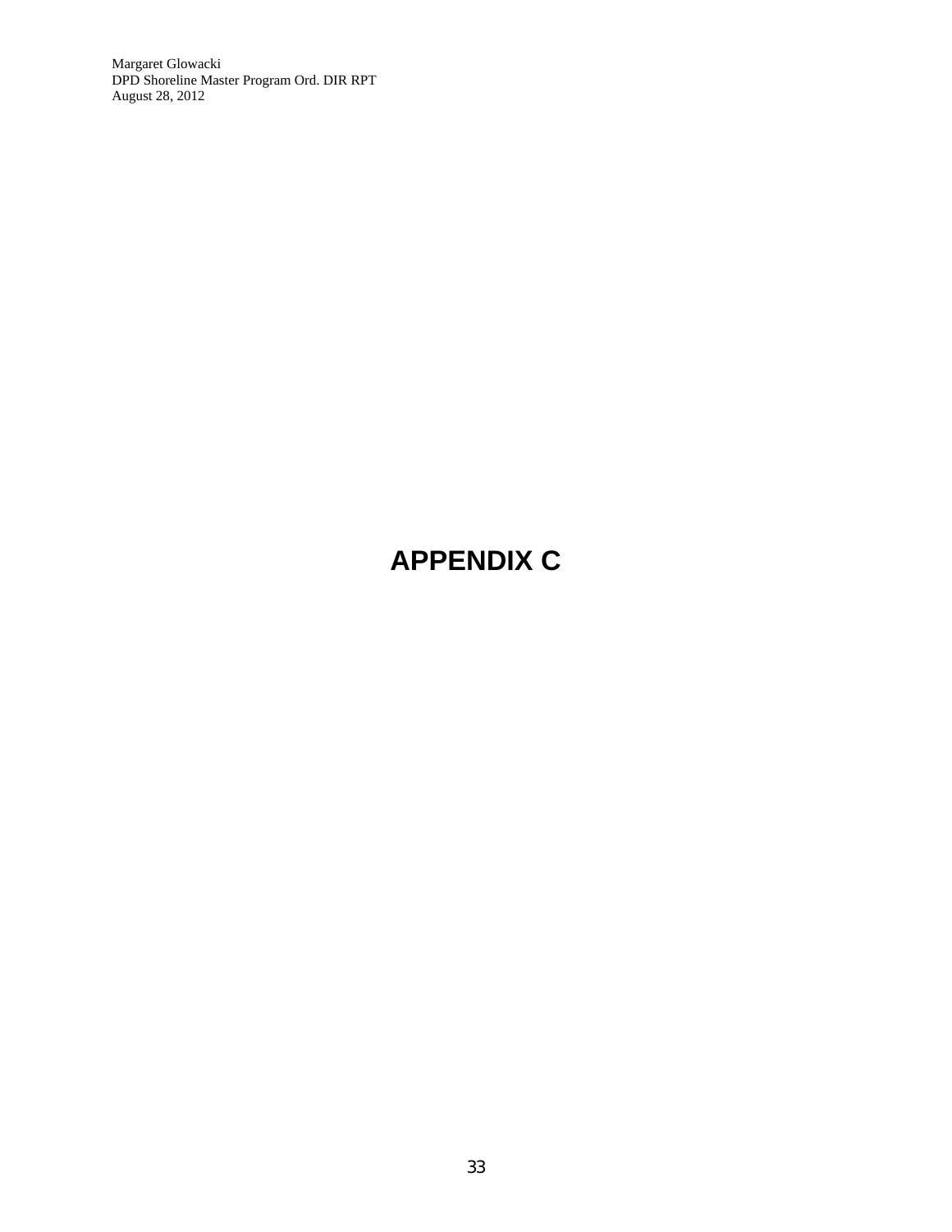# APPENDIX C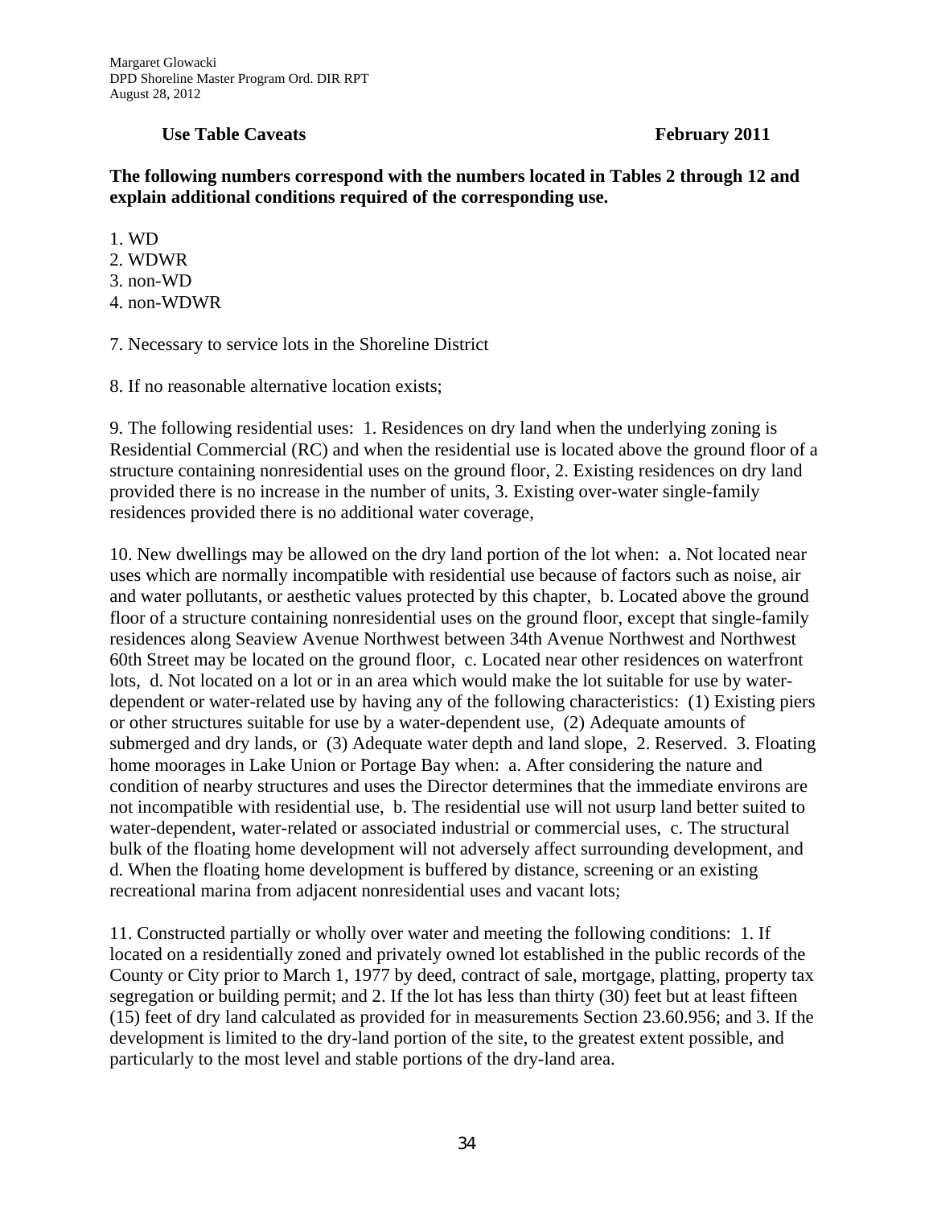**Use Table Caveats** **February 2011**

**The following numbers correspond with the numbers located in Tables 2 through 12 and explain additional conditions required of the corresponding use.**

1. WD
2. WDWR
3. non-WD
4. non-WDWR

7. Necessary to service lots in the Shoreline District

8. If no reasonable alternative location exists;

9. The following residential uses: 1. Residences on dry land when the underlying zoning is Residential Commercial (RC) and when the residential use is located above the ground floor of a structure containing nonresidential uses on the ground floor, 2. Existing residences on dry land provided there is no increase in the number of units, 3. Existing over-water single-family residences provided there is no additional water coverage,

10. New dwellings may be allowed on the dry land portion of the lot when: a. Not located near uses which are normally incompatible with residential use because of factors such as noise, air and water pollutants, or aesthetic values protected by this chapter, b. Located above the ground floor of a structure containing nonresidential uses on the ground floor, except that single-family residences along Seaview Avenue Northwest between 34th Avenue Northwest and Northwest 60th Street may be located on the ground floor, c. Located near other residences on waterfront lots, d. Not located on a lot or in an area which would make the lot suitable for use by water-dependent or water-related use by having any of the following characteristics: (1) Existing piers or other structures suitable for use by a water-dependent use, (2) Adequate amounts of submerged and dry lands, or (3) Adequate water depth and land slope, 2. Reserved. 3. Floating home moorages in Lake Union or Portage Bay when: a. After considering the nature and condition of nearby structures and uses the Director determines that the immediate environs are not incompatible with residential use, b. The residential use will not usurp land better suited to water-dependent, water-related or associated industrial or commercial uses, c. The structural bulk of the floating home development will not adversely affect surrounding development, and d. When the floating home development is buffered by distance, screening or an existing recreational marina from adjacent nonresidential uses and vacant lots;

11. Constructed partially or wholly over water and meeting the following conditions: 1. If located on a residentially zoned and privately owned lot established in the public records of the County or City prior to March 1, 1977 by deed, contract of sale, mortgage, platting, property tax segregation or building permit; and 2. If the lot has less than thirty (30) feet but at least fifteen (15) feet of dry land calculated as provided for in measurements Section 23.60.956; and 3. If the development is limited to the dry-land portion of the site, to the greatest extent possible, and particularly to the most level and stable portions of the dry-land area.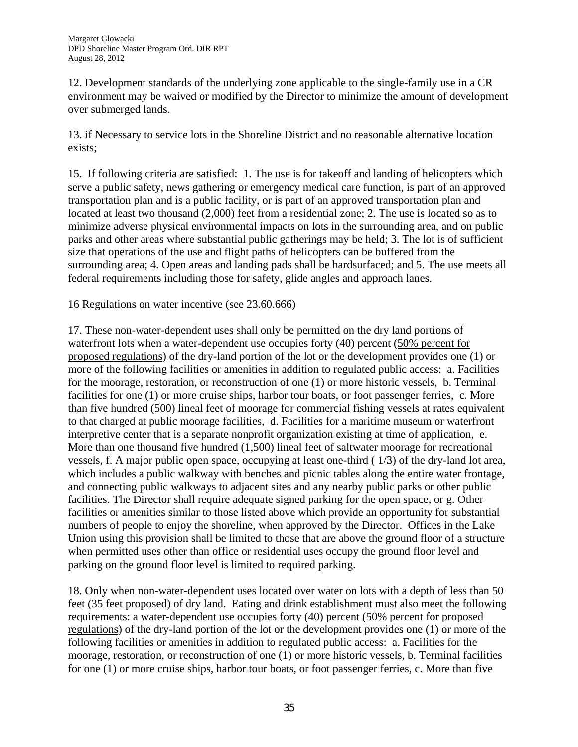12. Development standards of the underlying zone applicable to the single-family use in a CR environment may be waived or modified by the Director to minimize the amount of development over submerged lands.

13. if Necessary to service lots in the Shoreline District and no reasonable alternative location exists;

15. If following criteria are satisfied: 1. The use is for takeoff and landing of helicopters which serve a public safety, news gathering or emergency medical care function, is part of an approved transportation plan and is a public facility, or is part of an approved transportation plan and located at least two thousand (2,000) feet from a residential zone; 2. The use is located so as to minimize adverse physical environmental impacts on lots in the surrounding area, and on public parks and other areas where substantial public gatherings may be held; 3. The lot is of sufficient size that operations of the use and flight paths of helicopters can be buffered from the surrounding area; 4. Open areas and landing pads shall be hardsurfaced; and 5. The use meets all federal requirements including those for safety, glide angles and approach lanes.

16 Regulations on water incentive (see 23.60.666)

17. These non-water-dependent uses shall only be permitted on the dry land portions of waterfront lots when a water-dependent use occupies forty (40) percent (50% percent for proposed regulations) of the dry-land portion of the lot or the development provides one (1) or more of the following facilities or amenities in addition to regulated public access: a. Facilities for the moorage, restoration, or reconstruction of one (1) or more historic vessels, b. Terminal facilities for one (1) or more cruise ships, harbor tour boats, or foot passenger ferries, c. More than five hundred (500) lineal feet of moorage for commercial fishing vessels at rates equivalent to that charged at public moorage facilities, d. Facilities for a maritime museum or waterfront interpretive center that is a separate nonprofit organization existing at time of application, e. More than one thousand five hundred (1,500) lineal feet of saltwater moorage for recreational vessels, f. A major public open space, occupying at least one-third ( 1/3) of the dry-land lot area, which includes a public walkway with benches and picnic tables along the entire water frontage, and connecting public walkways to adjacent sites and any nearby public parks or other public facilities. The Director shall require adequate signed parking for the open space, or g. Other facilities or amenities similar to those listed above which provide an opportunity for substantial numbers of people to enjoy the shoreline, when approved by the Director. Offices in the Lake Union using this provision shall be limited to those that are above the ground floor of a structure when permitted uses other than office or residential uses occupy the ground floor level and parking on the ground floor level is limited to required parking.

18. Only when non-water-dependent uses located over water on lots with a depth of less than 50 feet (35 feet proposed) of dry land. Eating and drink establishment must also meet the following requirements: a water-dependent use occupies forty (40) percent (50% percent for proposed regulations) of the dry-land portion of the lot or the development provides one (1) or more of the following facilities or amenities in addition to regulated public access: a. Facilities for the moorage, restoration, or reconstruction of one (1) or more historic vessels, b. Terminal facilities for one (1) or more cruise ships, harbor tour boats, or foot passenger ferries, c. More than five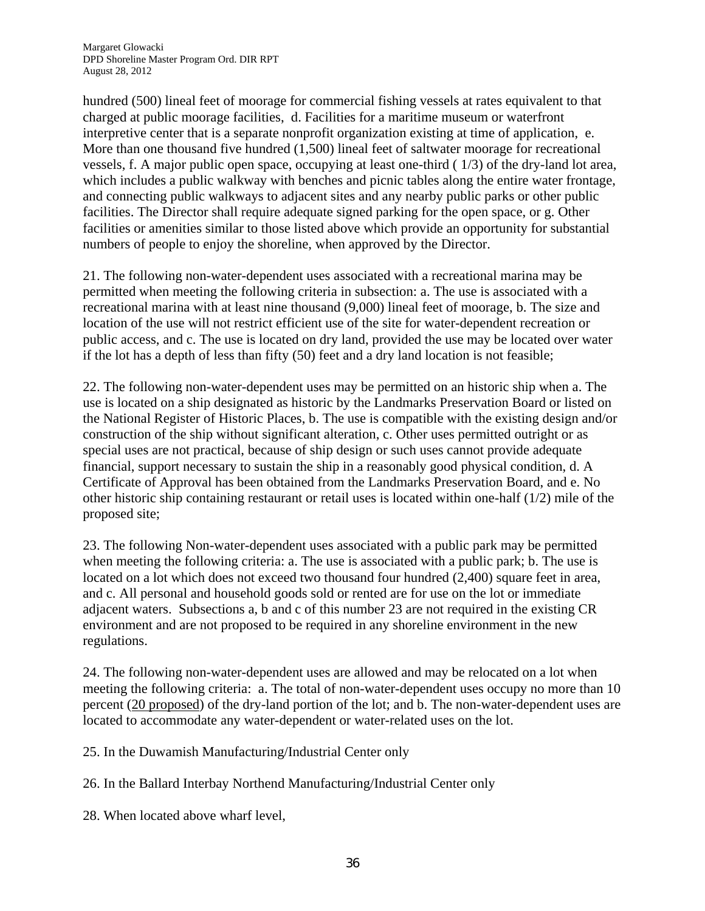hundred (500) lineal feet of moorage for commercial fishing vessels at rates equivalent to that charged at public moorage facilities, d. Facilities for a maritime museum or waterfront interpretive center that is a separate nonprofit organization existing at time of application, e. More than one thousand five hundred (1,500) lineal feet of saltwater moorage for recreational vessels, f. A major public open space, occupying at least one-third ( 1/3) of the dry-land lot area, which includes a public walkway with benches and picnic tables along the entire water frontage, and connecting public walkways to adjacent sites and any nearby public parks or other public facilities. The Director shall require adequate signed parking for the open space, or g. Other facilities or amenities similar to those listed above which provide an opportunity for substantial numbers of people to enjoy the shoreline, when approved by the Director.

21. The following non-water-dependent uses associated with a recreational marina may be permitted when meeting the following criteria in subsection: a. The use is associated with a recreational marina with at least nine thousand (9,000) lineal feet of moorage, b. The size and location of the use will not restrict efficient use of the site for water-dependent recreation or public access, and c. The use is located on dry land, provided the use may be located over water if the lot has a depth of less than fifty (50) feet and a dry land location is not feasible;

22. The following non-water-dependent uses may be permitted on an historic ship when a. The use is located on a ship designated as historic by the Landmarks Preservation Board or listed on the National Register of Historic Places, b. The use is compatible with the existing design and/or construction of the ship without significant alteration, c. Other uses permitted outright or as special uses are not practical, because of ship design or such uses cannot provide adequate financial, support necessary to sustain the ship in a reasonably good physical condition, d. A Certificate of Approval has been obtained from the Landmarks Preservation Board, and e. No other historic ship containing restaurant or retail uses is located within one-half (1/2) mile of the proposed site;

23. The following Non-water-dependent uses associated with a public park may be permitted when meeting the following criteria: a. The use is associated with a public park; b. The use is located on a lot which does not exceed two thousand four hundred (2,400) square feet in area, and c. All personal and household goods sold or rented are for use on the lot or immediate adjacent waters. Subsections a, b and c of this number 23 are not required in the existing CR environment and are not proposed to be required in any shoreline environment in the new regulations.

24. The following non-water-dependent uses are allowed and may be relocated on a lot when meeting the following criteria: a. The total of non-water-dependent uses occupy no more than 10 percent (<u>20 proposed</u>) of the dry-land portion of the lot; and b. The non-water-dependent uses are located to accommodate any water-dependent or water-related uses on the lot.

25. In the Duwamish Manufacturing/Industrial Center only

26. In the Ballard Interbay Northend Manufacturing/Industrial Center only

28. When located above wharf level,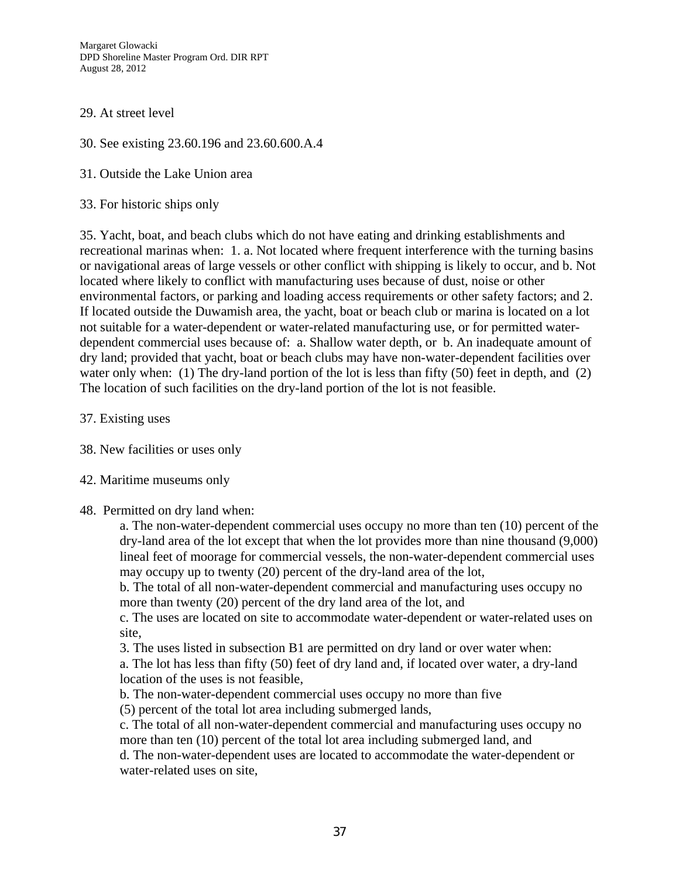29. At street level

30. See existing 23.60.196 and 23.60.600.A.4

31. Outside the Lake Union area

33. For historic ships only

35. Yacht, boat, and beach clubs which do not have eating and drinking establishments and recreational marinas when: 1. a. Not located where frequent interference with the turning basins or navigational areas of large vessels or other conflict with shipping is likely to occur, and b. Not located where likely to conflict with manufacturing uses because of dust, noise or other environmental factors, or parking and loading access requirements or other safety factors; and 2. If located outside the Duwamish area, the yacht, boat or beach club or marina is located on a lot not suitable for a water-dependent or water-related manufacturing use, or for permitted water-dependent commercial uses because of: a. Shallow water depth, or b. An inadequate amount of dry land; provided that yacht, boat or beach clubs may have non-water-dependent facilities over water only when: (1) The dry-land portion of the lot is less than fifty (50) feet in depth, and (2) The location of such facilities on the dry-land portion of the lot is not feasible.

37. Existing uses

38. New facilities or uses only

42. Maritime museums only

48. Permitted on dry land when:

> a. The non-water-dependent commercial uses occupy no more than ten (10) percent of the dry-land area of the lot except that when the lot provides more than nine thousand (9,000) lineal feet of moorage for commercial vessels, the non-water-dependent commercial uses may occupy up to twenty (20) percent of the dry-land area of the lot,
>
> b. The total of all non-water-dependent commercial and manufacturing uses occupy no more than twenty (20) percent of the dry land area of the lot, and
>
> c. The uses are located on site to accommodate water-dependent or water-related uses on site,
>
> 3. The uses listed in subsection B1 are permitted on dry land or over water when:
>
> a. The lot has less than fifty (50) feet of dry land and, if located over water, a dry-land location of the uses is not feasible,
>
> b. The non-water-dependent commercial uses occupy no more than five (5) percent of the total lot area including submerged lands,
>
> c. The total of all non-water-dependent commercial and manufacturing uses occupy no more than ten (10) percent of the total lot area including submerged land, and
>
> d. The non-water-dependent uses are located to accommodate the water-dependent or water-related uses on site,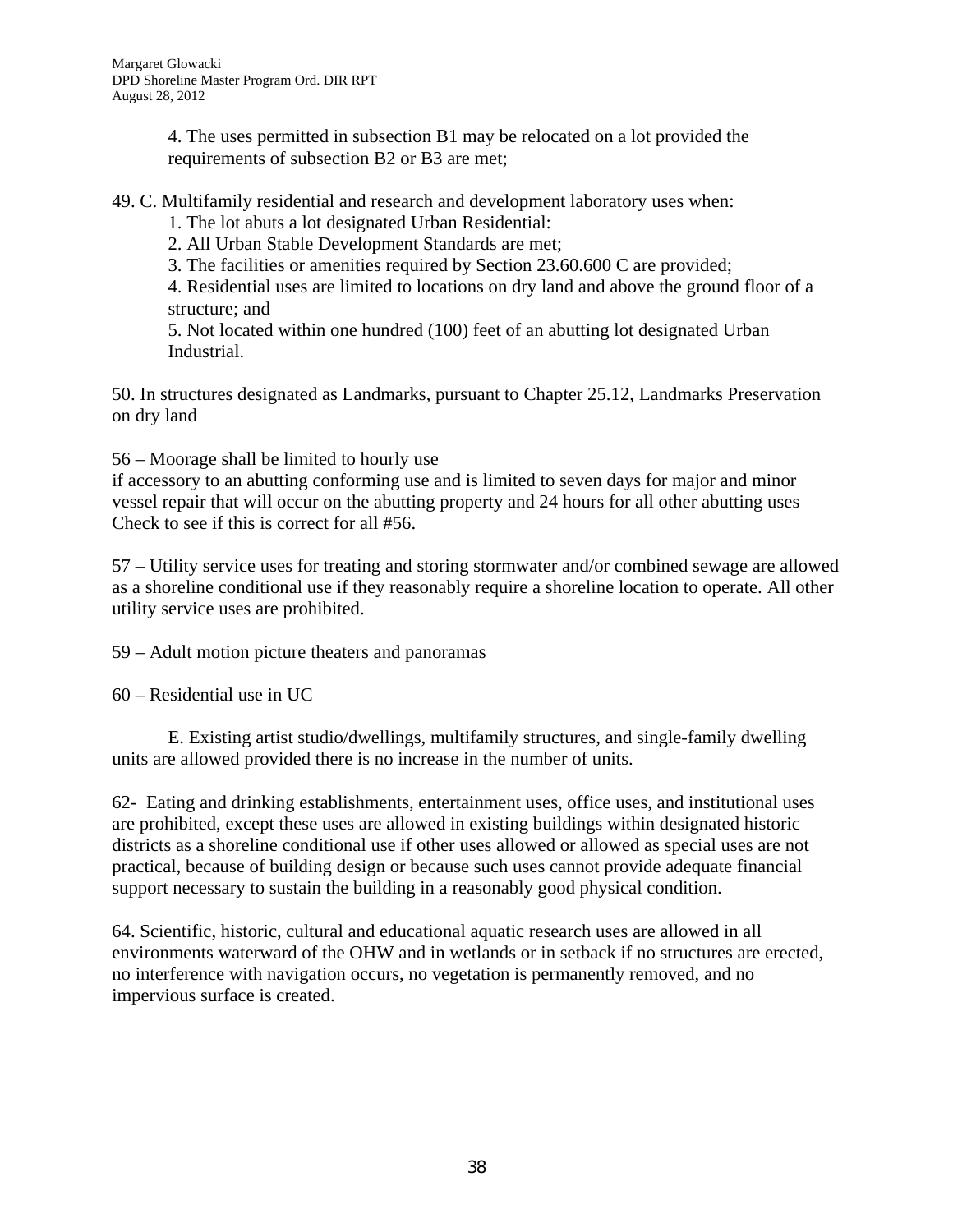4. The uses permitted in subsection B1 may be relocated on a lot provided the requirements of subsection B2 or B3 are met;

49. C. Multifamily residential and research and development laboratory uses when:

1. The lot abuts a lot designated Urban Residential:
2. All Urban Stable Development Standards are met;
3. The facilities or amenities required by Section 23.60.600 C are provided;
4. Residential uses are limited to locations on dry land and above the ground floor of a structure; and
5. Not located within one hundred (100) feet of an abutting lot designated Urban Industrial.

50. In structures designated as Landmarks, pursuant to Chapter 25.12, Landmarks Preservation on dry land

56 – Moorage shall be limited to hourly use
if accessory to an abutting conforming use and is limited to seven days for major and minor vessel repair that will occur on the abutting property and 24 hours for all other abutting uses
Check to see if this is correct for all #56.

57 – Utility service uses for treating and storing stormwater and/or combined sewage are allowed as a shoreline conditional use if they reasonably require a shoreline location to operate. All other utility service uses are prohibited.

59 – Adult motion picture theaters and panoramas

60 – Residential use in UC

E. Existing artist studio/dwellings, multifamily structures, and single-family dwelling units are allowed provided there is no increase in the number of units.

62- Eating and drinking establishments, entertainment uses, office uses, and institutional uses are prohibited, except these uses are allowed in existing buildings within designated historic districts as a shoreline conditional use if other uses allowed or allowed as special uses are not practical, because of building design or because such uses cannot provide adequate financial support necessary to sustain the building in a reasonably good physical condition.

64. Scientific, historic, cultural and educational aquatic research uses are allowed in all environments waterward of the OHW and in wetlands or in setback if no structures are erected, no interference with navigation occurs, no vegetation is permanently removed, and no impervious surface is created.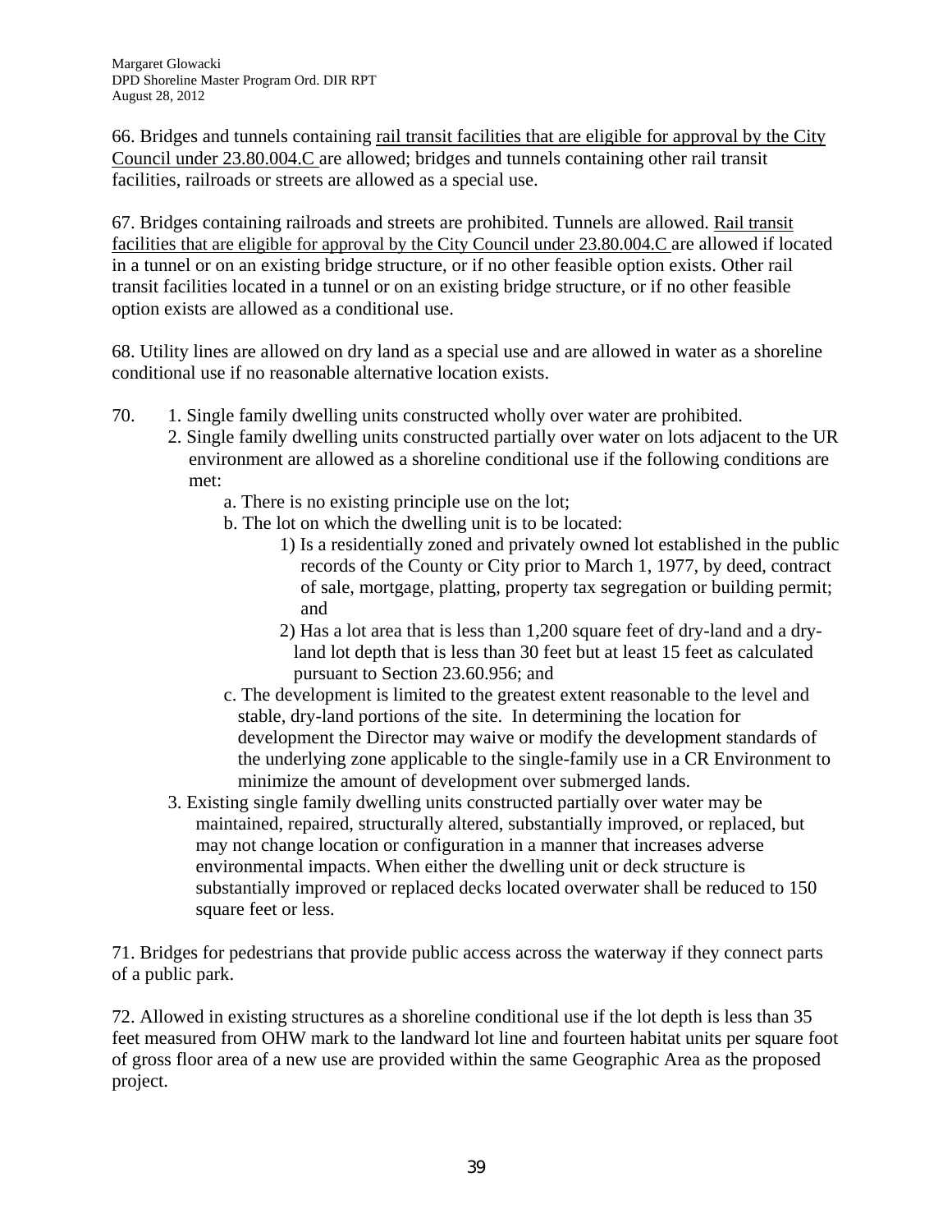66. Bridges and tunnels containing <u>rail transit facilities that are eligible for approval by the City Council under 23.80.004.C</u> are allowed; bridges and tunnels containing other rail transit facilities, railroads or streets are allowed as a special use.

67. Bridges containing railroads and streets are prohibited. Tunnels are allowed. <u>Rail transit facilities that are eligible for approval by the City Council under 23.80.004.C</u> are allowed if located in a tunnel or on an existing bridge structure, or if no other feasible option exists. Other rail transit facilities located in a tunnel or on an existing bridge structure, or if no other feasible option exists are allowed as a conditional use.

68. Utility lines are allowed on dry land as a special use and are allowed in water as a shoreline conditional use if no reasonable alternative location exists.

70. 1. Single family dwelling units constructed wholly over water are prohibited.

   2. Single family dwelling units constructed partially over water on lots adjacent to the UR environment are allowed as a shoreline conditional use if the following conditions are met:

      a. There is no existing principle use on the lot;

      b. The lot on which the dwelling unit is to be located:

         1) Is a residentially zoned and privately owned lot established in the public records of the County or City prior to March 1, 1977, by deed, contract of sale, mortgage, platting, property tax segregation or building permit; and

         2) Has a lot area that is less than 1,200 square feet of dry-land and a dry-land lot depth that is less than 30 feet but at least 15 feet as calculated pursuant to Section 23.60.956; and

      c. The development is limited to the greatest extent reasonable to the level and stable, dry-land portions of the site. In determining the location for development the Director may waive or modify the development standards of the underlying zone applicable to the single-family use in a CR Environment to minimize the amount of development over submerged lands.

   3. Existing single family dwelling units constructed partially over water may be maintained, repaired, structurally altered, substantially improved, or replaced, but may not change location or configuration in a manner that increases adverse environmental impacts. When either the dwelling unit or deck structure is substantially improved or replaced decks located overwater shall be reduced to 150 square feet or less.

71. Bridges for pedestrians that provide public access across the waterway if they connect parts of a public park.

72. Allowed in existing structures as a shoreline conditional use if the lot depth is less than 35 feet measured from OHW mark to the landward lot line and fourteen habitat units per square foot of gross floor area of a new use are provided within the same Geographic Area as the proposed project.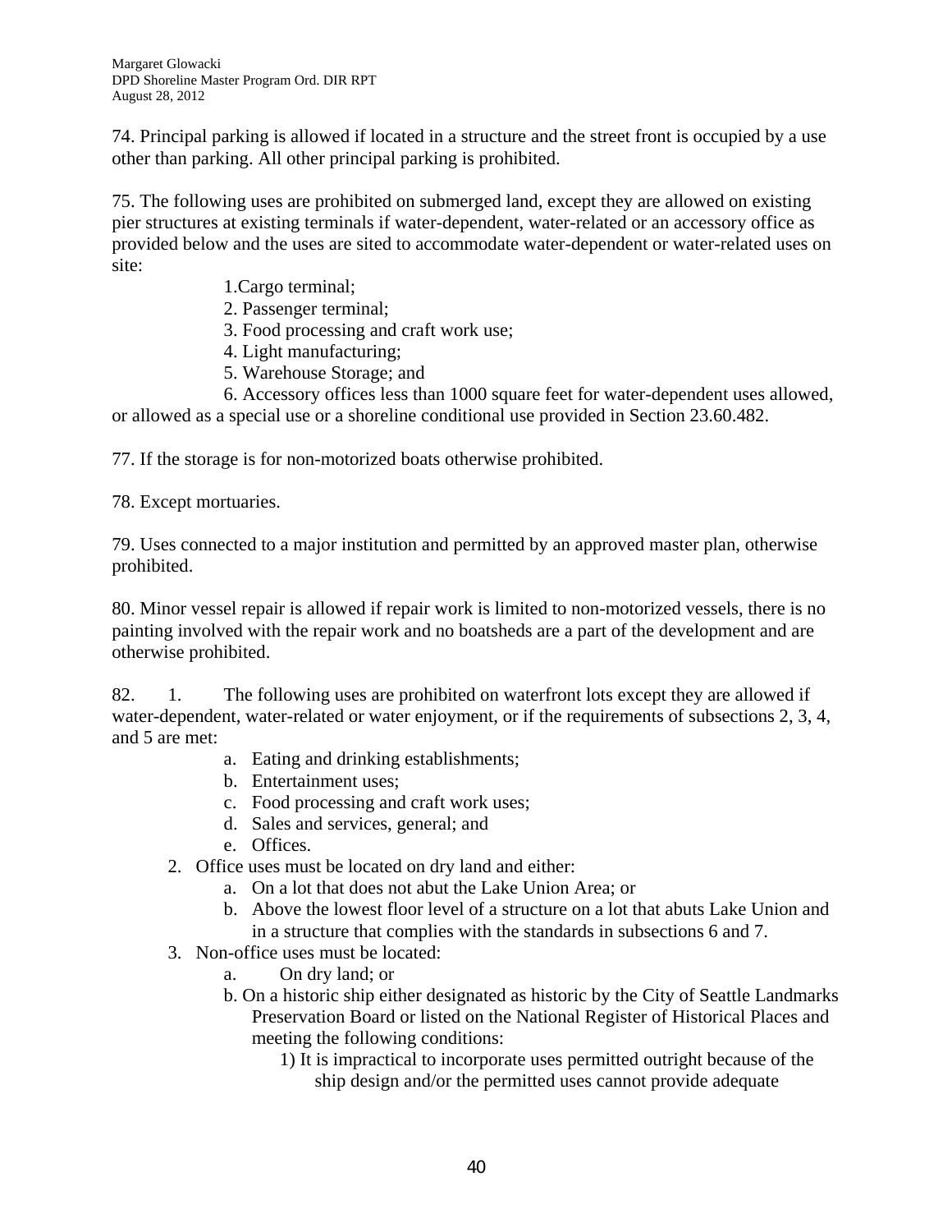74. Principal parking is allowed if located in a structure and the street front is occupied by a use other than parking. All other principal parking is prohibited.

75. The following uses are prohibited on submerged land, except they are allowed on existing pier structures at existing terminals if water-dependent, water-related or an accessory office as provided below and the uses are sited to accommodate water-dependent or water-related uses on site:

1.Cargo terminal;
2. Passenger terminal;
3. Food processing and craft work use;
4. Light manufacturing;
5. Warehouse Storage; and
6. Accessory offices less than 1000 square feet for water-dependent uses allowed, or allowed as a special use or a shoreline conditional use provided in Section 23.60.482.

77. If the storage is for non-motorized boats otherwise prohibited.

78. Except mortuaries.

79. Uses connected to a major institution and permitted by an approved master plan, otherwise prohibited.

80. Minor vessel repair is allowed if repair work is limited to non-motorized vessels, there is no painting involved with the repair work and no boatsheds are a part of the development and are otherwise prohibited.

82. 1. The following uses are prohibited on waterfront lots except they are allowed if water-dependent, water-related or water enjoyment, or if the requirements of subsections 2, 3, 4, and 5 are met:

a. Eating and drinking establishments;
b. Entertainment uses;
c. Food processing and craft work uses;
d. Sales and services, general; and
e. Offices.

2. Office uses must be located on dry land and either:
   a. On a lot that does not abut the Lake Union Area; or
   b. Above the lowest floor level of a structure on a lot that abuts Lake Union and in a structure that complies with the standards in subsections 6 and 7.
3. Non-office uses must be located:
   a. On dry land; or
   b. On a historic ship either designated as historic by the City of Seattle Landmarks Preservation Board or listed on the National Register of Historical Places and meeting the following conditions:
      1) It is impractical to incorporate uses permitted outright because of the ship design and/or the permitted uses cannot provide adequate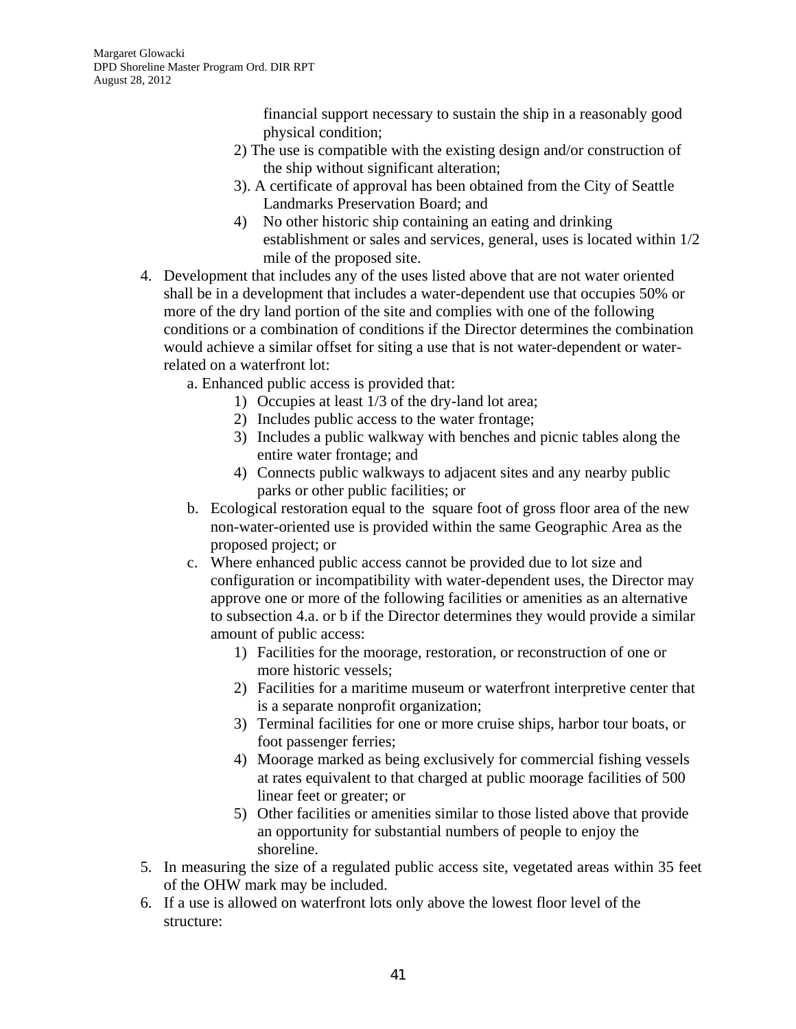financial support necessary to sustain the ship in a reasonably good physical condition;

2) The use is compatible with the existing design and/or construction of the ship without significant alteration;

3). A certificate of approval has been obtained from the City of Seattle Landmarks Preservation Board; and

4) No other historic ship containing an eating and drinking establishment or sales and services, general, uses is located within 1/2 mile of the proposed site.

4. Development that includes any of the uses listed above that are not water oriented shall be in a development that includes a water-dependent use that occupies 50% or more of the dry land portion of the site and complies with one of the following conditions or a combination of conditions if the Director determines the combination would achieve a similar offset for siting a use that is not water-dependent or water-related on a waterfront lot:
   a. Enhanced public access is provided that:
      1) Occupies at least 1/3 of the dry-land lot area;
      2) Includes public access to the water frontage;
      3) Includes a public walkway with benches and picnic tables along the entire water frontage; and
      4) Connects public walkways to adjacent sites and any nearby public parks or other public facilities; or
   b. Ecological restoration equal to the square foot of gross floor area of the new non-water-oriented use is provided within the same Geographic Area as the proposed project; or
   c. Where enhanced public access cannot be provided due to lot size and configuration or incompatibility with water-dependent uses, the Director may approve one or more of the following facilities or amenities as an alternative to subsection 4.a. or b if the Director determines they would provide a similar amount of public access:
      1) Facilities for the moorage, restoration, or reconstruction of one or more historic vessels;
      2) Facilities for a maritime museum or waterfront interpretive center that is a separate nonprofit organization;
      3) Terminal facilities for one or more cruise ships, harbor tour boats, or foot passenger ferries;
      4) Moorage marked as being exclusively for commercial fishing vessels at rates equivalent to that charged at public moorage facilities of 500 linear feet or greater; or
      5) Other facilities or amenities similar to those listed above that provide an opportunity for substantial numbers of people to enjoy the shoreline.
5. In measuring the size of a regulated public access site, vegetated areas within 35 feet of the OHW mark may be included.
6. If a use is allowed on waterfront lots only above the lowest floor level of the structure: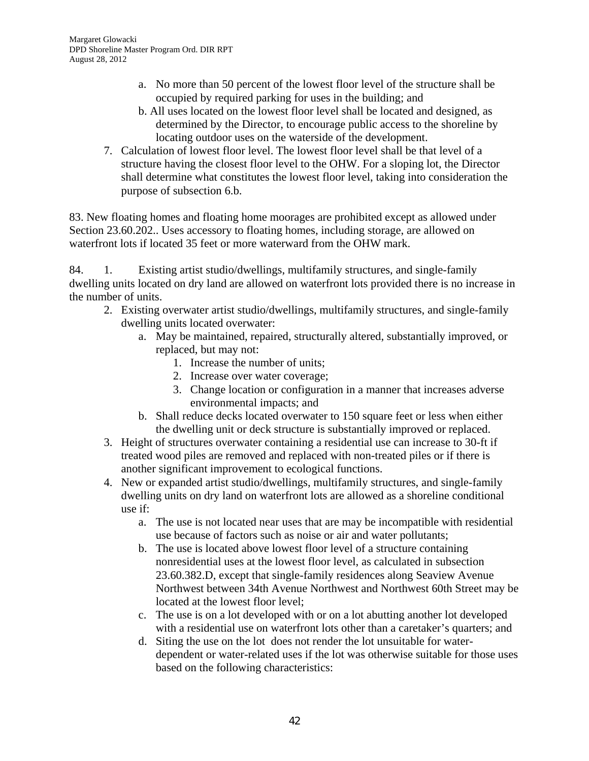a. No more than 50 percent of the lowest floor level of the structure shall be occupied by required parking for uses in the building; and
   b. All uses located on the lowest floor level shall be located and designed, as determined by the Director, to encourage public access to the shoreline by locating outdoor uses on the waterside of the development.
7. Calculation of lowest floor level. The lowest floor level shall be that level of a structure having the closest floor level to the OHW. For a sloping lot, the Director shall determine what constitutes the lowest floor level, taking into consideration the purpose of subsection 6.b.

83. New floating homes and floating home moorages are prohibited except as allowed under Section 23.60.202.. Uses accessory to floating homes, including storage, are allowed on waterfront lots if located 35 feet or more waterward from the OHW mark.

84. 1. Existing artist studio/dwellings, multifamily structures, and single-family dwelling units located on dry land are allowed on waterfront lots provided there is no increase in the number of units.

2. Existing overwater artist studio/dwellings, multifamily structures, and single-family dwelling units located overwater:
   a. May be maintained, repaired, structurally altered, substantially improved, or replaced, but may not:
      1. Increase the number of units;
      2. Increase over water coverage;
      3. Change location or configuration in a manner that increases adverse environmental impacts; and
   b. Shall reduce decks located overwater to 150 square feet or less when either the dwelling unit or deck structure is substantially improved or replaced.
3. Height of structures overwater containing a residential use can increase to 30-ft if treated wood piles are removed and replaced with non-treated piles or if there is another significant improvement to ecological functions.
4. New or expanded artist studio/dwellings, multifamily structures, and single-family dwelling units on dry land on waterfront lots are allowed as a shoreline conditional use if:
   a. The use is not located near uses that are may be incompatible with residential use because of factors such as noise or air and water pollutants;
   b. The use is located above lowest floor level of a structure containing nonresidential uses at the lowest floor level, as calculated in subsection 23.60.382.D, except that single-family residences along Seaview Avenue Northwest between 34th Avenue Northwest and Northwest 60th Street may be located at the lowest floor level;
   c. The use is on a lot developed with or on a lot abutting another lot developed with a residential use on waterfront lots other than a caretaker's quarters; and
   d. Siting the use on the lot does not render the lot unsuitable for water-dependent or water-related uses if the lot was otherwise suitable for those uses based on the following characteristics: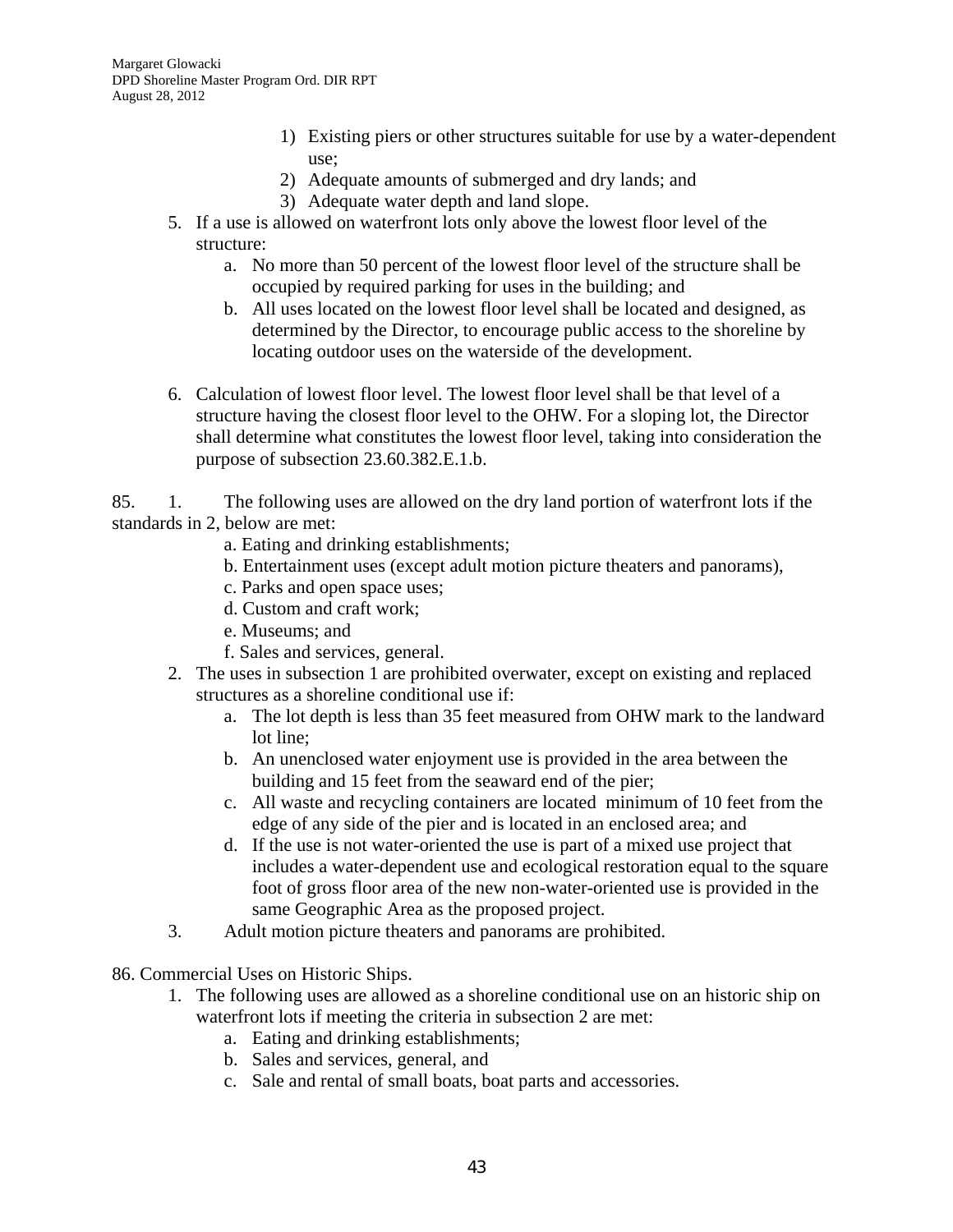1) Existing piers or other structures suitable for use by a water-dependent use;
2) Adequate amounts of submerged and dry lands; and
3) Adequate water depth and land slope.

5. If a use is allowed on waterfront lots only above the lowest floor level of the structure:
   a. No more than 50 percent of the lowest floor level of the structure shall be occupied by required parking for uses in the building; and
   b. All uses located on the lowest floor level shall be located and designed, as determined by the Director, to encourage public access to the shoreline by locating outdoor uses on the waterside of the development.

6. Calculation of lowest floor level. The lowest floor level shall be that level of a structure having the closest floor level to the OHW. For a sloping lot, the Director shall determine what constitutes the lowest floor level, taking into consideration the purpose of subsection 23.60.382.E.1.b.

85. 1. The following uses are allowed on the dry land portion of waterfront lots if the standards in 2, below are met:
   a. Eating and drinking establishments;
   b. Entertainment uses (except adult motion picture theaters and panorams),
   c. Parks and open space uses;
   d. Custom and craft work;
   e. Museums; and
   f. Sales and services, general.

2. The uses in subsection 1 are prohibited overwater, except on existing and replaced structures as a shoreline conditional use if:
   a. The lot depth is less than 35 feet measured from OHW mark to the landward lot line;
   b. An unenclosed water enjoyment use is provided in the area between the building and 15 feet from the seaward end of the pier;
   c. All waste and recycling containers are located minimum of 10 feet from the edge of any side of the pier and is located in an enclosed area; and
   d. If the use is not water-oriented the use is part of a mixed use project that includes a water-dependent use and ecological restoration equal to the square foot of gross floor area of the new non-water-oriented use is provided in the same Geographic Area as the proposed project.

3. Adult motion picture theaters and panorams are prohibited.

86. Commercial Uses on Historic Ships.

1. The following uses are allowed as a shoreline conditional use on an historic ship on waterfront lots if meeting the criteria in subsection 2 are met:
   a. Eating and drinking establishments;
   b. Sales and services, general, and
   c. Sale and rental of small boats, boat parts and accessories.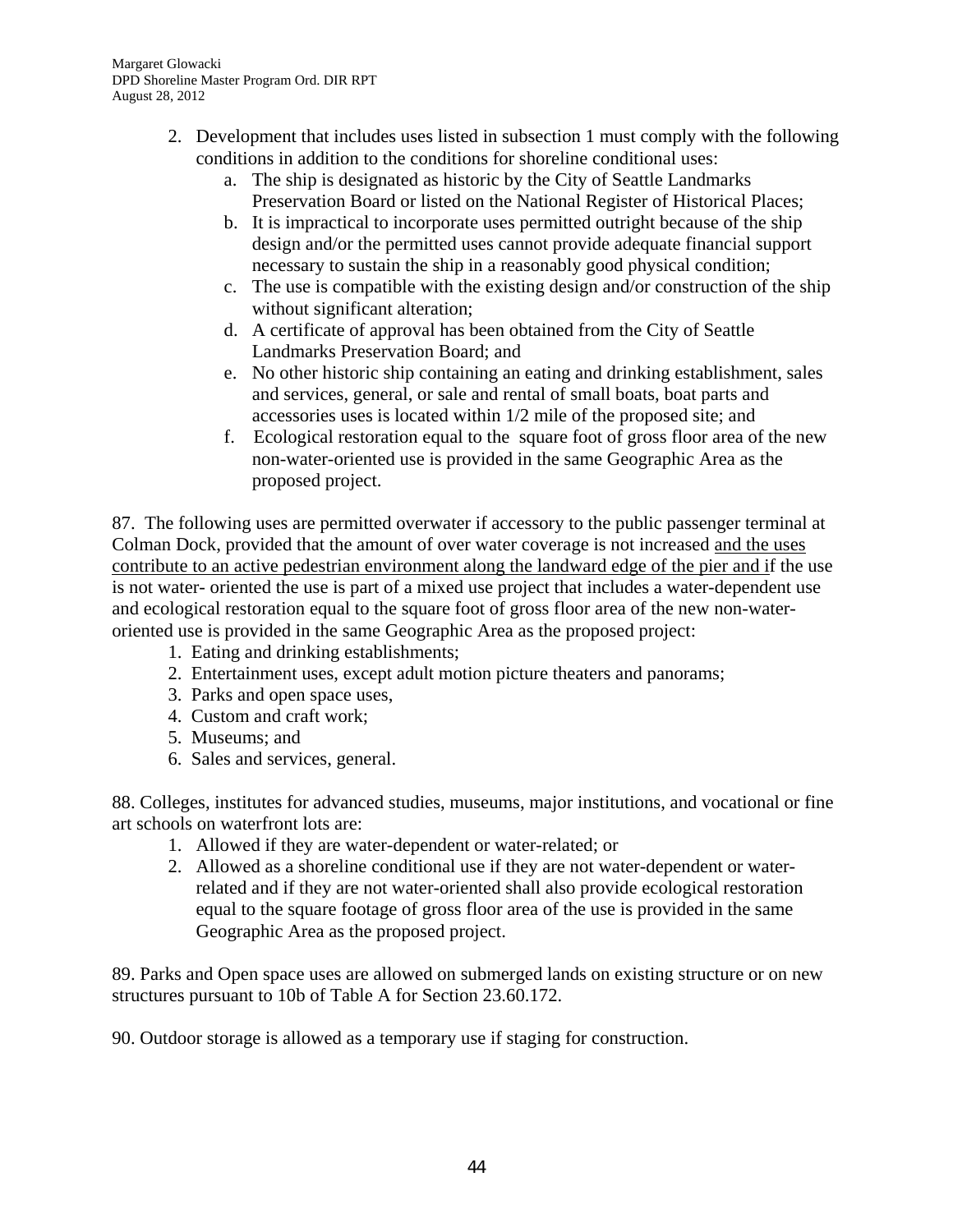2. Development that includes uses listed in subsection 1 must comply with the following conditions in addition to the conditions for shoreline conditional uses:
    a. The ship is designated as historic by the City of Seattle Landmarks Preservation Board or listed on the National Register of Historical Places;
    b. It is impractical to incorporate uses permitted outright because of the ship design and/or the permitted uses cannot provide adequate financial support necessary to sustain the ship in a reasonably good physical condition;
    c. The use is compatible with the existing design and/or construction of the ship without significant alteration;
    d. A certificate of approval has been obtained from the City of Seattle Landmarks Preservation Board; and
    e. No other historic ship containing an eating and drinking establishment, sales and services, general, or sale and rental of small boats, boat parts and accessories uses is located within 1/2 mile of the proposed site; and
    f. Ecological restoration equal to the square foot of gross floor area of the new non-water-oriented use is provided in the same Geographic Area as the proposed project.

87. The following uses are permitted overwater if accessory to the public passenger terminal at Colman Dock, provided that the amount of over water coverage is not increased <u>and the uses contribute to an active pedestrian environment along the landward edge of the pier and i</u>f the use is not water- oriented the use is part of a mixed use project that includes a water-dependent use and ecological restoration equal to the square foot of gross floor area of the new non-water-oriented use is provided in the same Geographic Area as the proposed project:

1. Eating and drinking establishments;
2. Entertainment uses, except adult motion picture theaters and panorams;
3. Parks and open space uses,
4. Custom and craft work;
5. Museums; and
6. Sales and services, general.

88. Colleges, institutes for advanced studies, museums, major institutions, and vocational or fine art schools on waterfront lots are:

1. Allowed if they are water-dependent or water-related; or
2. Allowed as a shoreline conditional use if they are not water-dependent or water-related and if they are not water-oriented shall also provide ecological restoration equal to the square footage of gross floor area of the use is provided in the same Geographic Area as the proposed project.

89. Parks and Open space uses are allowed on submerged lands on existing structure or on new structures pursuant to 10b of Table A for Section 23.60.172.

90. Outdoor storage is allowed as a temporary use if staging for construction.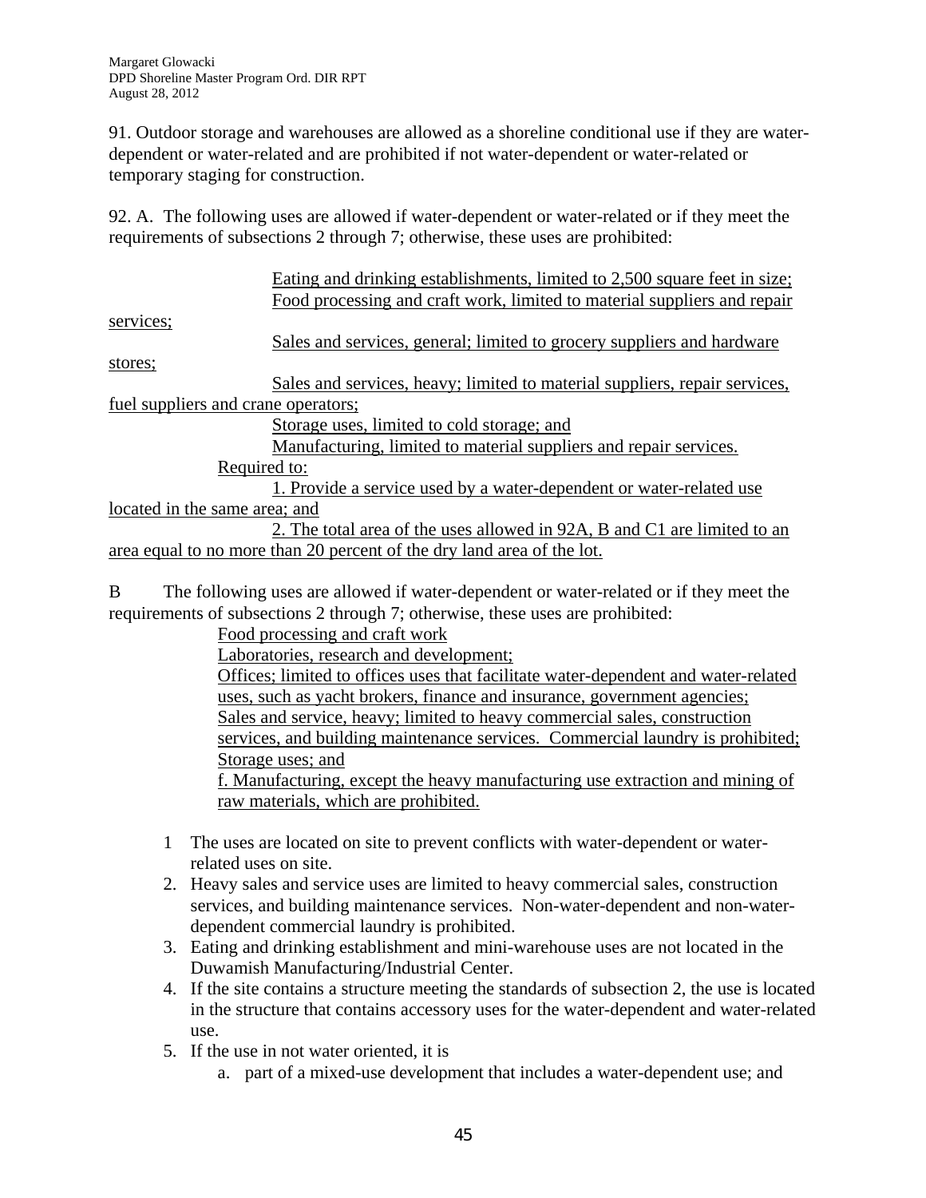91. Outdoor storage and warehouses are allowed as a shoreline conditional use if they are water-dependent or water-related and are prohibited if not water-dependent or water-related or temporary staging for construction.

92. A. The following uses are allowed if water-dependent or water-related or if they meet the requirements of subsections 2 through 7; otherwise, these uses are prohibited:

<u>Eating and drinking establishments, limited to 2,500 square feet in size;</u>
<u>Food processing and craft work, limited to material suppliers and repair services;</u>
<u>Sales and services, general; limited to grocery suppliers and hardware stores;</u>
<u>Sales and services, heavy; limited to material suppliers, repair services, fuel suppliers and crane operators;</u>
<u>Storage uses, limited to cold storage; and</u>
<u>Manufacturing, limited to material suppliers and repair services.</u>

<u>Required to:</u>

<u>1. Provide a service used by a water-dependent or water-related use located in the same area; and</u>
<u>2. The total area of the uses allowed in 92A, B and C1 are limited to an area equal to no more than 20 percent of the dry land area of the lot.</u>

B The following uses are allowed if water-dependent or water-related or if they meet the requirements of subsections 2 through 7; otherwise, these uses are prohibited:

<u>Food processing and craft work</u>
<u>Laboratories, research and development;</u>
<u>Offices; limited to offices uses that facilitate water-dependent and water-related uses, such as yacht brokers, finance and insurance, government agencies;</u>
<u>Sales and service, heavy; limited to heavy commercial sales, construction services, and building maintenance services. Commercial laundry is prohibited;</u>
<u>Storage uses; and</u>
<u>f. Manufacturing, except the heavy manufacturing use extraction and mining of raw materials, which are prohibited.</u>

1 The uses are located on site to prevent conflicts with water-dependent or water-related uses on site.
2. Heavy sales and service uses are limited to heavy commercial sales, construction services, and building maintenance services. Non-water-dependent and non-water-dependent commercial laundry is prohibited.
3. Eating and drinking establishment and mini-warehouse uses are not located in the Duwamish Manufacturing/Industrial Center.
4. If the site contains a structure meeting the standards of subsection 2, the use is located in the structure that contains accessory uses for the water-dependent and water-related use.
5. If the use in not water oriented, it is
   a. part of a mixed-use development that includes a water-dependent use; and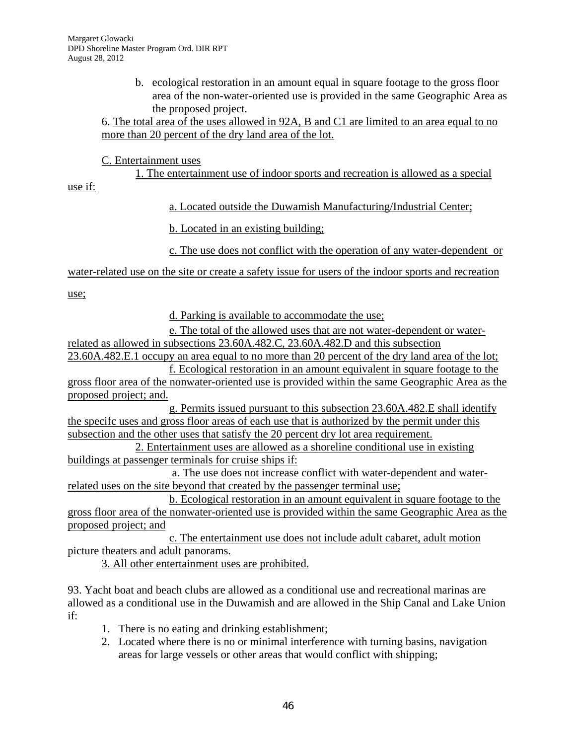b. ecological restoration in an amount equal in square footage to the gross floor area of the non-water-oriented use is provided in the same Geographic Area as the proposed project.

6. <u>The total area of the uses allowed in 92A, B and C1 are limited to an area equal to no more than 20 percent of the dry land area of the lot.</u>

<u>C. Entertainment uses</u>

<u>1. The entertainment use of indoor sports and recreation is allowed as a special use if:</u>

<u>a. Located outside the Duwamish Manufacturing/Industrial Center;</u>

<u>b. Located in an existing building;</u>

<u>c. The use does not conflict with the operation of any water-dependent or water-related use on the site or create a safety issue for users of the indoor sports and recreation use;</u>

<u>d. Parking is available to accommodate the use;</u>

<u>e. The total of the allowed uses that are not water-dependent or water-related as allowed in subsections 23.60A.482.C, 23.60A.482.D and this subsection 23.60A.482.E.1 occupy an area equal to no more than 20 percent of the dry land area of the lot;</u>

<u>f. Ecological restoration in an amount equivalent in square footage to the gross floor area of the nonwater-oriented use is provided within the same Geographic Area as the proposed project; and.</u>

<u>g. Permits issued pursuant to this subsection 23.60A.482.E shall identify the specifc uses and gross floor areas of each use that is authorized by the permit under this subsection and the other uses that satisfy the 20 percent dry lot area requirement.</u>

<u>2. Entertainment uses are allowed as a shoreline conditional use in existing buildings at passenger terminals for cruise ships if:</u>

<u>a. The use does not increase conflict with water-dependent and water-related uses on the site beyond that created by the passenger terminal use;</u>

<u>b. Ecological restoration in an amount equivalent in square footage to the gross floor area of the nonwater-oriented use is provided within the same Geographic Area as the proposed project; and</u>

<u>c. The entertainment use does not include adult cabaret, adult motion picture theaters and adult panorams.</u>

<u>3. All other entertainment uses are prohibited.</u>

93. Yacht boat and beach clubs are allowed as a conditional use and recreational marinas are allowed as a conditional use in the Duwamish and are allowed in the Ship Canal and Lake Union if:

1. There is no eating and drinking establishment;
2. Located where there is no or minimal interference with turning basins, navigation areas for large vessels or other areas that would conflict with shipping;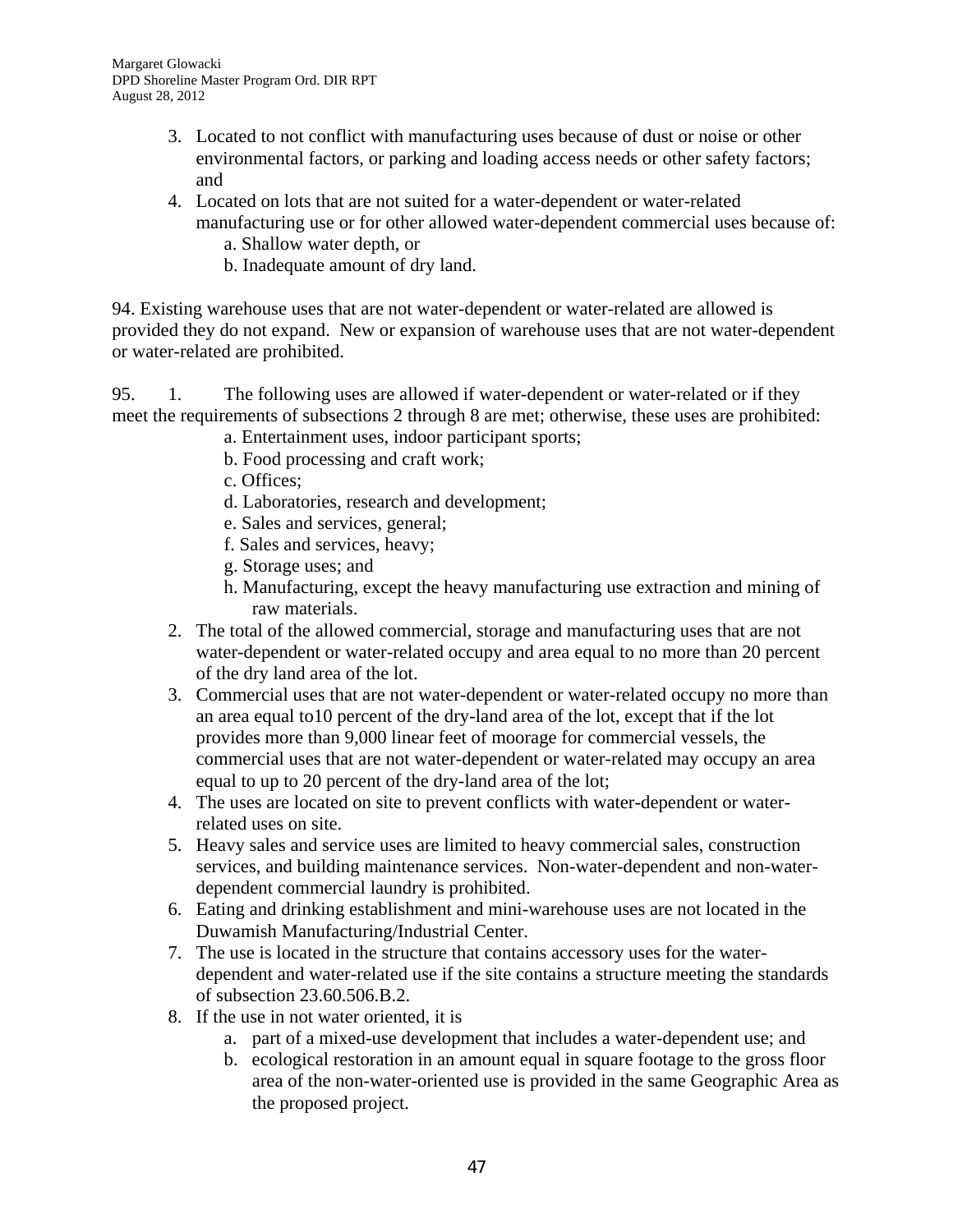3. Located to not conflict with manufacturing uses because of dust or noise or other environmental factors, or parking and loading access needs or other safety factors; and
4. Located on lots that are not suited for a water-dependent or water-related manufacturing use or for other allowed water-dependent commercial uses because of:
   a. Shallow water depth, or
   b. Inadequate amount of dry land.

94. Existing warehouse uses that are not water-dependent or water-related are allowed is provided they do not expand. New or expansion of warehouse uses that are not water-dependent or water-related are prohibited.

95. 1. The following uses are allowed if water-dependent or water-related or if they meet the requirements of subsections 2 through 8 are met; otherwise, these uses are prohibited:
   a. Entertainment uses, indoor participant sports;
   b. Food processing and craft work;
   c. Offices;
   d. Laboratories, research and development;
   e. Sales and services, general;
   f. Sales and services, heavy;
   g. Storage uses; and
   h. Manufacturing, except the heavy manufacturing use extraction and mining of raw materials.
2. The total of the allowed commercial, storage and manufacturing uses that are not water-dependent or water-related occupy and area equal to no more than 20 percent of the dry land area of the lot.
3. Commercial uses that are not water-dependent or water-related occupy no more than an area equal to10 percent of the dry-land area of the lot, except that if the lot provides more than 9,000 linear feet of moorage for commercial vessels, the commercial uses that are not water-dependent or water-related may occupy an area equal to up to 20 percent of the dry-land area of the lot;
4. The uses are located on site to prevent conflicts with water-dependent or water-related uses on site.
5. Heavy sales and service uses are limited to heavy commercial sales, construction services, and building maintenance services. Non-water-dependent and non-water-dependent commercial laundry is prohibited.
6. Eating and drinking establishment and mini-warehouse uses are not located in the Duwamish Manufacturing/Industrial Center.
7. The use is located in the structure that contains accessory uses for the water-dependent and water-related use if the site contains a structure meeting the standards of subsection 23.60.506.B.2.
8. If the use in not water oriented, it is
   a. part of a mixed-use development that includes a water-dependent use; and
   b. ecological restoration in an amount equal in square footage to the gross floor area of the non-water-oriented use is provided in the same Geographic Area as the proposed project.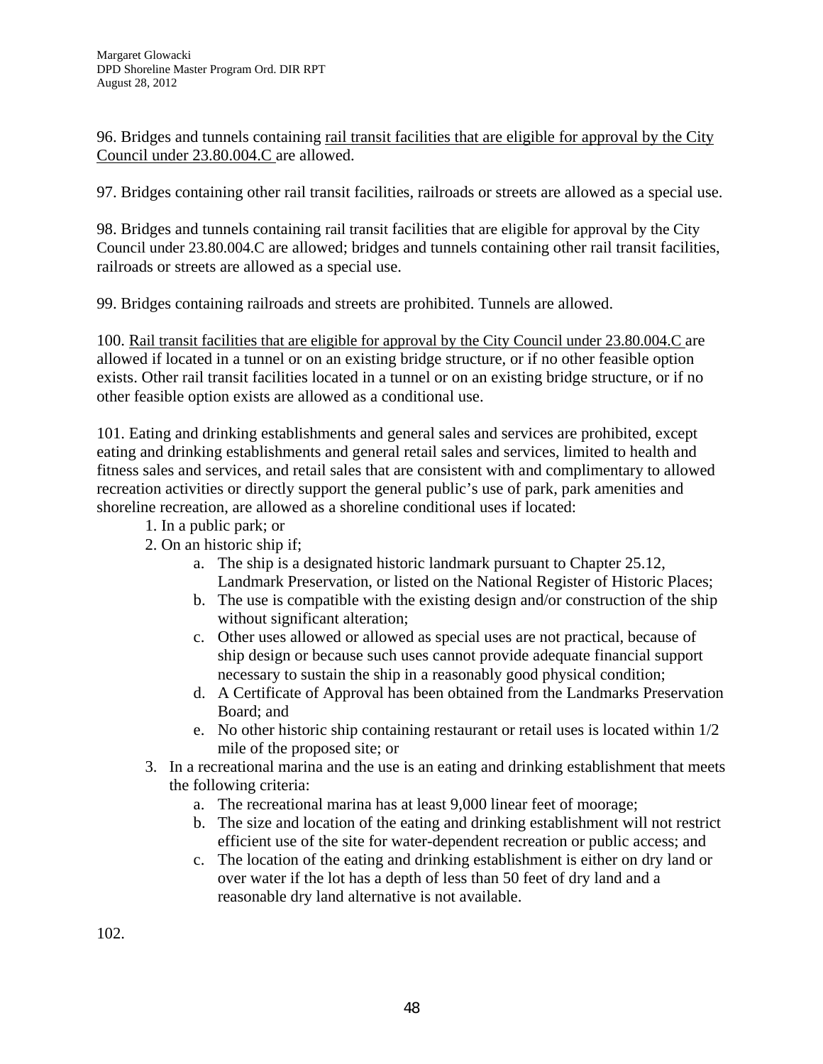96. Bridges and tunnels containing <u>rail transit facilities that are eligible for approval by the City Council under 23.80.004.C</u> are allowed.

97. Bridges containing other rail transit facilities, railroads or streets are allowed as a special use.

98. Bridges and tunnels containing rail transit facilities that are eligible for approval by the City Council under 23.80.004.C are allowed; bridges and tunnels containing other rail transit facilities, railroads or streets are allowed as a special use.

99. Bridges containing railroads and streets are prohibited. Tunnels are allowed.

100. <u>Rail transit facilities that are eligible for approval by the City Council under 23.80.004.C</u> are allowed if located in a tunnel or on an existing bridge structure, or if no other feasible option exists. Other rail transit facilities located in a tunnel or on an existing bridge structure, or if no other feasible option exists are allowed as a conditional use.

101. Eating and drinking establishments and general sales and services are prohibited, except eating and drinking establishments and general retail sales and services, limited to health and fitness sales and services, and retail sales that are consistent with and complimentary to allowed recreation activities or directly support the general public's use of park, park amenities and shoreline recreation, are allowed as a shoreline conditional uses if located:

1. In a public park; or
2. On an historic ship if;
    a. The ship is a designated historic landmark pursuant to Chapter 25.12, Landmark Preservation, or listed on the National Register of Historic Places;
    b. The use is compatible with the existing design and/or construction of the ship without significant alteration;
    c. Other uses allowed or allowed as special uses are not practical, because of ship design or because such uses cannot provide adequate financial support necessary to sustain the ship in a reasonably good physical condition;
    d. A Certificate of Approval has been obtained from the Landmarks Preservation Board; and
    e. No other historic ship containing restaurant or retail uses is located within 1/2 mile of the proposed site; or
3. In a recreational marina and the use is an eating and drinking establishment that meets the following criteria:
    a. The recreational marina has at least 9,000 linear feet of moorage;
    b. The size and location of the eating and drinking establishment will not restrict efficient use of the site for water-dependent recreation or public access; and
    c. The location of the eating and drinking establishment is either on dry land or over water if the lot has a depth of less than 50 feet of dry land and a reasonable dry land alternative is not available.

102.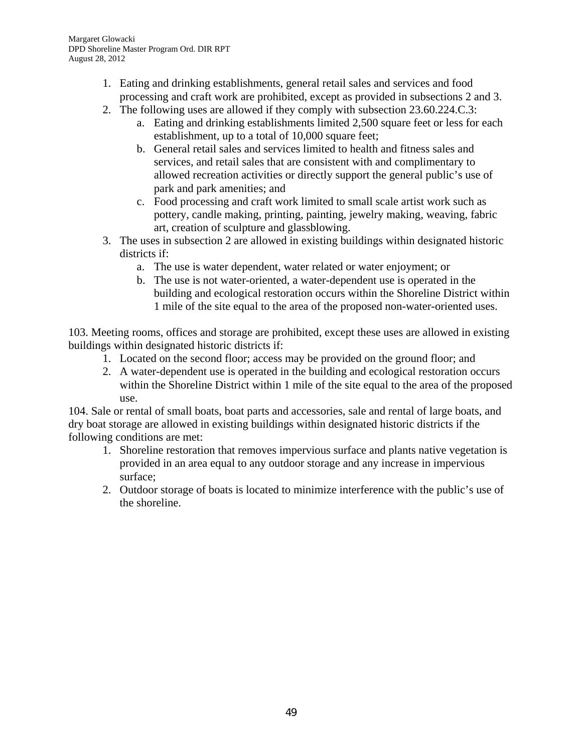1. Eating and drinking establishments, general retail sales and services and food processing and craft work are prohibited, except as provided in subsections 2 and 3.
2. The following uses are allowed if they comply with subsection 23.60.224.C.3:
   a. Eating and drinking establishments limited 2,500 square feet or less for each establishment, up to a total of 10,000 square feet;
   b. General retail sales and services limited to health and fitness sales and services, and retail sales that are consistent with and complimentary to allowed recreation activities or directly support the general public's use of park and park amenities; and
   c. Food processing and craft work limited to small scale artist work such as pottery, candle making, printing, painting, jewelry making, weaving, fabric art, creation of sculpture and glassblowing.
3. The uses in subsection 2 are allowed in existing buildings within designated historic districts if:
   a. The use is water dependent, water related or water enjoyment; or
   b. The use is not water-oriented, a water-dependent use is operated in the building and ecological restoration occurs within the Shoreline District within 1 mile of the site equal to the area of the proposed non-water-oriented uses.

103. Meeting rooms, offices and storage are prohibited, except these uses are allowed in existing buildings within designated historic districts if:

1. Located on the second floor; access may be provided on the ground floor; and
2. A water-dependent use is operated in the building and ecological restoration occurs within the Shoreline District within 1 mile of the site equal to the area of the proposed use.

104. Sale or rental of small boats, boat parts and accessories, sale and rental of large boats, and dry boat storage are allowed in existing buildings within designated historic districts if the following conditions are met:

1. Shoreline restoration that removes impervious surface and plants native vegetation is provided in an area equal to any outdoor storage and any increase in impervious surface;
2. Outdoor storage of boats is located to minimize interference with the public's use of the shoreline.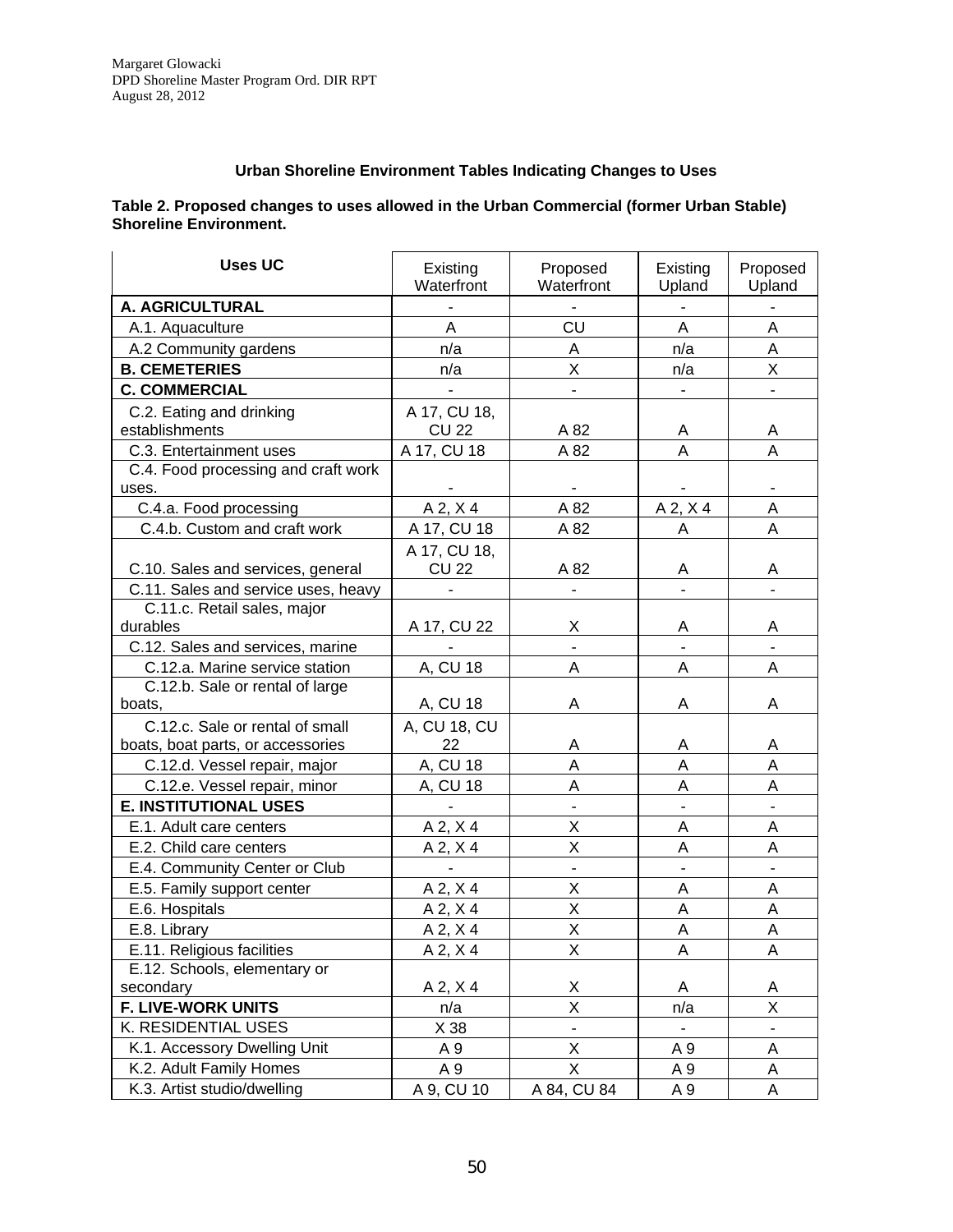### Urban Shoreline Environment Tables Indicating Changes to Uses

**Table 2. Proposed changes to uses allowed in the Urban Commercial (former Urban Stable) Shoreline Environment.**

| Uses UC | Existing Waterfront | Proposed Waterfront | Existing Upland | Proposed Upland |
|---|---|---|---|---|
| **A. AGRICULTURAL** | - | - | - | - |
| A.1. Aquaculture | A | CU | A | A |
| A.2 Community gardens | n/a | A | n/a | A |
| **B. CEMETERIES** | n/a | X | n/a | X |
| **C. COMMERCIAL** | - | - | - | - |
| C.2. Eating and drinking establishments | A 17, CU 18, CU 22 | A 82 | A | A |
| C.3. Entertainment uses | A 17, CU 18 | A 82 | A | A |
| C.4. Food processing and craft work uses. | - | - | - | - |
| C.4.a. Food processing | A 2, X 4 | A 82 | A 2, X 4 | A |
| C.4.b. Custom and craft work | A 17, CU 18 | A 82 | A | A |
| C.10. Sales and services, general | A 17, CU 18, CU 22 | A 82 | A | A |
| C.11. Sales and service uses, heavy | - | - | - | - |
| C.11.c. Retail sales, major durables | A 17, CU 22 | X | A | A |
| C.12. Sales and services, marine | - | - | - | - |
| C.12.a. Marine service station | A, CU 18 | A | A | A |
| C.12.b. Sale or rental of large boats, | A, CU 18 | A | A | A |
| C.12.c. Sale or rental of small boats, boat parts, or accessories | A, CU 18, CU 22 | A | A | A |
| C.12.d. Vessel repair, major | A, CU 18 | A | A | A |
| C.12.e. Vessel repair, minor | A, CU 18 | A | A | A |
| **E. INSTITUTIONAL USES** | - | - | - | - |
| E.1. Adult care centers | A 2, X 4 | X | A | A |
| E.2. Child care centers | A 2, X 4 | X | A | A |
| E.4. Community Center or Club | - | - | - | - |
| E.5. Family support center | A 2, X 4 | X | A | A |
| E.6. Hospitals | A 2, X 4 | X | A | A |
| E.8. Library | A 2, X 4 | X | A | A |
| E.11. Religious facilities | A 2, X 4 | X | A | A |
| E.12. Schools, elementary or secondary | A 2, X 4 | X | A | A |
| **F. LIVE-WORK UNITS** | n/a | X | n/a | X |
| K. RESIDENTIAL USES | X 38 | - | - | - |
| K.1. Accessory Dwelling Unit | A 9 | X | A 9 | A |
| K.2. Adult Family Homes | A 9 | X | A 9 | A |
| K.3. Artist studio/dwelling | A 9, CU 10 | A 84, CU 84 | A 9 | A |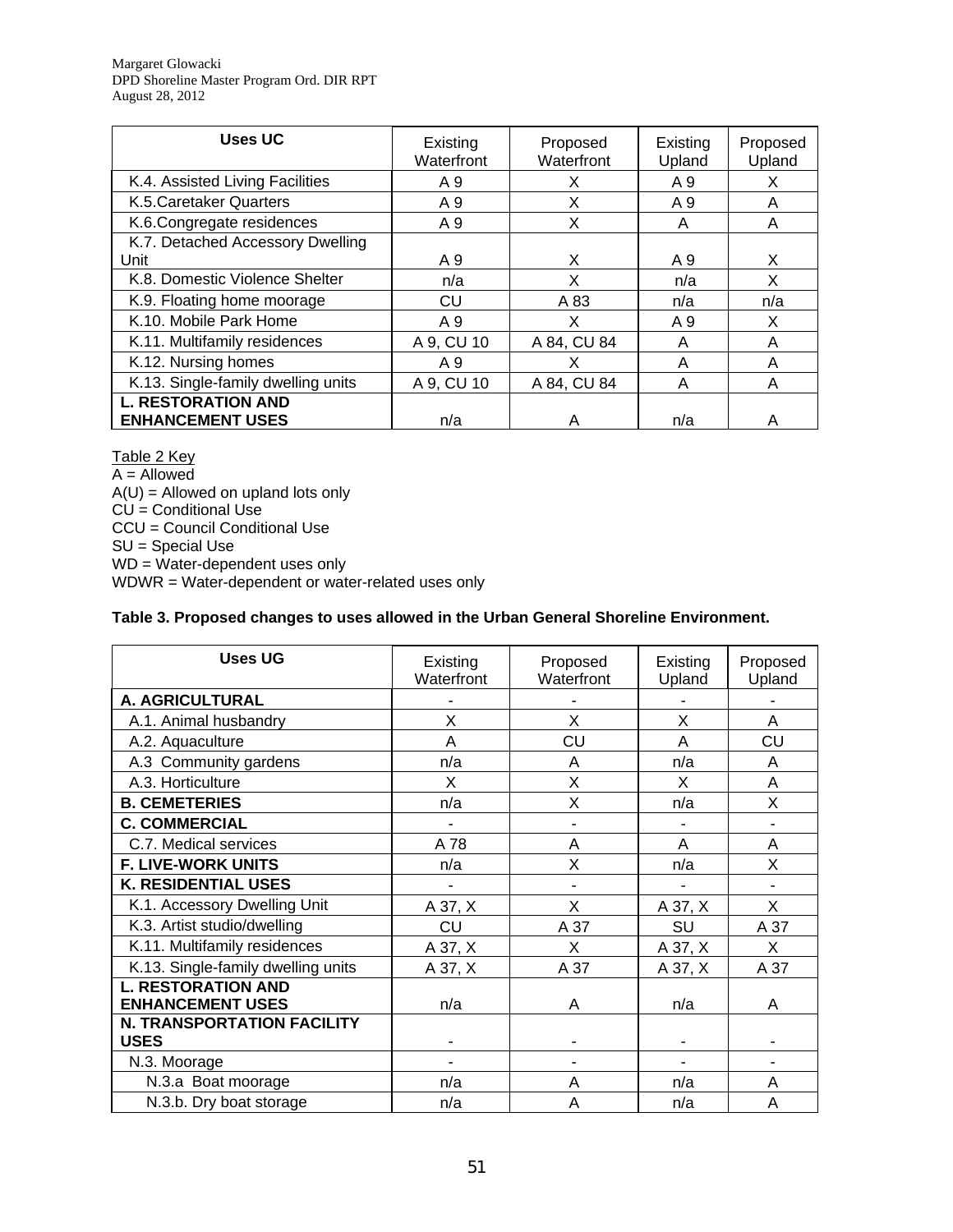| Uses UC | Existing Waterfront | Proposed Waterfront | Existing Upland | Proposed Upland |
|---|---|---|---|---|
| K.4. Assisted Living Facilities | A 9 | X | A 9 | X |
| K.5.Caretaker Quarters | A 9 | X | A 9 | A |
| K.6.Congregate residences | A 9 | X | A | A |
| K.7. Detached Accessory Dwelling Unit | A 9 | X | A 9 | X |
| K.8. Domestic Violence Shelter | n/a | X | n/a | X |
| K.9. Floating home moorage | CU | A 83 | n/a | n/a |
| K.10. Mobile Park Home | A 9 | X | A 9 | X |
| K.11. Multifamily residences | A 9, CU 10 | A 84, CU 84 | A | A |
| K.12. Nursing homes | A 9 | X | A | A |
| K.13. Single-family dwelling units | A 9, CU 10 | A 84, CU 84 | A | A |
| **L. RESTORATION AND ENHANCEMENT USES** | n/a | A | n/a | A |

Table 2 Key
A = Allowed
A(U) = Allowed on upland lots only
CU = Conditional Use
CCU = Council Conditional Use
SU = Special Use
WD = Water-dependent uses only
WDWR = Water-dependent or water-related uses only

**Table 3. Proposed changes to uses allowed in the Urban General Shoreline Environment.**

| Uses UG | Existing Waterfront | Proposed Waterfront | Existing Upland | Proposed Upland |
|---|---|---|---|---|
| **A. AGRICULTURAL** | - | - | - | - |
| A.1. Animal husbandry | X | X | X | A |
| A.2. Aquaculture | A | CU | A | CU |
| A.3 Community gardens | n/a | A | n/a | A |
| A.3. Horticulture | X | X | X | A |
| **B. CEMETERIES** | n/a | X | n/a | X |
| **C. COMMERCIAL** | - | - | - | - |
| C.7. Medical services | A 78 | A | A | A |
| **F. LIVE-WORK UNITS** | n/a | X | n/a | X |
| **K. RESIDENTIAL USES** | - | - | - | - |
| K.1. Accessory Dwelling Unit | A 37, X | X | A 37, X | X |
| K.3. Artist studio/dwelling | CU | A 37 | SU | A 37 |
| K.11. Multifamily residences | A 37, X | X | A 37, X | X |
| K.13. Single-family dwelling units | A 37, X | A 37 | A 37, X | A 37 |
| **L. RESTORATION AND ENHANCEMENT USES** | n/a | A | n/a | A |
| **N. TRANSPORTATION FACILITY USES** | - | - | - | - |
| N.3. Moorage | - | - | - | - |
| N.3.a Boat moorage | n/a | A | n/a | A |
| N.3.b. Dry boat storage | n/a | A | n/a | A |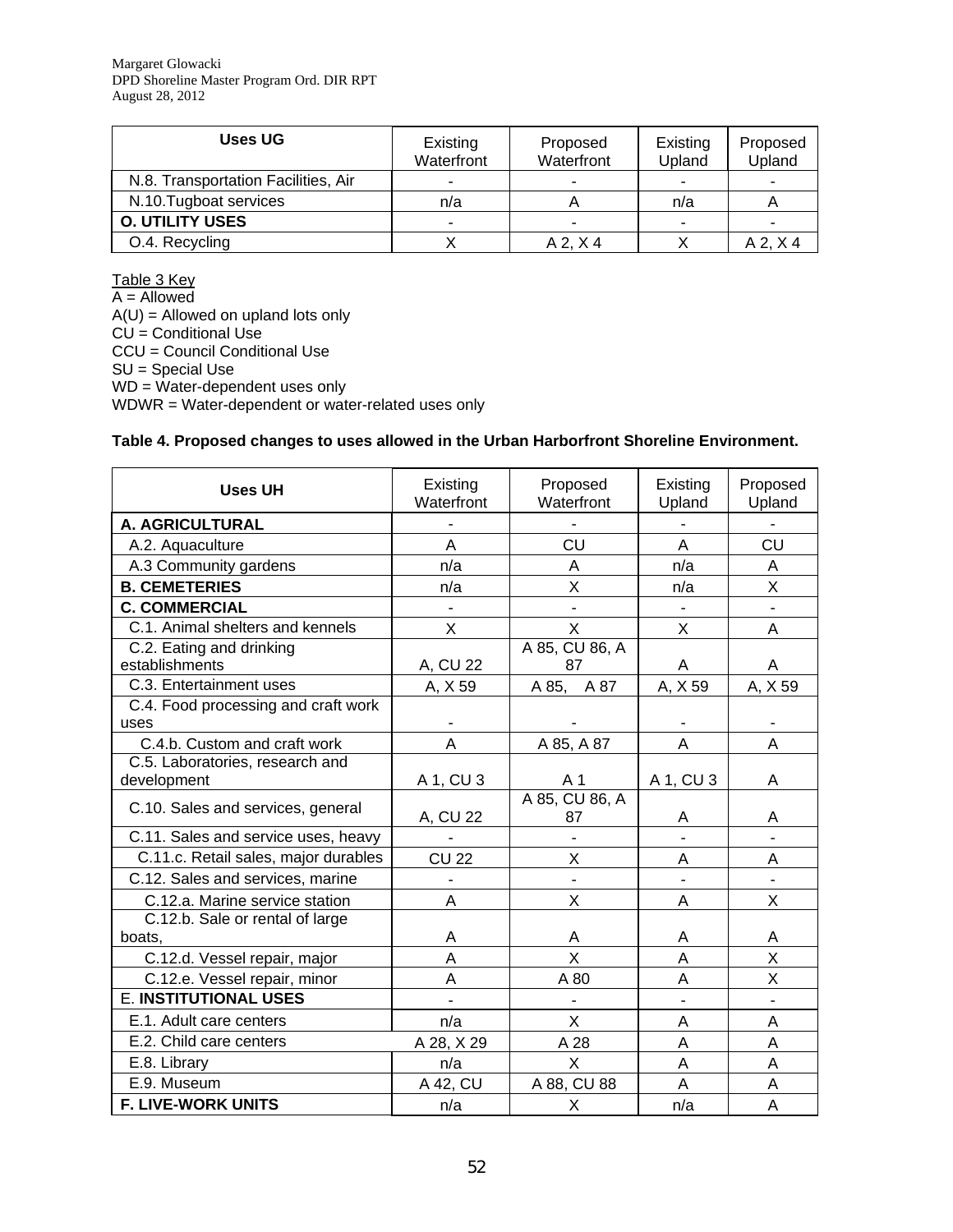| Uses UG | Existing Waterfront | Proposed Waterfront | Existing Upland | Proposed Upland |
|---|---|---|---|---|
| N.8. Transportation Facilities, Air | - | - | - | - |
| N.10.Tugboat services | n/a | A | n/a | A |
| **O. UTILITY USES** | - | - | - | - |
| O.4. Recycling | X | A 2, X 4 | X | A 2, X 4 |

Table 3 Key
A = Allowed
A(U) = Allowed on upland lots only
CU = Conditional Use
CCU = Council Conditional Use
SU = Special Use
WD = Water-dependent uses only
WDWR = Water-dependent or water-related uses only

**Table 4. Proposed changes to uses allowed in the Urban Harborfront Shoreline Environment.**

| Uses UH | Existing Waterfront | Proposed Waterfront | Existing Upland | Proposed Upland |
|---|---|---|---|---|
| **A. AGRICULTURAL** | - | - | - | - |
| A.2. Aquaculture | A | CU | A | CU |
| A.3 Community gardens | n/a | A | n/a | A |
| **B. CEMETERIES** | n/a | X | n/a | X |
| **C. COMMERCIAL** | - | - | - | - |
| C.1. Animal shelters and kennels | X | X | X | A |
| C.2. Eating and drinking establishments | A, CU 22 | A 85, CU 86, A 87 | A | A |
| C.3. Entertainment uses | A, X 59 | A 85, A 87 | A, X 59 | A, X 59 |
| C.4. Food processing and craft work uses | - | - | - | - |
| C.4.b. Custom and craft work | A | A 85, A 87 | A | A |
| C.5. Laboratories, research and development | A 1, CU 3 | A 1 | A 1, CU 3 | A |
| C.10. Sales and services, general | A, CU 22 | A 85, CU 86, A 87 | A | A |
| C.11. Sales and service uses, heavy | - | - | - | - |
| C.11.c. Retail sales, major durables | CU 22 | X | A | A |
| C.12. Sales and services, marine | - | - | - | - |
| C.12.a. Marine service station | A | X | A | X |
| C.12.b. Sale or rental of large boats, | A | A | A | A |
| C.12.d. Vessel repair, major | A | X | A | X |
| C.12.e. Vessel repair, minor | A | A 80 | A | X |
| E. **INSTITUTIONAL USES** | - | - | - | - |
| E.1. Adult care centers | n/a | X | A | A |
| E.2. Child care centers | A 28, X 29 | A 28 | A | A |
| E.8. Library | n/a | X | A | A |
| E.9. Museum | A 42, CU | A 88, CU 88 | A | A |
| **F. LIVE-WORK UNITS** | n/a | X | n/a | A |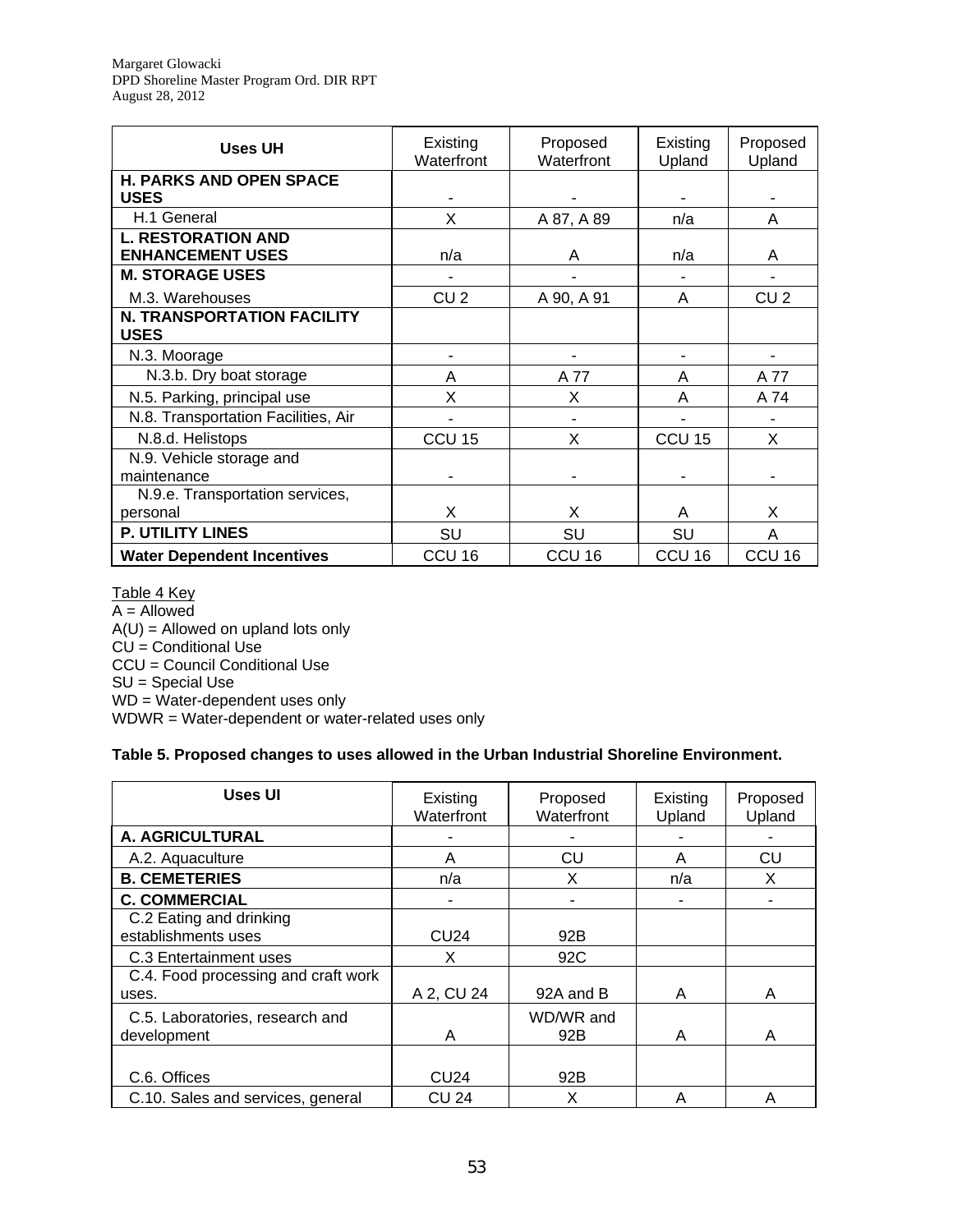| Uses UH | Existing Waterfront | Proposed Waterfront | Existing Upland | Proposed Upland |
|---|---|---|---|---|
| **H. PARKS AND OPEN SPACE USES** | - | - | - | - |
| H.1 General | X | A 87, A 89 | n/a | A |
| **L. RESTORATION AND ENHANCEMENT USES** | n/a | A | n/a | A |
| **M. STORAGE USES** | - | - | - | - |
| M.3. Warehouses | CU 2 | A 90, A 91 | A | CU 2 |
| **N. TRANSPORTATION FACILITY USES** | | | | |
| N.3. Moorage | - | - | - | - |
| N.3.b. Dry boat storage | A | A 77 | A | A 77 |
| N.5. Parking, principal use | X | X | A | A 74 |
| N.8. Transportation Facilities, Air | - | - | - | - |
| N.8.d. Helistops | CCU 15 | X | CCU 15 | X |
| N.9. Vehicle storage and maintenance | - | - | - | - |
| N.9.e. Transportation services, personal | X | X | A | X |
| **P. UTILITY LINES** | SU | SU | SU | A |
| **Water Dependent Incentives** | CCU 16 | CCU 16 | CCU 16 | CCU 16 |

Table 4 Key
A = Allowed
A(U) = Allowed on upland lots only
CU = Conditional Use
CCU = Council Conditional Use
SU = Special Use
WD = Water-dependent uses only
WDWR = Water-dependent or water-related uses only

**Table 5. Proposed changes to uses allowed in the Urban Industrial Shoreline Environment.**

| Uses UI | Existing Waterfront | Proposed Waterfront | Existing Upland | Proposed Upland |
|---|---|---|---|---|
| **A. AGRICULTURAL** | - | - | - | - |
| A.2. Aquaculture | A | CU | A | CU |
| **B. CEMETERIES** | n/a | X | n/a | X |
| **C. COMMERCIAL** | - | - | - | - |
| C.2 Eating and drinking establishments uses | CU24 | 92B | | |
| C.3 Entertainment uses | X | 92C | | |
| C.4. Food processing and craft work uses. | A 2, CU 24 | 92A and B | A | A |
| C.5. Laboratories, research and development | A | WD/WR and 92B | A | A |
| C.6. Offices | CU24 | 92B | | |
| C.10. Sales and services, general | CU 24 | X | A | A |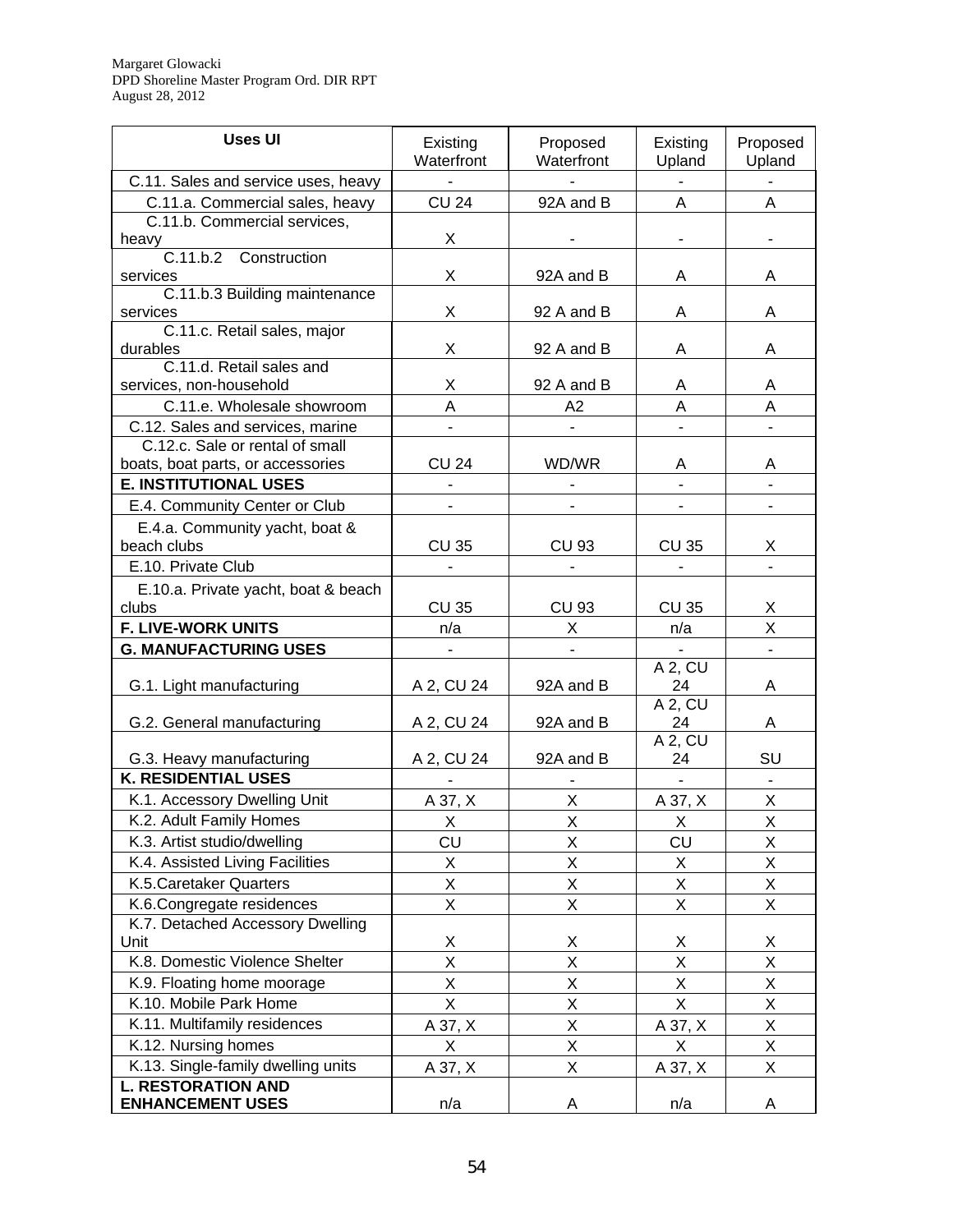| Uses UI | Existing Waterfront | Proposed Waterfront | Existing Upland | Proposed Upland |
|---|---|---|---|---|
| C.11. Sales and service uses, heavy | - | - | - | - |
| C.11.a. Commercial sales, heavy | CU 24 | 92A and B | A | A |
| C.11.b. Commercial services, heavy | X | - | - | - |
| C.11.b.2 Construction services | X | 92A and B | A | A |
| C.11.b.3 Building maintenance services | X | 92 A and B | A | A |
| C.11.c. Retail sales, major durables | X | 92 A and B | A | A |
| C.11.d. Retail sales and services, non-household | X | 92 A and B | A | A |
| C.11.e. Wholesale showroom | A | A2 | A | A |
| C.12. Sales and services, marine | - | - | - | - |
| C.12.c. Sale or rental of small boats, boat parts, or accessories | CU 24 | WD/WR | A | A |
| **E. INSTITUTIONAL USES** | - | - | - | - |
| E.4. Community Center or Club | - | - | - | - |
| E.4.a. Community yacht, boat & beach clubs | CU 35 | CU 93 | CU 35 | X |
| E.10. Private Club | - | - | - | - |
| E.10.a. Private yacht, boat & beach clubs | CU 35 | CU 93 | CU 35 | X |
| **F. LIVE-WORK UNITS** | n/a | X | n/a | X |
| **G. MANUFACTURING USES** | - | - | - | - |
| G.1. Light manufacturing | A 2, CU 24 | 92A and B | A 2, CU 24 | A |
| G.2. General manufacturing | A 2, CU 24 | 92A and B | A 2, CU 24 | A |
| G.3. Heavy manufacturing | A 2, CU 24 | 92A and B | A 2, CU 24 | SU |
| **K. RESIDENTIAL USES** | - | - | - | - |
| K.1. Accessory Dwelling Unit | A 37, X | X | A 37, X | X |
| K.2. Adult Family Homes | X | X | X | X |
| K.3. Artist studio/dwelling | CU | X | CU | X |
| K.4. Assisted Living Facilities | X | X | X | X |
| K.5.Caretaker Quarters | X | X | X | X |
| K.6.Congregate residences | X | X | X | X |
| K.7. Detached Accessory Dwelling Unit | X | X | X | X |
| K.8. Domestic Violence Shelter | X | X | X | X |
| K.9. Floating home moorage | X | X | X | X |
| K.10. Mobile Park Home | X | X | X | X |
| K.11. Multifamily residences | A 37, X | X | A 37, X | X |
| K.12. Nursing homes | X | X | X | X |
| K.13. Single-family dwelling units | A 37, X | X | A 37, X | X |
| **L. RESTORATION AND ENHANCEMENT USES** | n/a | A | n/a | A |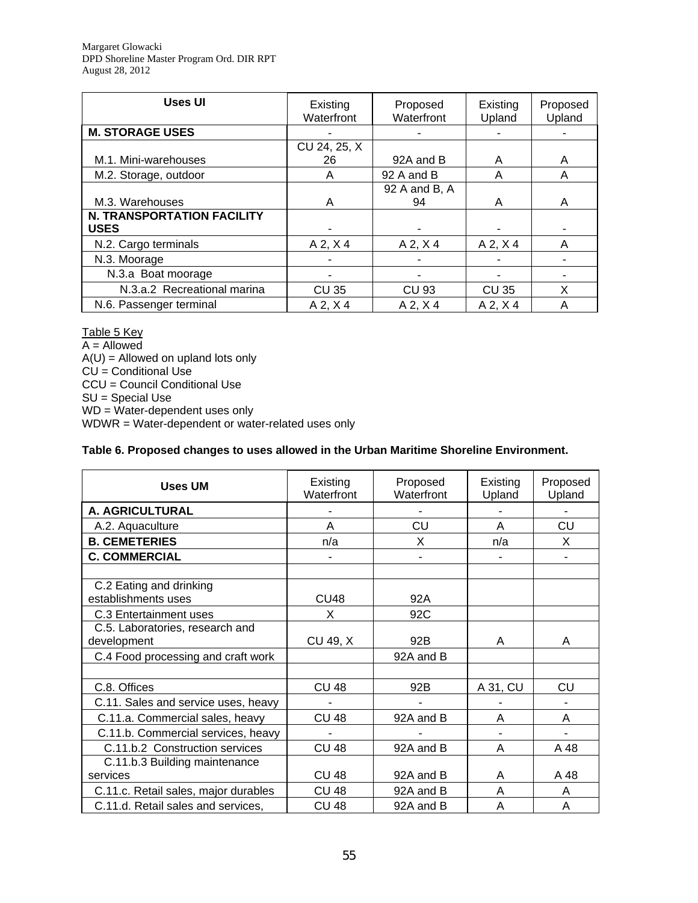| Uses UI | Existing Waterfront | Proposed Waterfront | Existing Upland | Proposed Upland |
|---|---|---|---|---|
| **M. STORAGE USES** | - | - | - | - |
| M.1. Mini-warehouses | CU 24, 25, X 26 | 92A and B | A | A |
| M.2. Storage, outdoor | A | 92 A and B | A | A |
| M.3. Warehouses | A | 92 A and B, A 94 | A | A |
| **N. TRANSPORTATION FACILITY USES** | - | - | - | - |
| N.2. Cargo terminals | A 2, X 4 | A 2, X 4 | A 2, X 4 | A |
| N.3. Moorage | - | - | - | - |
| N.3.a Boat moorage | - | - | - | - |
| N.3.a.2 Recreational marina | CU 35 | CU 93 | CU 35 | X |
| N.6. Passenger terminal | A 2, X 4 | A 2, X 4 | A 2, X 4 | A |

Table 5 Key
A = Allowed
A(U) = Allowed on upland lots only
CU = Conditional Use
CCU = Council Conditional Use
SU = Special Use
WD = Water-dependent uses only
WDWR = Water-dependent or water-related uses only

**Table 6. Proposed changes to uses allowed in the Urban Maritime Shoreline Environment.**

| Uses UM | Existing Waterfront | Proposed Waterfront | Existing Upland | Proposed Upland |
|---|---|---|---|---|
| **A. AGRICULTURAL** | - | - | - | - |
| A.2. Aquaculture | A | CU | A | CU |
| **B. CEMETERIES** | n/a | X | n/a | X |
| **C. COMMERCIAL** | - | - | - | - |
| | | | | |
| C.2 Eating and drinking establishments uses | CU48 | 92A | | |
| C.3 Entertainment uses | X | 92C | | |
| C.5. Laboratories, research and development | CU 49, X | 92B | A | A |
| C.4 Food processing and craft work | | 92A and B | | |
| | | | | |
| C.8. Offices | CU 48 | 92B | A 31, CU | CU |
| C.11. Sales and service uses, heavy | - | - | - | - |
| C.11.a. Commercial sales, heavy | CU 48 | 92A and B | A | A |
| C.11.b. Commercial services, heavy | - | - | - | - |
| C.11.b.2 Construction services | CU 48 | 92A and B | A | A 48 |
| C.11.b.3 Building maintenance services | CU 48 | 92A and B | A | A 48 |
| C.11.c. Retail sales, major durables | CU 48 | 92A and B | A | A |
| C.11.d. Retail sales and services, | CU 48 | 92A and B | A | A |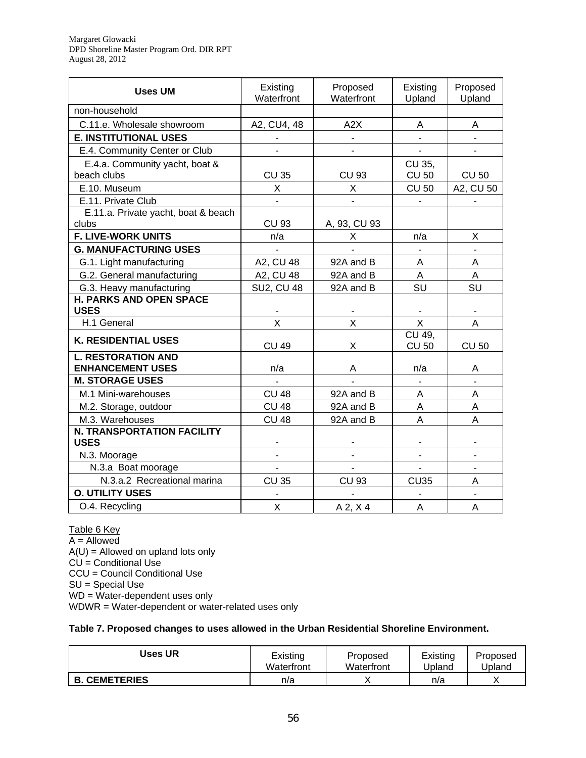| Uses UM | Existing Waterfront | Proposed Waterfront | Existing Upland | Proposed Upland |
|---|---|---|---|---|
| non-household | | | | |
| C.11.e. Wholesale showroom | A2, CU4, 48 | A2X | A | A |
| **E. INSTITUTIONAL USES** | - | - | - | - |
| E.4. Community Center or Club | - | - | - | - |
| E.4.a. Community yacht, boat & beach clubs | CU 35 | CU 93 | CU 35, CU 50 | CU 50 |
| E.10. Museum | X | X | CU 50 | A2, CU 50 |
| E.11. Private Club | - | - | - | - |
| E.11.a. Private yacht, boat & beach clubs | CU 93 | A, 93, CU 93 | | |
| **F. LIVE-WORK UNITS** | n/a | X | n/a | X |
| **G. MANUFACTURING USES** | - | - | - | - |
| G.1. Light manufacturing | A2, CU 48 | 92A and B | A | A |
| G.2. General manufacturing | A2, CU 48 | 92A and B | A | A |
| G.3. Heavy manufacturing | SU2, CU 48 | 92A and B | SU | SU |
| **H. PARKS AND OPEN SPACE USES** | - | - | - | - |
| H.1 General | X | X | X | A |
| **K. RESIDENTIAL USES** | CU 49 | X | CU 49, CU 50 | CU 50 |
| **L. RESTORATION AND ENHANCEMENT USES** | n/a | A | n/a | A |
| **M. STORAGE USES** | - | - | - | - |
| M.1 Mini-warehouses | CU 48 | 92A and B | A | A |
| M.2. Storage, outdoor | CU 48 | 92A and B | A | A |
| M.3. Warehouses | CU 48 | 92A and B | A | A |
| **N. TRANSPORTATION FACILITY USES** | - | - | - | - |
| N.3. Moorage | - | - | - | - |
| N.3.a Boat moorage | - | - | - | - |
| N.3.a.2 Recreational marina | CU 35 | CU 93 | CU35 | A |
| **O. UTILITY USES** | - | - | - | - |
| O.4. Recycling | X | A 2, X 4 | A | A |

Table 6 Key
A = Allowed
A(U) = Allowed on upland lots only
CU = Conditional Use
CCU = Council Conditional Use
SU = Special Use
WD = Water-dependent uses only
WDWR = Water-dependent or water-related uses only

**Table 7. Proposed changes to uses allowed in the Urban Residential Shoreline Environment.**

| Uses UR | Existing Waterfront | Proposed Waterfront | Existing Upland | Proposed Upland |
|---|---|---|---|---|
| **B. CEMETERIES** | n/a | X | n/a | X |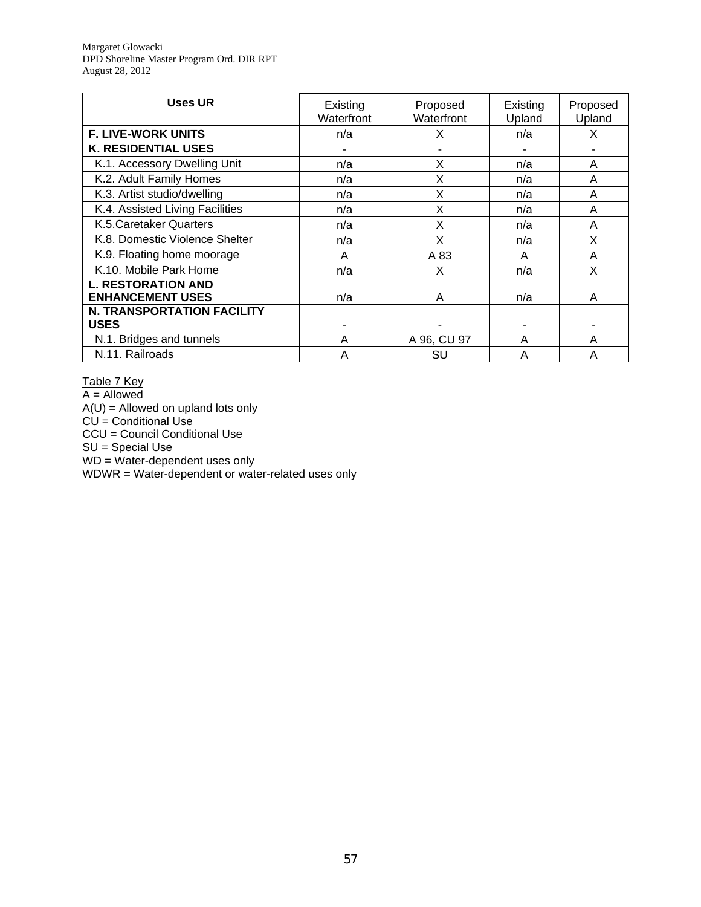| Uses UR | Existing Waterfront | Proposed Waterfront | Existing Upland | Proposed Upland |
|---|---|---|---|---|
| **F. LIVE-WORK UNITS** | n/a | X | n/a | X |
| **K. RESIDENTIAL USES** | - | - | - | - |
| K.1. Accessory Dwelling Unit | n/a | X | n/a | A |
| K.2. Adult Family Homes | n/a | X | n/a | A |
| K.3. Artist studio/dwelling | n/a | X | n/a | A |
| K.4. Assisted Living Facilities | n/a | X | n/a | A |
| K.5.Caretaker Quarters | n/a | X | n/a | A |
| K.8. Domestic Violence Shelter | n/a | X | n/a | X |
| K.9. Floating home moorage | A | A 83 | A | A |
| K.10. Mobile Park Home | n/a | X | n/a | X |
| **L. RESTORATION AND ENHANCEMENT USES** | n/a | A | n/a | A |
| **N. TRANSPORTATION FACILITY USES** | - | - | - | - |
| N.1. Bridges and tunnels | A | A 96, CU 97 | A | A |
| N.11. Railroads | A | SU | A | A |

Table 7 Key

A = Allowed
A(U) = Allowed on upland lots only
CU = Conditional Use
CCU = Council Conditional Use
SU = Special Use
WD = Water-dependent uses only
WDWR = Water-dependent or water-related uses only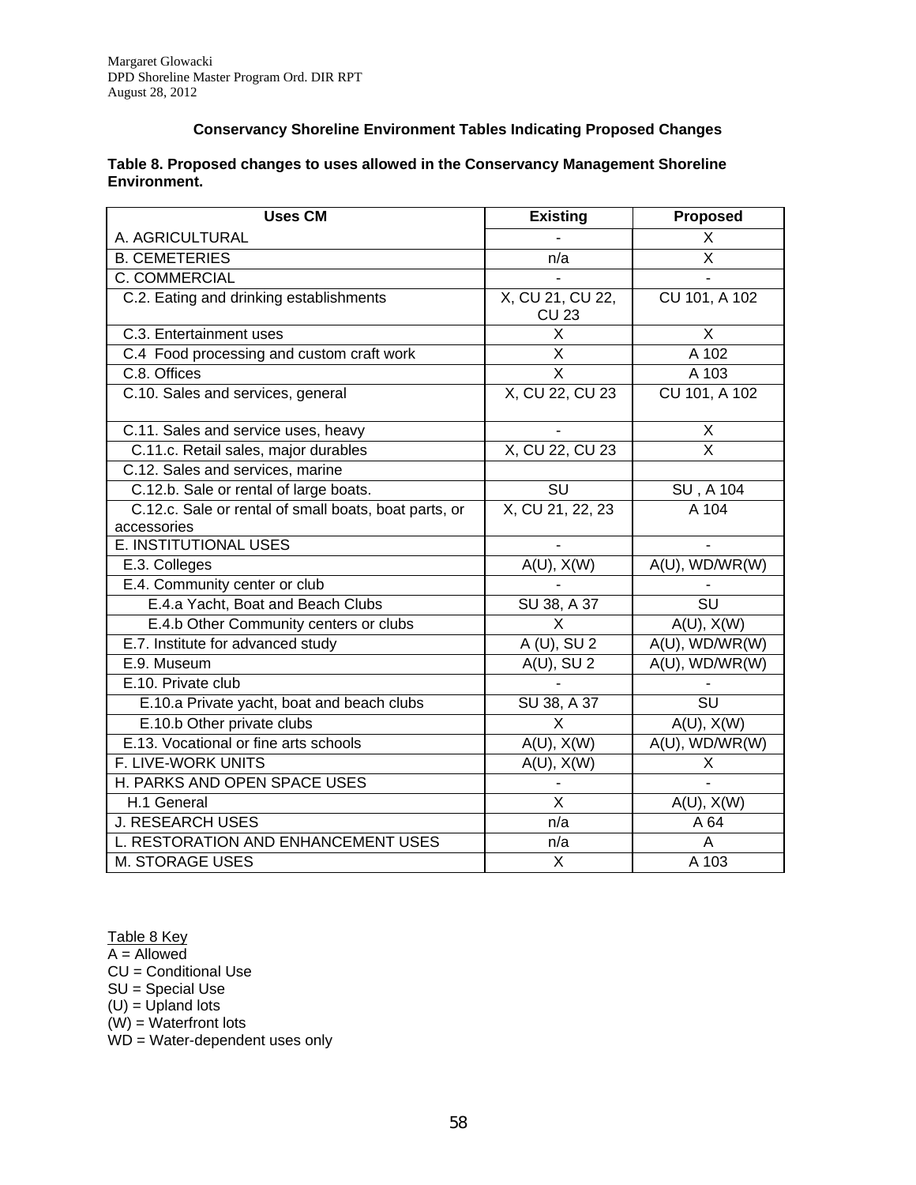Margaret Glowacki
DPD Shoreline Master Program Ord. DIR RPT
August 28, 2012

## Conservancy Shoreline Environment Tables Indicating Proposed Changes

**Table 8. Proposed changes to uses allowed in the Conservancy Management Shoreline Environment.**

| Uses CM | Existing | Proposed |
|---|---|---|
| A. AGRICULTURAL | - | X |
| B. CEMETERIES | n/a | X |
| C. COMMERCIAL | - | - |
| C.2. Eating and drinking establishments | X, CU 21, CU 22, CU 23 | CU 101, A 102 |
| C.3. Entertainment uses | X | X |
| C.4 Food processing and custom craft work | X | A 102 |
| C.8. Offices | X | A 103 |
| C.10. Sales and services, general | X, CU 22, CU 23 | CU 101, A 102 |
| C.11. Sales and service uses, heavy | - | X |
| C.11.c. Retail sales, major durables | X, CU 22, CU 23 | X |
| C.12. Sales and services, marine | | |
| C.12.b. Sale or rental of large boats. | SU | SU , A 104 |
| C.12.c. Sale or rental of small boats, boat parts, or accessories | X, CU 21, 22, 23 | A 104 |
| E. INSTITUTIONAL USES | - | - |
| E.3. Colleges | A(U), X(W) | A(U), WD/WR(W) |
| E.4. Community center or club | - | - |
| E.4.a Yacht, Boat and Beach Clubs | SU 38, A 37 | SU |
| E.4.b Other Community centers or clubs | X | A(U), X(W) |
| E.7. Institute for advanced study | A (U), SU 2 | A(U), WD/WR(W) |
| E.9. Museum | A(U), SU 2 | A(U), WD/WR(W) |
| E.10. Private club | - | - |
| E.10.a Private yacht, boat and beach clubs | SU 38, A 37 | SU |
| E.10.b Other private clubs | X | A(U), X(W) |
| E.13. Vocational or fine arts schools | A(U), X(W) | A(U), WD/WR(W) |
| F. LIVE-WORK UNITS | A(U), X(W) | X |
| H. PARKS AND OPEN SPACE USES | - | - |
| H.1 General | X | A(U), X(W) |
| J. RESEARCH USES | n/a | A 64 |
| L. RESTORATION AND ENHANCEMENT USES | n/a | A |
| M. STORAGE USES | X | A 103 |

Table 8 Key
A = Allowed
CU = Conditional Use
SU = Special Use
(U) = Upland lots
(W) = Waterfront lots
WD = Water-dependent uses only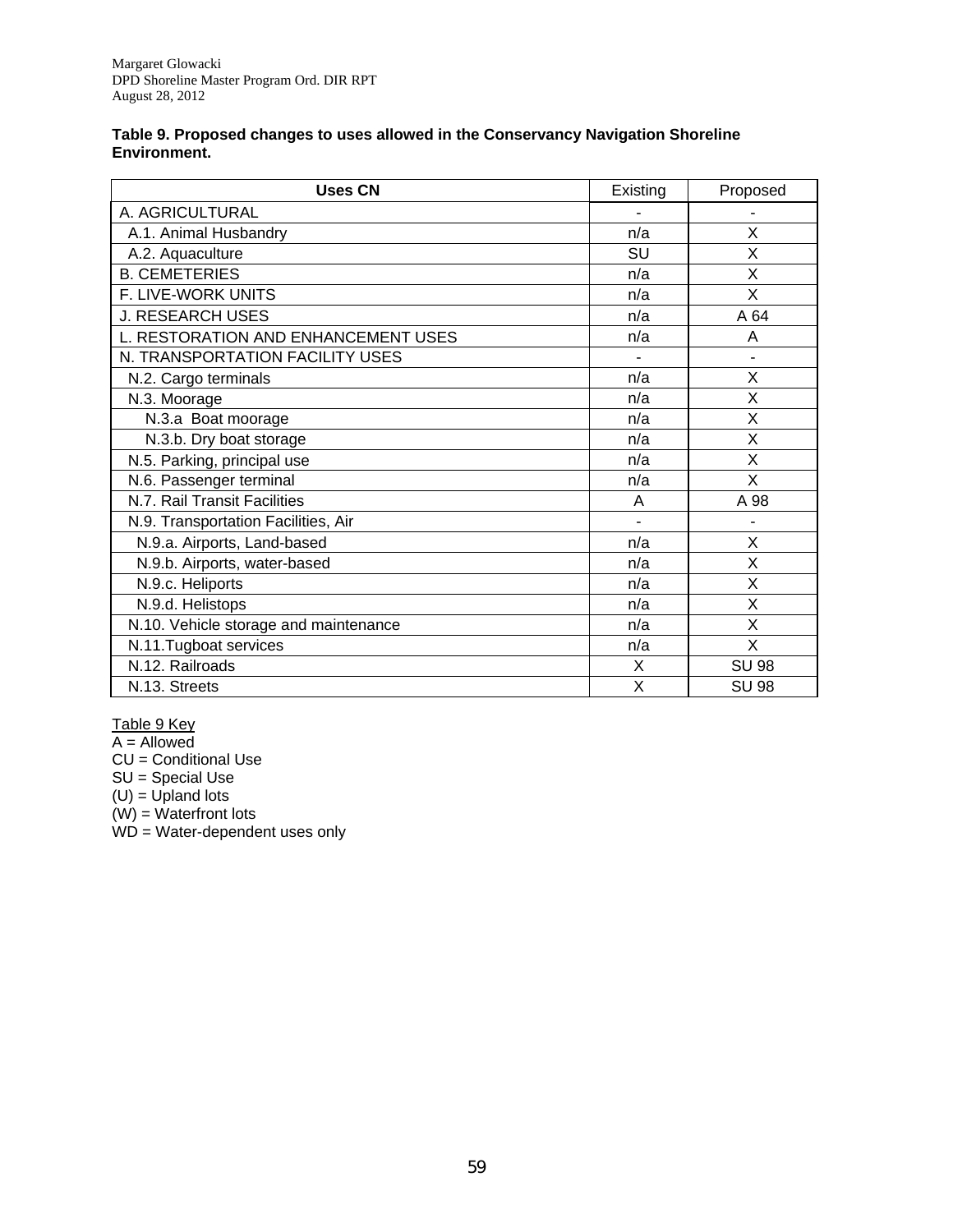**Table 9. Proposed changes to uses allowed in the Conservancy Navigation Shoreline Environment.**

| Uses CN | Existing | Proposed |
|---|---|---|
| A. AGRICULTURAL | - | - |
| A.1. Animal Husbandry | n/a | X |
| A.2. Aquaculture | SU | X |
| B. CEMETERIES | n/a | X |
| F. LIVE-WORK UNITS | n/a | X |
| J. RESEARCH USES | n/a | A 64 |
| L. RESTORATION AND ENHANCEMENT USES | n/a | A |
| N. TRANSPORTATION FACILITY USES | - | - |
| N.2. Cargo terminals | n/a | X |
| N.3. Moorage | n/a | X |
| N.3.a Boat moorage | n/a | X |
| N.3.b. Dry boat storage | n/a | X |
| N.5. Parking, principal use | n/a | X |
| N.6. Passenger terminal | n/a | X |
| N.7. Rail Transit Facilities | A | A 98 |
| N.9. Transportation Facilities, Air | - | - |
| N.9.a. Airports, Land-based | n/a | X |
| N.9.b. Airports, water-based | n/a | X |
| N.9.c. Heliports | n/a | X |
| N.9.d. Helistops | n/a | X |
| N.10. Vehicle storage and maintenance | n/a | X |
| N.11.Tugboat services | n/a | X |
| N.12. Railroads | X | SU 98 |
| N.13. Streets | X | SU 98 |

Table 9 Key

A = Allowed
CU = Conditional Use
SU = Special Use
(U) = Upland lots
(W) = Waterfront lots
WD = Water-dependent uses only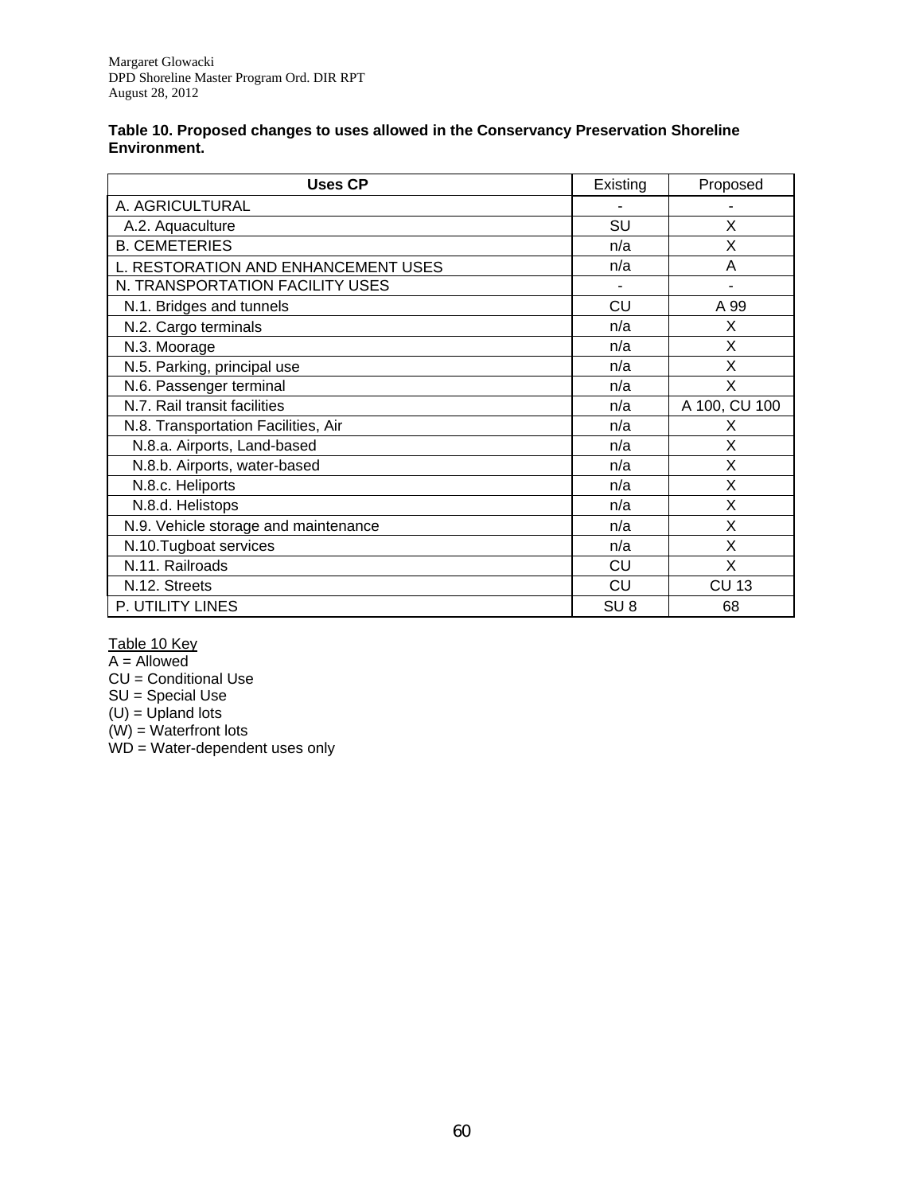**Table 10. Proposed changes to uses allowed in the Conservancy Preservation Shoreline Environment.**

| Uses CP | Existing | Proposed |
|---|---|---|
| A. AGRICULTURAL | - | - |
| A.2. Aquaculture | SU | X |
| B. CEMETERIES | n/a | X |
| L. RESTORATION AND ENHANCEMENT USES | n/a | A |
| N. TRANSPORTATION FACILITY USES | - | - |
| N.1. Bridges and tunnels | CU | A 99 |
| N.2. Cargo terminals | n/a | X |
| N.3. Moorage | n/a | X |
| N.5. Parking, principal use | n/a | X |
| N.6. Passenger terminal | n/a | X |
| N.7. Rail transit facilities | n/a | A 100, CU 100 |
| N.8. Transportation Facilities, Air | n/a | X |
| N.8.a. Airports, Land-based | n/a | X |
| N.8.b. Airports, water-based | n/a | X |
| N.8.c. Heliports | n/a | X |
| N.8.d. Helistops | n/a | X |
| N.9. Vehicle storage and maintenance | n/a | X |
| N.10.Tugboat services | n/a | X |
| N.11. Railroads | CU | X |
| N.12. Streets | CU | CU 13 |
| P. UTILITY LINES | SU 8 | 68 |

Table 10 Key
A = Allowed
CU = Conditional Use
SU = Special Use
(U) = Upland lots
(W) = Waterfront lots
WD = Water-dependent uses only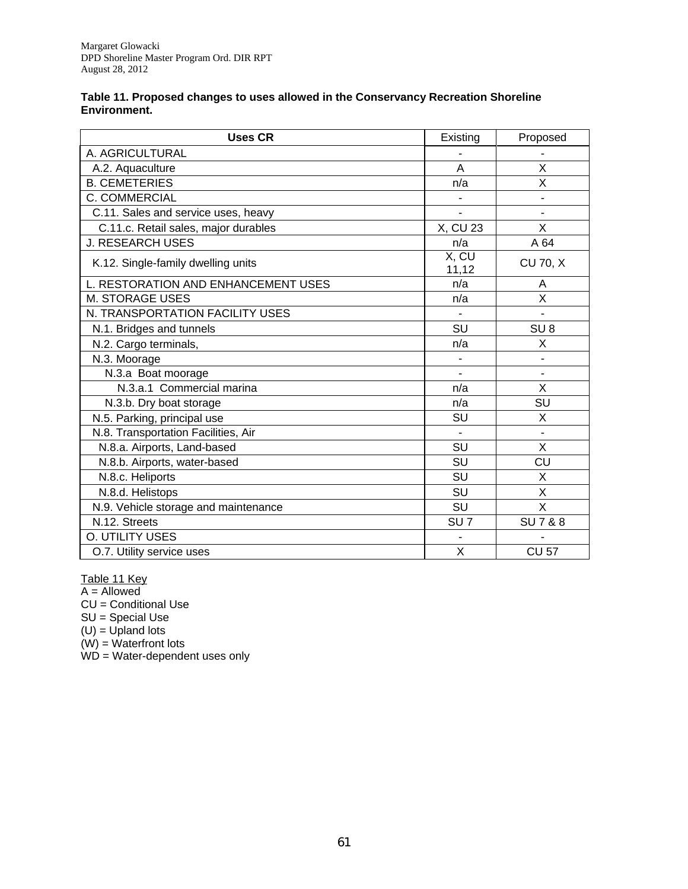**Table 11. Proposed changes to uses allowed in the Conservancy Recreation Shoreline Environment.**

| Uses CR | Existing | Proposed |
|---|---|---|
| A. AGRICULTURAL | - | - |
| A.2. Aquaculture | A | X |
| B. CEMETERIES | n/a | X |
| C. COMMERCIAL | - | - |
| C.11. Sales and service uses, heavy | - | - |
| C.11.c. Retail sales, major durables | X, CU 23 | X |
| J. RESEARCH USES | n/a | A 64 |
| K.12. Single-family dwelling units | X, CU 11,12 | CU 70, X |
| L. RESTORATION AND ENHANCEMENT USES | n/a | A |
| M. STORAGE USES | n/a | X |
| N. TRANSPORTATION FACILITY USES | - | - |
| N.1. Bridges and tunnels | SU | SU 8 |
| N.2. Cargo terminals, | n/a | X |
| N.3. Moorage | - | - |
| N.3.a Boat moorage | - | - |
| N.3.a.1 Commercial marina | n/a | X |
| N.3.b. Dry boat storage | n/a | SU |
| N.5. Parking, principal use | SU | X |
| N.8. Transportation Facilities, Air | - | - |
| N.8.a. Airports, Land-based | SU | X |
| N.8.b. Airports, water-based | SU | CU |
| N.8.c. Heliports | SU | X |
| N.8.d. Helistops | SU | X |
| N.9. Vehicle storage and maintenance | SU | X |
| N.12. Streets | SU 7 | SU 7 & 8 |
| O. UTILITY USES | - | - |
| O.7. Utility service uses | X | CU 57 |

Table 11 Key
A = Allowed
CU = Conditional Use
SU = Special Use
(U) = Upland lots
(W) = Waterfront lots
WD = Water-dependent uses only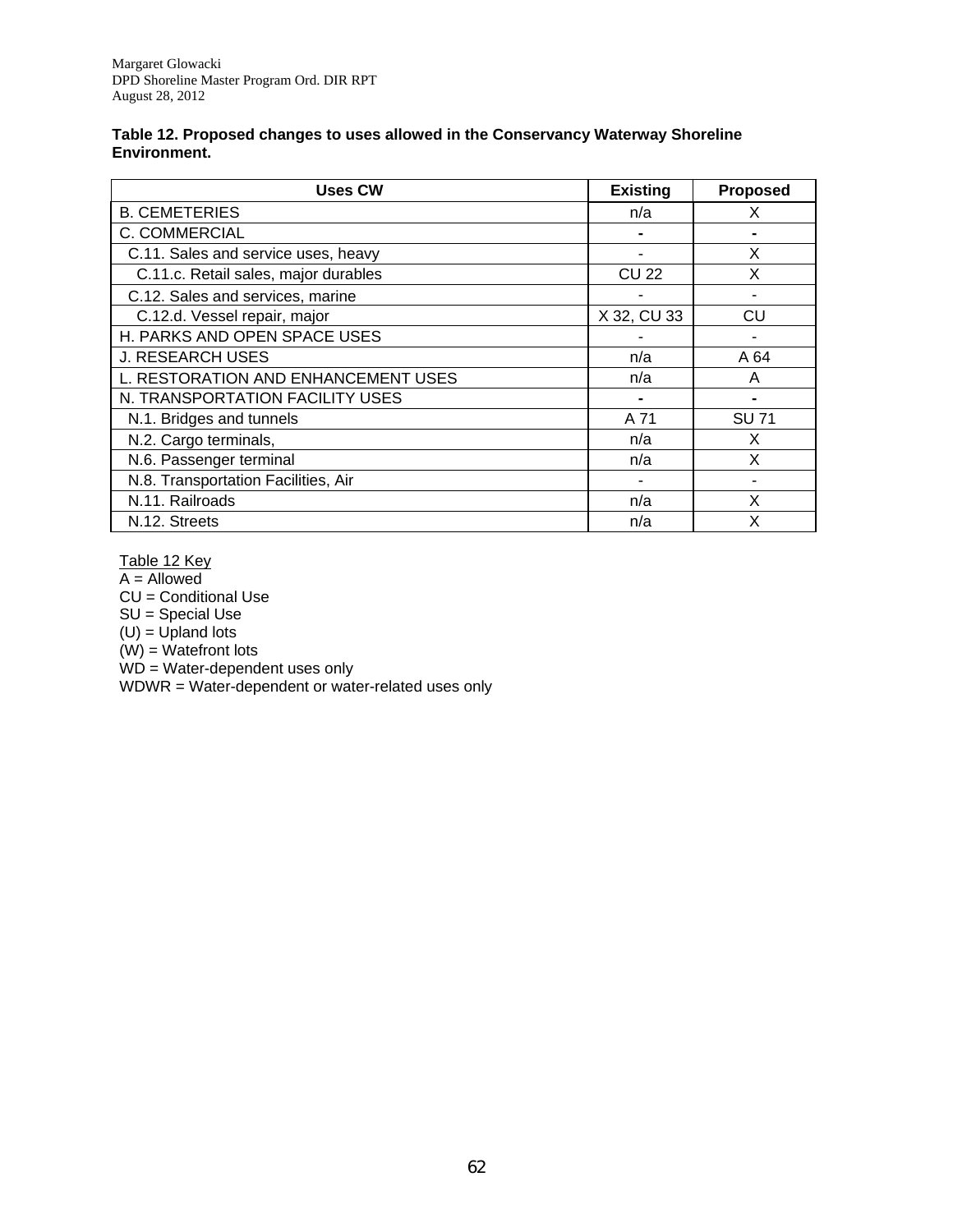**Table 12. Proposed changes to uses allowed in the Conservancy Waterway Shoreline Environment.**

| Uses CW | Existing | Proposed |
|---|---|---|
| B. CEMETERIES | n/a | X |
| C. COMMERCIAL | - | - |
| C.11. Sales and service uses, heavy | - | X |
| C.11.c. Retail sales, major durables | CU 22 | X |
| C.12. Sales and services, marine | - | - |
| C.12.d. Vessel repair, major | X 32, CU 33 | CU |
| H. PARKS AND OPEN SPACE USES | - | - |
| J. RESEARCH USES | n/a | A 64 |
| L. RESTORATION AND ENHANCEMENT USES | n/a | A |
| N. TRANSPORTATION FACILITY USES | - | - |
| N.1. Bridges and tunnels | A 71 | SU 71 |
| N.2. Cargo terminals, | n/a | X |
| N.6. Passenger terminal | n/a | X |
| N.8. Transportation Facilities, Air | - | - |
| N.11. Railroads | n/a | X |
| N.12. Streets | n/a | X |

Table 12 Key
A = Allowed
CU = Conditional Use
SU = Special Use
(U) = Upland lots
(W) = Watefront lots
WD = Water-dependent uses only
WDWR = Water-dependent or water-related uses only